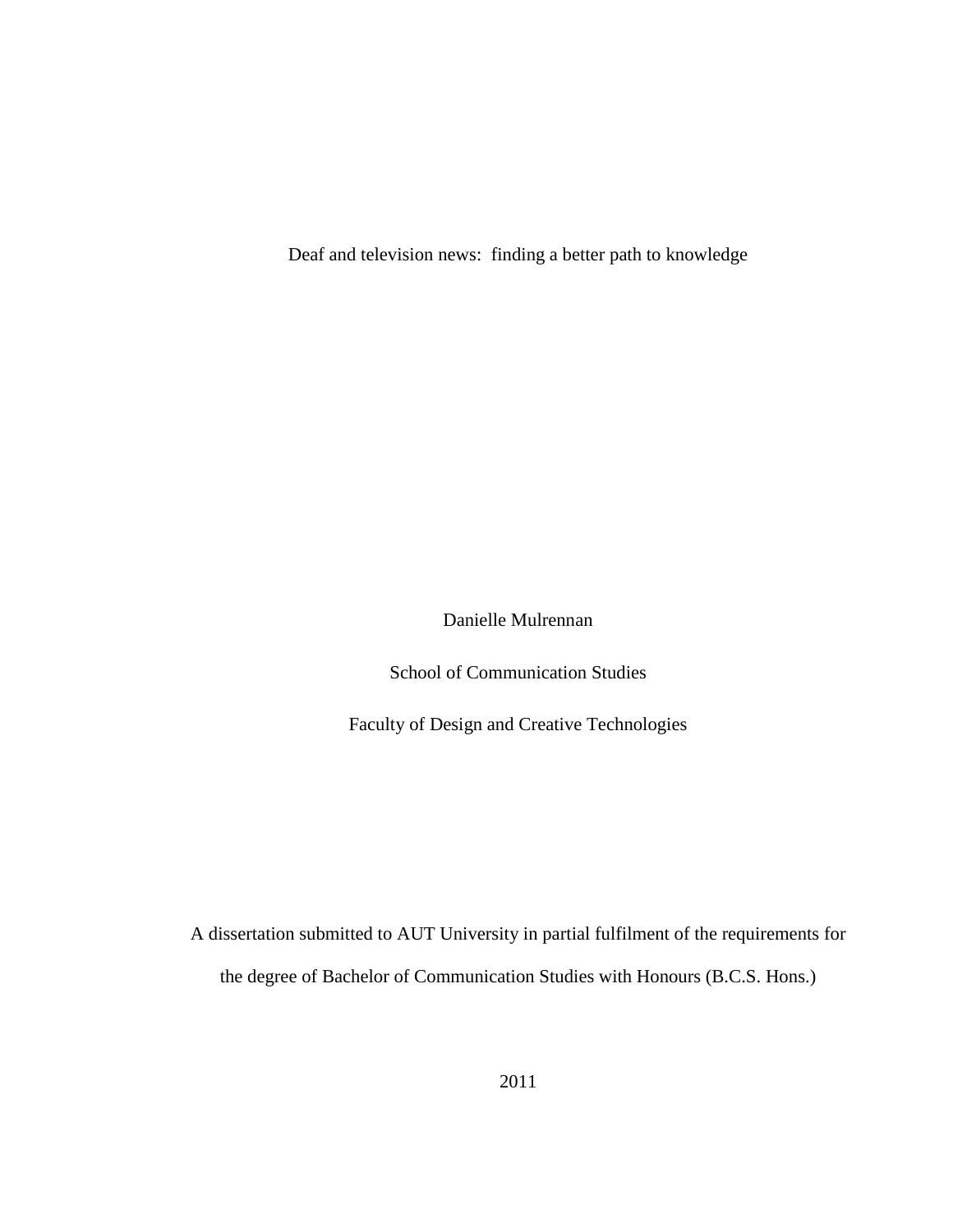# Deaf and television news: finding a better path to knowledge

Danielle Mulrennan

School of Communication Studies

Faculty of Design and Creative Technologies

A dissertation submitted to AUT University in partial fulfilment of the requirements for the degree of Bachelor of Communication Studies with Honours (B.C.S. Hons.)

2011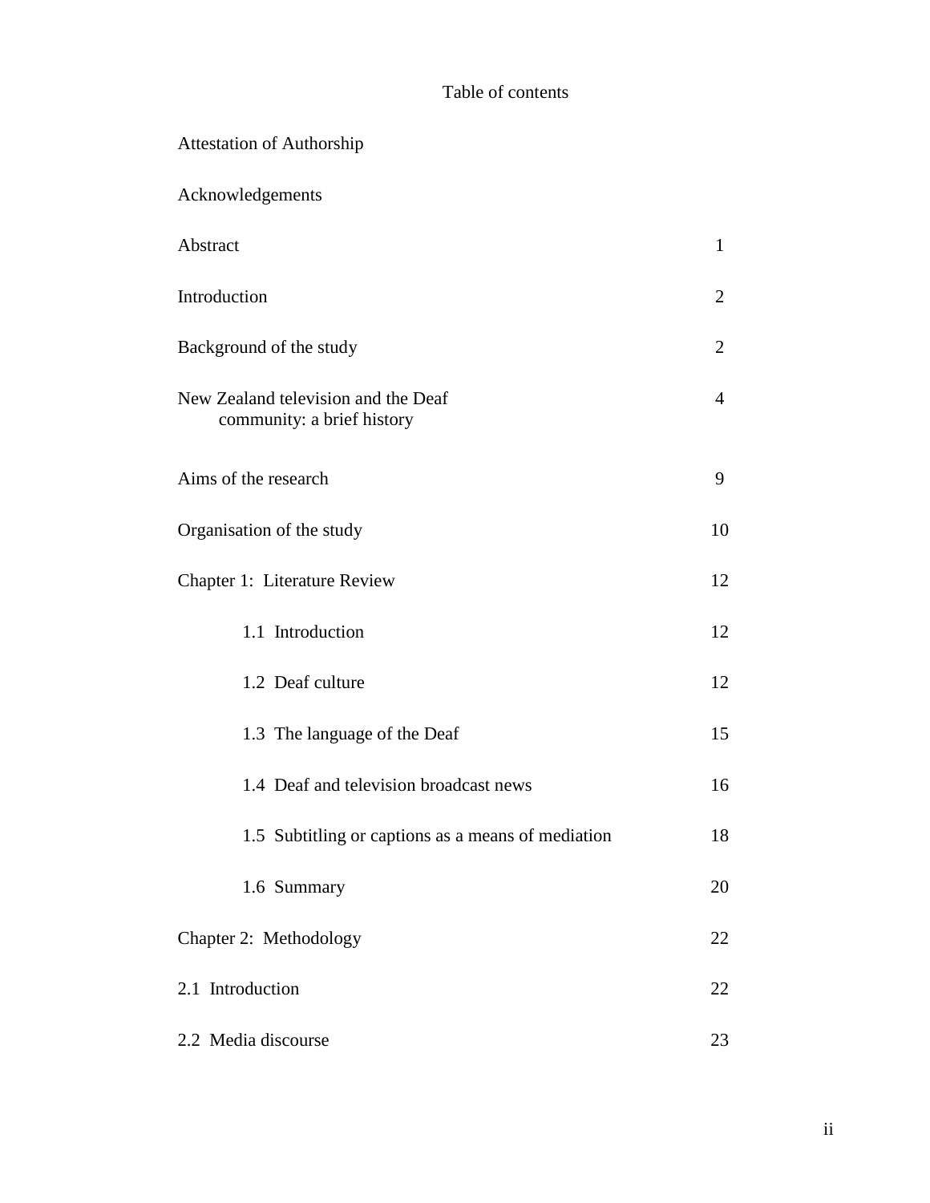# Table of contents

| | |
|---|---|
| Attestation of Authorship | |
| Acknowledgements | |
| Abstract | 1 |
| Introduction | 2 |
| Background of the study | 2 |
| New Zealand television and the Deaf community: a brief history | 4 |
| Aims of the research | 9 |
| Organisation of the study | 10 |
| Chapter 1: Literature Review | 12 |
| 1.1 Introduction | 12 |
| 1.2 Deaf culture | 12 |
| 1.3 The language of the Deaf | 15 |
| 1.4 Deaf and television broadcast news | 16 |
| 1.5 Subtitling or captions as a means of mediation | 18 |
| 1.6 Summary | 20 |
| Chapter 2: Methodology | 22 |
| 2.1 Introduction | 22 |
| 2.2 Media discourse | 23 |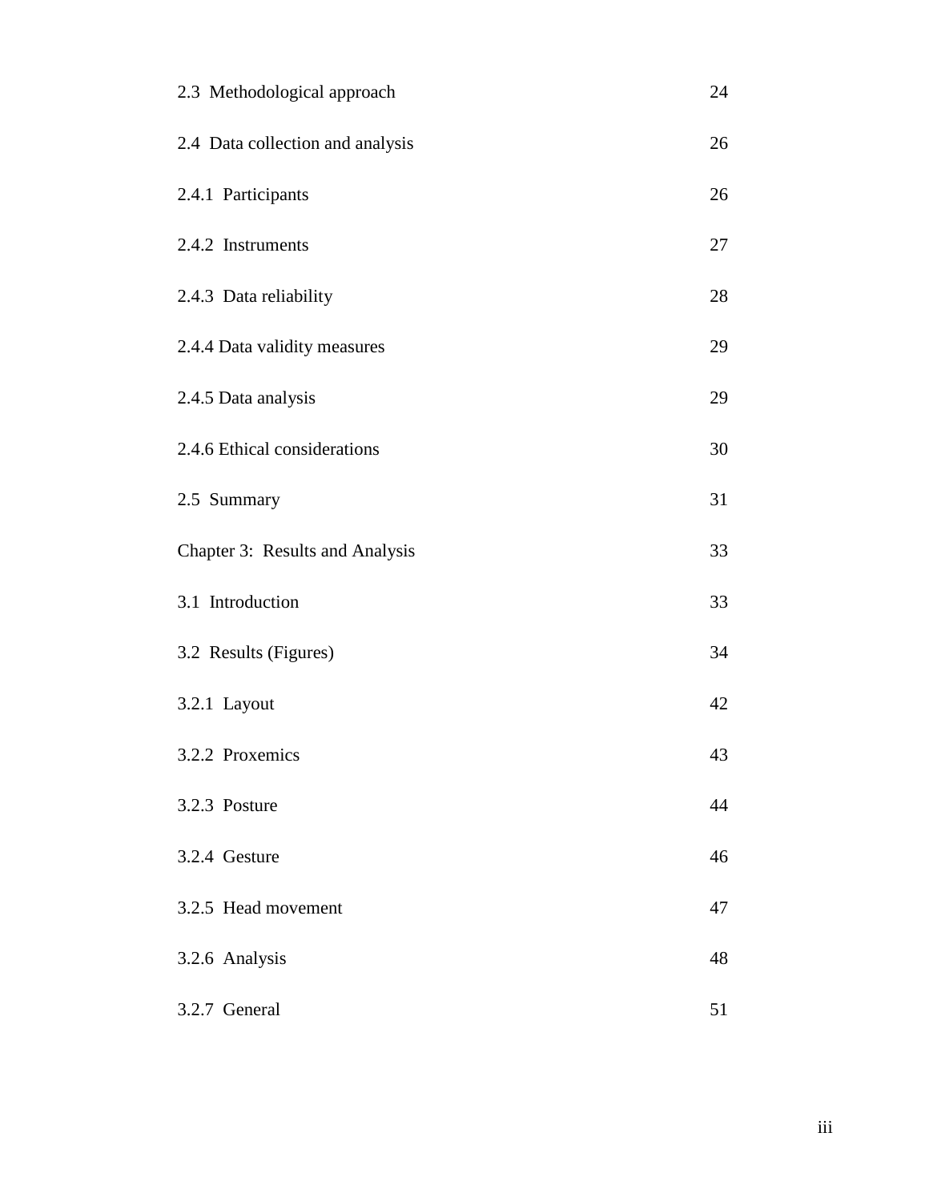| | |
|---|---|
| 2.3 Methodological approach | 24 |
| 2.4 Data collection and analysis | 26 |
| 2.4.1 Participants | 26 |
| 2.4.2 Instruments | 27 |
| 2.4.3 Data reliability | 28 |
| 2.4.4 Data validity measures | 29 |
| 2.4.5 Data analysis | 29 |
| 2.4.6 Ethical considerations | 30 |
| 2.5 Summary | 31 |
| Chapter 3: Results and Analysis | 33 |
| 3.1 Introduction | 33 |
| 3.2 Results (Figures) | 34 |
| 3.2.1 Layout | 42 |
| 3.2.2 Proxemics | 43 |
| 3.2.3 Posture | 44 |
| 3.2.4 Gesture | 46 |
| 3.2.5 Head movement | 47 |
| 3.2.6 Analysis | 48 |
| 3.2.7 General | 51 |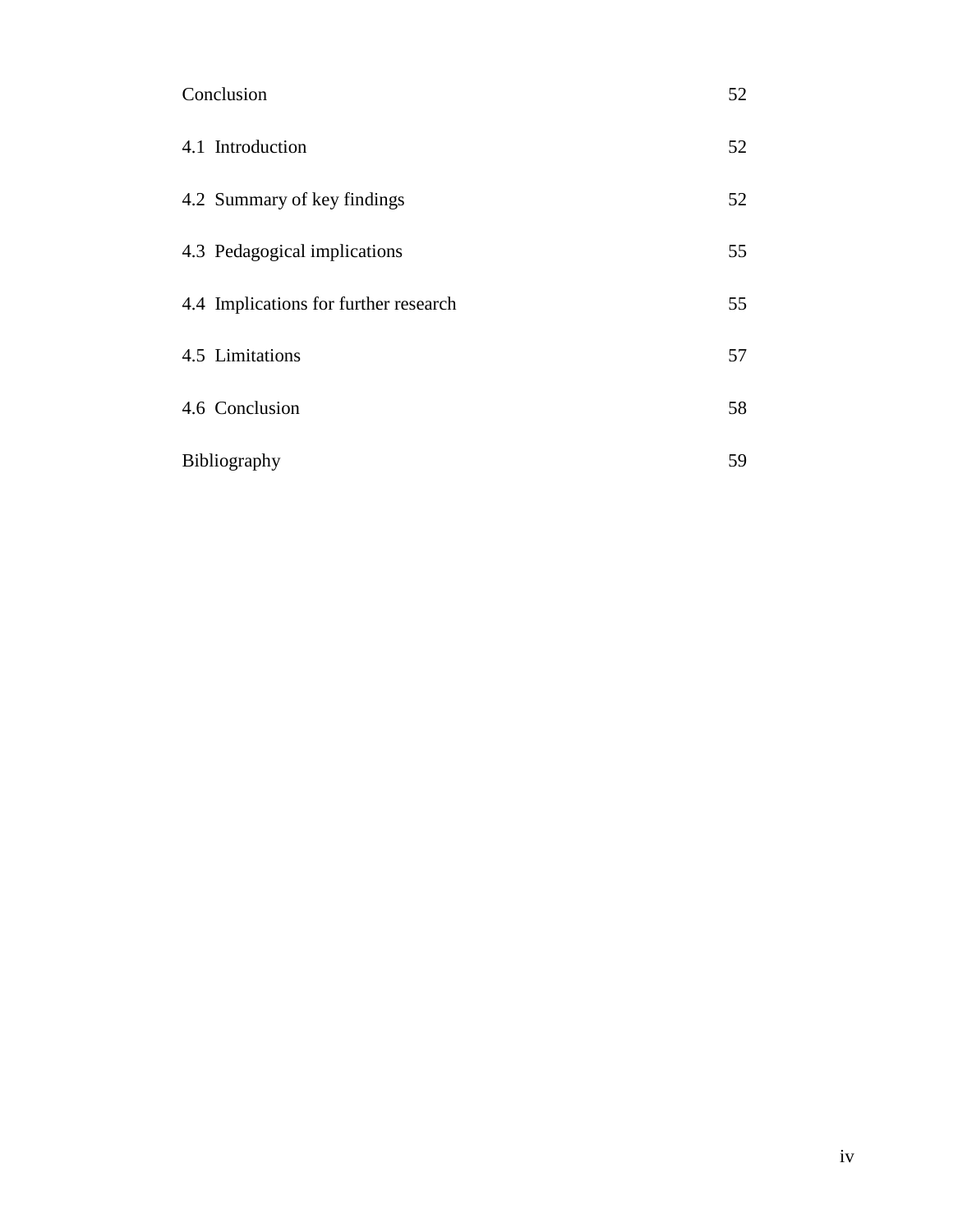| | |
|---|---|
| Conclusion | 52 |
| 4.1 Introduction | 52 |
| 4.2 Summary of key findings | 52 |
| 4.3 Pedagogical implications | 55 |
| 4.4 Implications for further research | 55 |
| 4.5 Limitations | 57 |
| 4.6 Conclusion | 58 |
| Bibliography | 59 |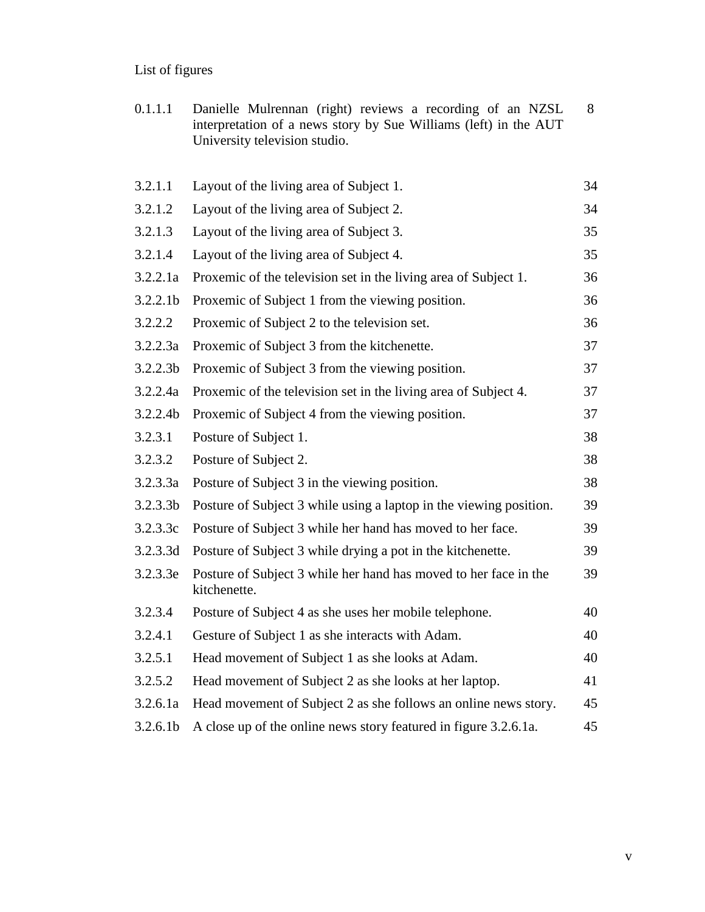List of figures

| | | |
|---|---|---|
| 0.1.1.1 | Danielle Mulrennan (right) reviews a recording of an NZSL interpretation of a news story by Sue Williams (left) in the AUT University television studio. | 8 |
| 3.2.1.1 | Layout of the living area of Subject 1. | 34 |
| 3.2.1.2 | Layout of the living area of Subject 2. | 34 |
| 3.2.1.3 | Layout of the living area of Subject 3. | 35 |
| 3.2.1.4 | Layout of the living area of Subject 4. | 35 |
| 3.2.2.1a | Proxemic of the television set in the living area of Subject 1. | 36 |
| 3.2.2.1b | Proxemic of Subject 1 from the viewing position. | 36 |
| 3.2.2.2 | Proxemic of Subject 2 to the television set. | 36 |
| 3.2.2.3a | Proxemic of Subject 3 from the kitchenette. | 37 |
| 3.2.2.3b | Proxemic of Subject 3 from the viewing position. | 37 |
| 3.2.2.4a | Proxemic of the television set in the living area of Subject 4. | 37 |
| 3.2.2.4b | Proxemic of Subject 4 from the viewing position. | 37 |
| 3.2.3.1 | Posture of Subject 1. | 38 |
| 3.2.3.2 | Posture of Subject 2. | 38 |
| 3.2.3.3a | Posture of Subject 3 in the viewing position. | 38 |
| 3.2.3.3b | Posture of Subject 3 while using a laptop in the viewing position. | 39 |
| 3.2.3.3c | Posture of Subject 3 while her hand has moved to her face. | 39 |
| 3.2.3.3d | Posture of Subject 3 while drying a pot in the kitchenette. | 39 |
| 3.2.3.3e | Posture of Subject 3 while her hand has moved to her face in the kitchenette. | 39 |
| 3.2.3.4 | Posture of Subject 4 as she uses her mobile telephone. | 40 |
| 3.2.4.1 | Gesture of Subject 1 as she interacts with Adam. | 40 |
| 3.2.5.1 | Head movement of Subject 1 as she looks at Adam. | 40 |
| 3.2.5.2 | Head movement of Subject 2 as she looks at her laptop. | 41 |
| 3.2.6.1a | Head movement of Subject 2 as she follows an online news story. | 45 |
| 3.2.6.1b | A close up of the online news story featured in figure 3.2.6.1a. | 45 |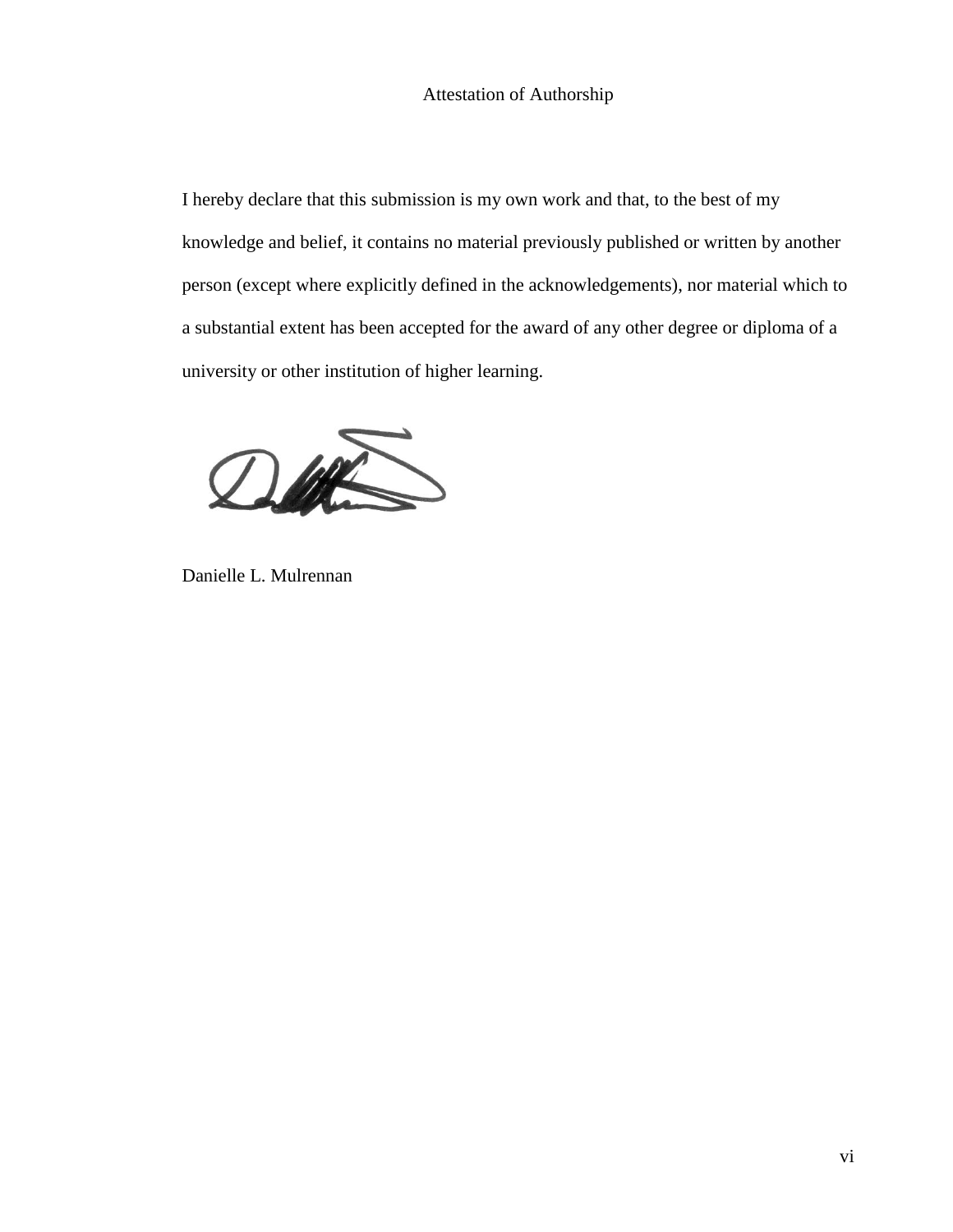# Attestation of Authorship

I hereby declare that this submission is my own work and that, to the best of my knowledge and belief, it contains no material previously published or written by another person (except where explicitly defined in the acknowledgements), nor material which to a substantial extent has been accepted for the award of any other degree or diploma of a university or other institution of higher learning.

Danielle L. Mulrennan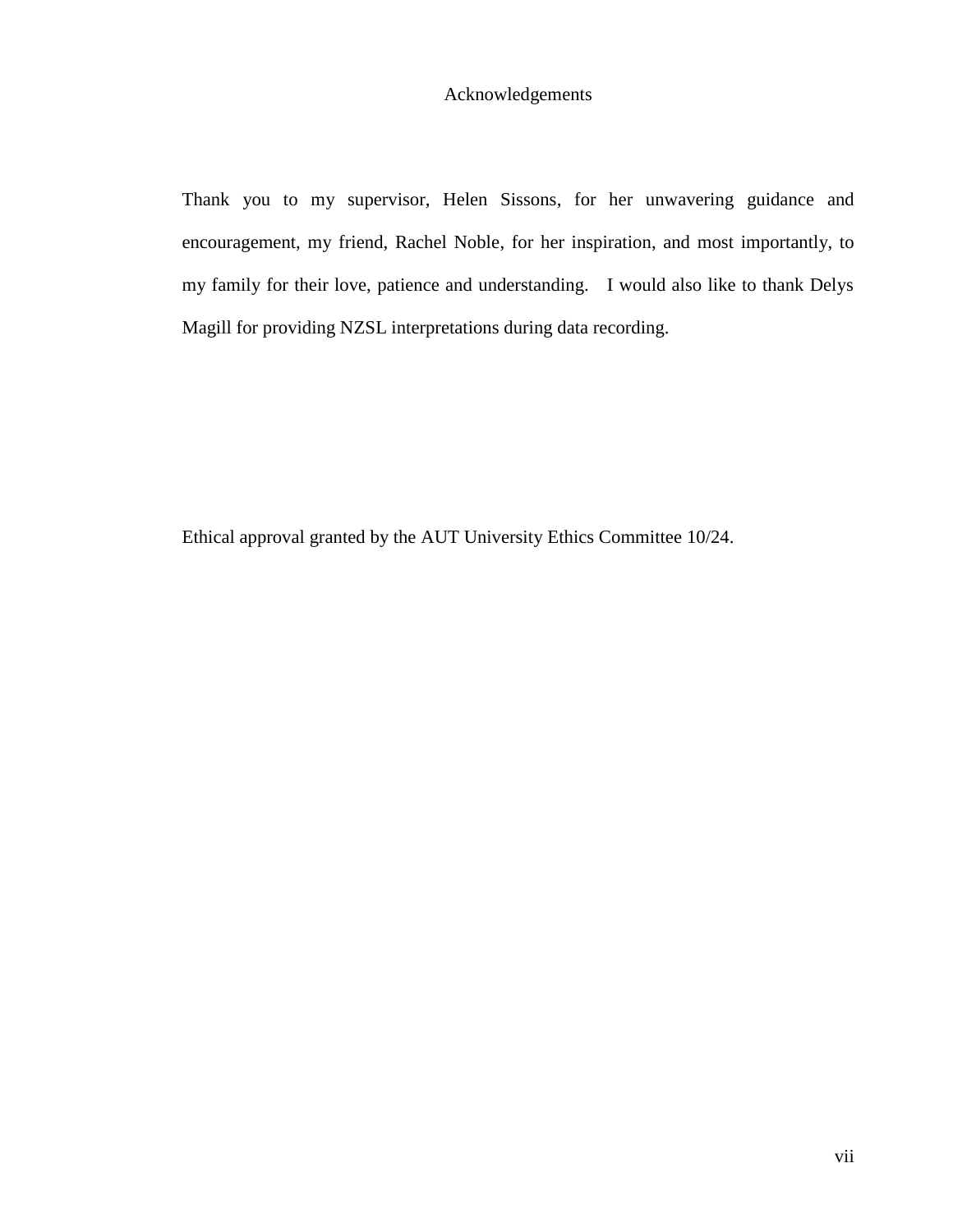# Acknowledgements

Thank you to my supervisor, Helen Sissons, for her unwavering guidance and encouragement, my friend, Rachel Noble, for her inspiration, and most importantly, to my family for their love, patience and understanding. I would also like to thank Delys Magill for providing NZSL interpretations during data recording.

Ethical approval granted by the AUT University Ethics Committee 10/24.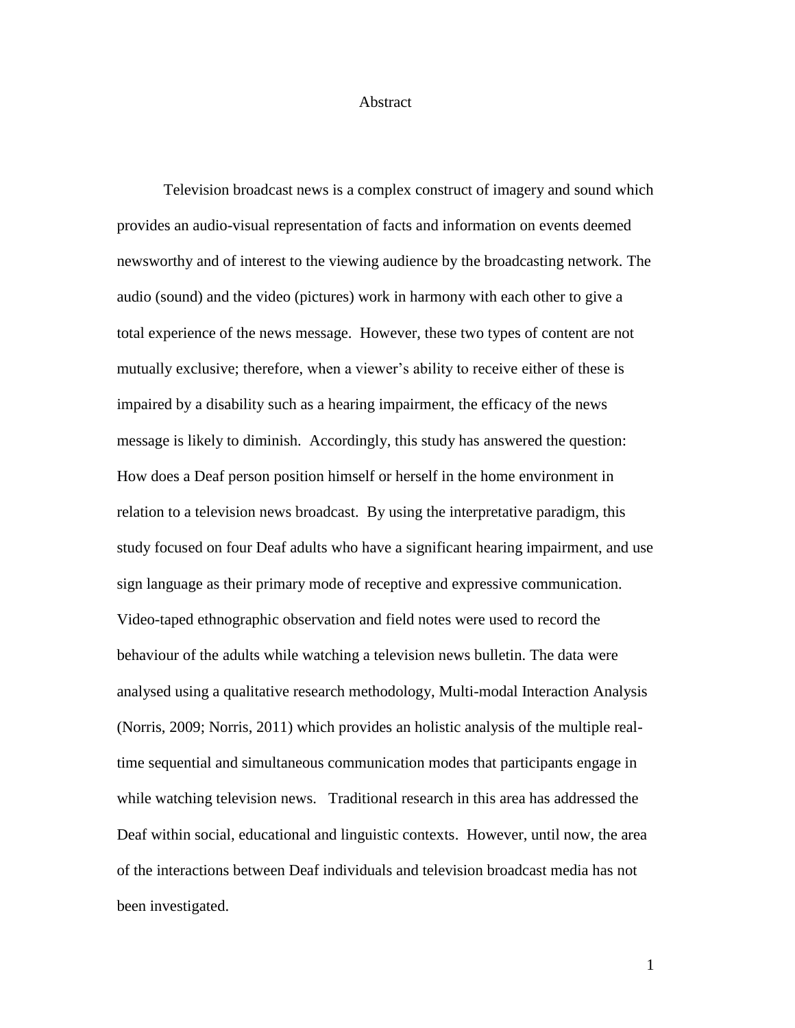# Abstract

Television broadcast news is a complex construct of imagery and sound which provides an audio-visual representation of facts and information on events deemed newsworthy and of interest to the viewing audience by the broadcasting network. The audio (sound) and the video (pictures) work in harmony with each other to give a total experience of the news message. However, these two types of content are not mutually exclusive; therefore, when a viewer's ability to receive either of these is impaired by a disability such as a hearing impairment, the efficacy of the news message is likely to diminish. Accordingly, this study has answered the question: How does a Deaf person position himself or herself in the home environment in relation to a television news broadcast. By using the interpretative paradigm, this study focused on four Deaf adults who have a significant hearing impairment, and use sign language as their primary mode of receptive and expressive communication. Video-taped ethnographic observation and field notes were used to record the behaviour of the adults while watching a television news bulletin. The data were analysed using a qualitative research methodology, Multi-modal Interaction Analysis (Norris, 2009; Norris, 2011) which provides an holistic analysis of the multiple real-time sequential and simultaneous communication modes that participants engage in while watching television news. Traditional research in this area has addressed the Deaf within social, educational and linguistic contexts. However, until now, the area of the interactions between Deaf individuals and television broadcast media has not been investigated.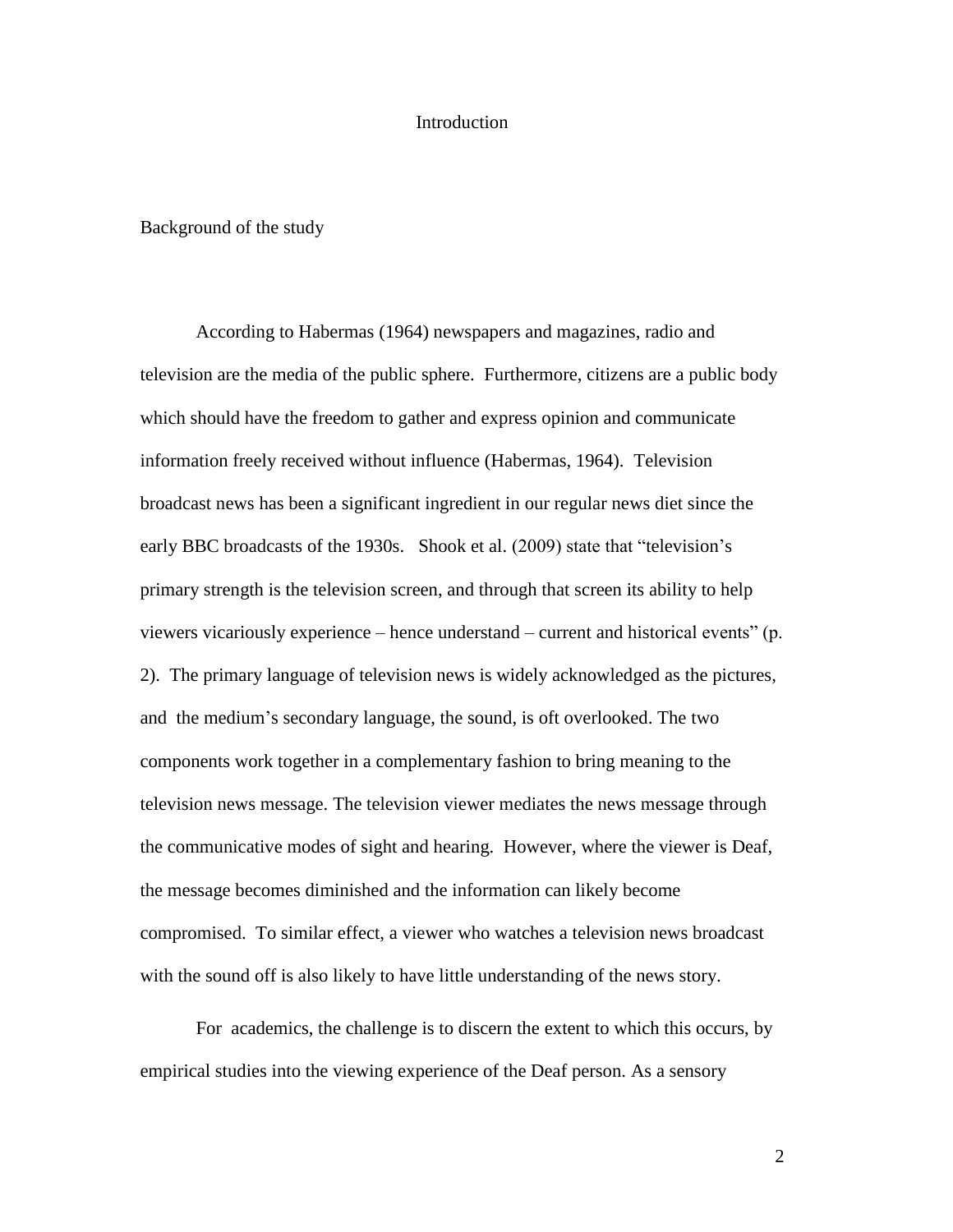# Introduction

## Background of the study

According to Habermas (1964) newspapers and magazines, radio and television are the media of the public sphere. Furthermore, citizens are a public body which should have the freedom to gather and express opinion and communicate information freely received without influence (Habermas, 1964). Television broadcast news has been a significant ingredient in our regular news diet since the early BBC broadcasts of the 1930s. Shook et al. (2009) state that "television's primary strength is the television screen, and through that screen its ability to help viewers vicariously experience – hence understand – current and historical events" (p. 2). The primary language of television news is widely acknowledged as the pictures, and the medium's secondary language, the sound, is oft overlooked. The two components work together in a complementary fashion to bring meaning to the television news message. The television viewer mediates the news message through the communicative modes of sight and hearing. However, where the viewer is Deaf, the message becomes diminished and the information can likely become compromised. To similar effect, a viewer who watches a television news broadcast with the sound off is also likely to have little understanding of the news story.

For academics, the challenge is to discern the extent to which this occurs, by empirical studies into the viewing experience of the Deaf person. As a sensory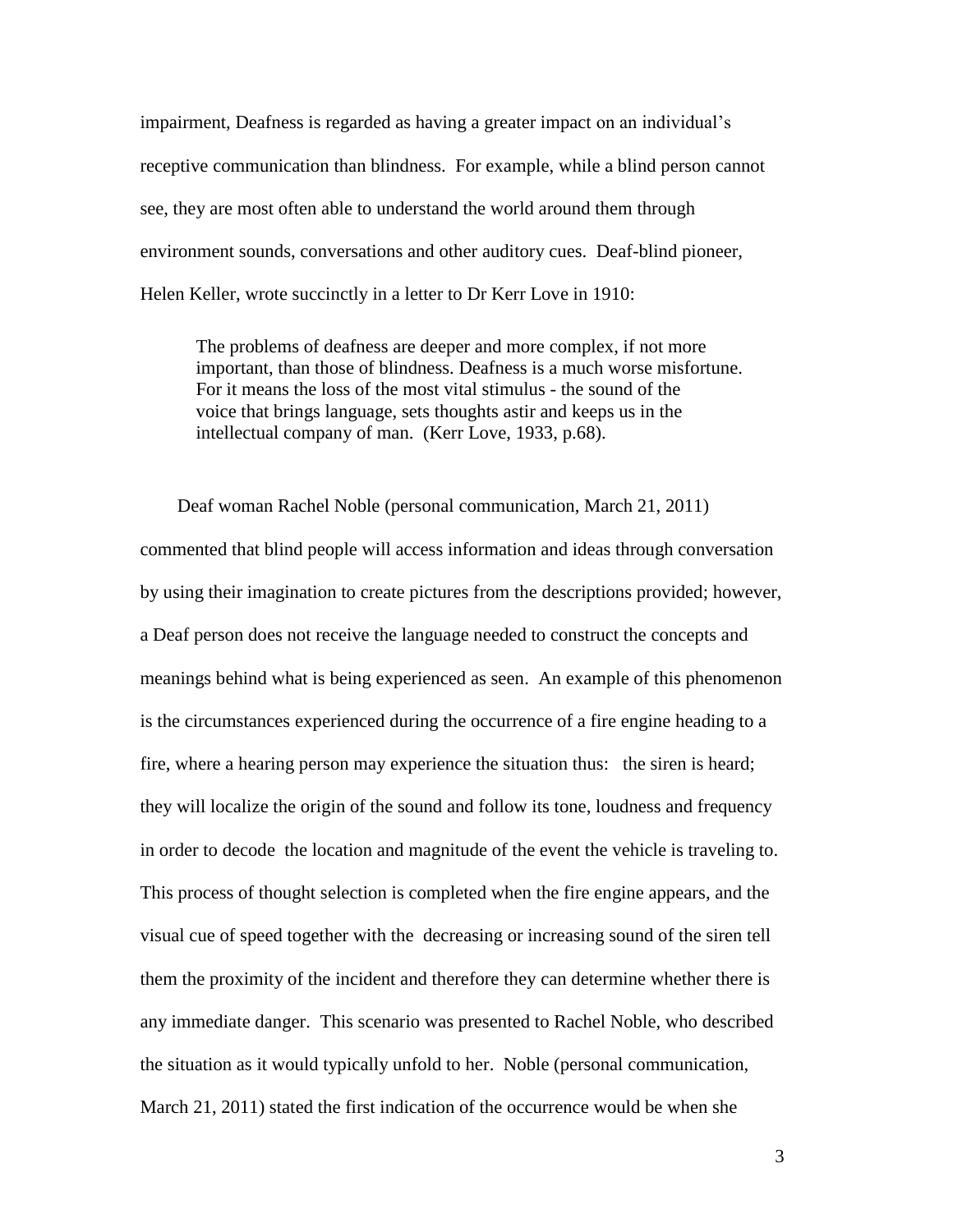impairment, Deafness is regarded as having a greater impact on an individual's receptive communication than blindness. For example, while a blind person cannot see, they are most often able to understand the world around them through environment sounds, conversations and other auditory cues. Deaf-blind pioneer, Helen Keller, wrote succinctly in a letter to Dr Kerr Love in 1910:

> The problems of deafness are deeper and more complex, if not more important, than those of blindness. Deafness is a much worse misfortune. For it means the loss of the most vital stimulus - the sound of the voice that brings language, sets thoughts astir and keeps us in the intellectual company of man. (Kerr Love, 1933, p.68).

Deaf woman Rachel Noble (personal communication, March 21, 2011) commented that blind people will access information and ideas through conversation by using their imagination to create pictures from the descriptions provided; however, a Deaf person does not receive the language needed to construct the concepts and meanings behind what is being experienced as seen. An example of this phenomenon is the circumstances experienced during the occurrence of a fire engine heading to a fire, where a hearing person may experience the situation thus: the siren is heard; they will localize the origin of the sound and follow its tone, loudness and frequency in order to decode the location and magnitude of the event the vehicle is traveling to. This process of thought selection is completed when the fire engine appears, and the visual cue of speed together with the decreasing or increasing sound of the siren tell them the proximity of the incident and therefore they can determine whether there is any immediate danger. This scenario was presented to Rachel Noble, who described the situation as it would typically unfold to her. Noble (personal communication, March 21, 2011) stated the first indication of the occurrence would be when she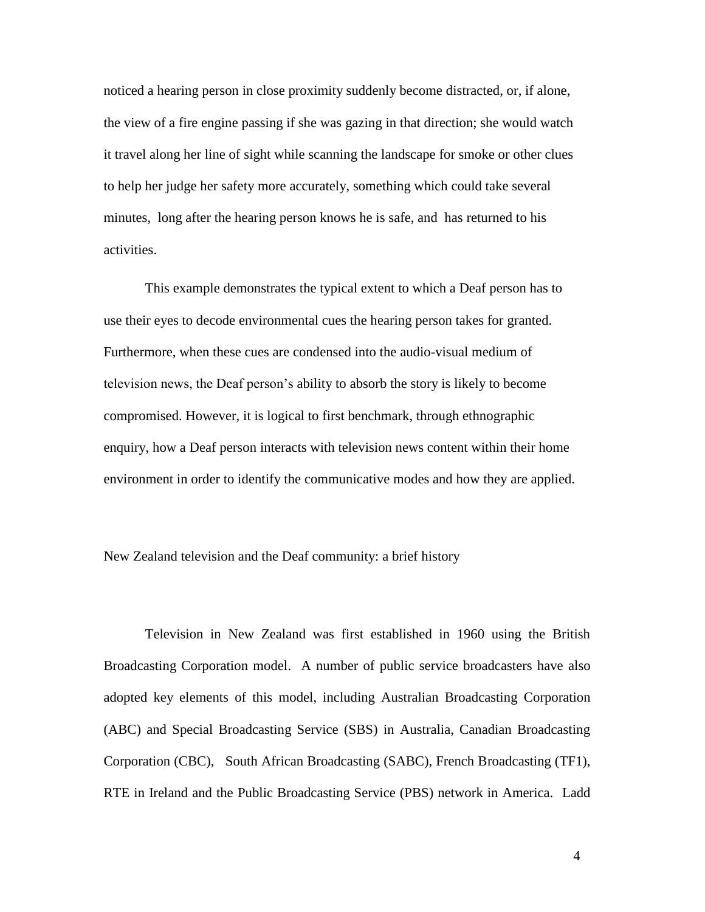noticed a hearing person in close proximity suddenly become distracted, or, if alone, the view of a fire engine passing if she was gazing in that direction; she would watch it travel along her line of sight while scanning the landscape for smoke or other clues to help her judge her safety more accurately, something which could take several minutes, long after the hearing person knows he is safe, and has returned to his activities.

This example demonstrates the typical extent to which a Deaf person has to use their eyes to decode environmental cues the hearing person takes for granted. Furthermore, when these cues are condensed into the audio-visual medium of television news, the Deaf person's ability to absorb the story is likely to become compromised. However, it is logical to first benchmark, through ethnographic enquiry, how a Deaf person interacts with television news content within their home environment in order to identify the communicative modes and how they are applied.

## New Zealand television and the Deaf community: a brief history

Television in New Zealand was first established in 1960 using the British Broadcasting Corporation model. A number of public service broadcasters have also adopted key elements of this model, including Australian Broadcasting Corporation (ABC) and Special Broadcasting Service (SBS) in Australia, Canadian Broadcasting Corporation (CBC), South African Broadcasting (SABC), French Broadcasting (TF1), RTE in Ireland and the Public Broadcasting Service (PBS) network in America. Ladd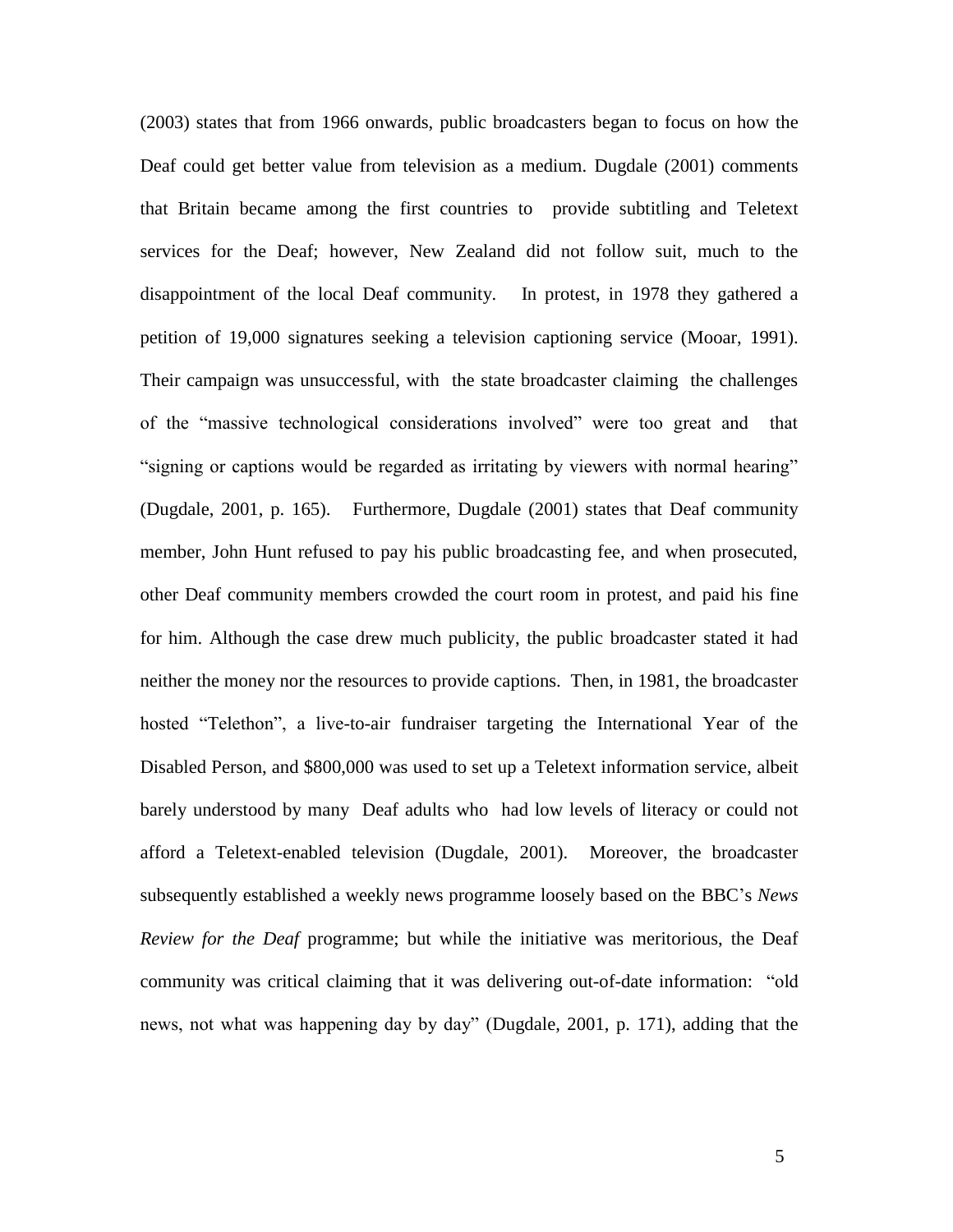(2003) states that from 1966 onwards, public broadcasters began to focus on how the Deaf could get better value from television as a medium. Dugdale (2001) comments that Britain became among the first countries to provide subtitling and Teletext services for the Deaf; however, New Zealand did not follow suit, much to the disappointment of the local Deaf community. In protest, in 1978 they gathered a petition of 19,000 signatures seeking a television captioning service (Mooar, 1991). Their campaign was unsuccessful, with the state broadcaster claiming the challenges of the "massive technological considerations involved" were too great and that "signing or captions would be regarded as irritating by viewers with normal hearing" (Dugdale, 2001, p. 165). Furthermore, Dugdale (2001) states that Deaf community member, John Hunt refused to pay his public broadcasting fee, and when prosecuted, other Deaf community members crowded the court room in protest, and paid his fine for him. Although the case drew much publicity, the public broadcaster stated it had neither the money nor the resources to provide captions. Then, in 1981, the broadcaster hosted "Telethon", a live-to-air fundraiser targeting the International Year of the Disabled Person, and $800,000 was used to set up a Teletext information service, albeit barely understood by many Deaf adults who had low levels of literacy or could not afford a Teletext-enabled television (Dugdale, 2001). Moreover, the broadcaster subsequently established a weekly news programme loosely based on the BBC's *News Review for the Deaf* programme; but while the initiative was meritorious, the Deaf community was critical claiming that it was delivering out-of-date information: "old news, not what was happening day by day" (Dugdale, 2001, p. 171), adding that the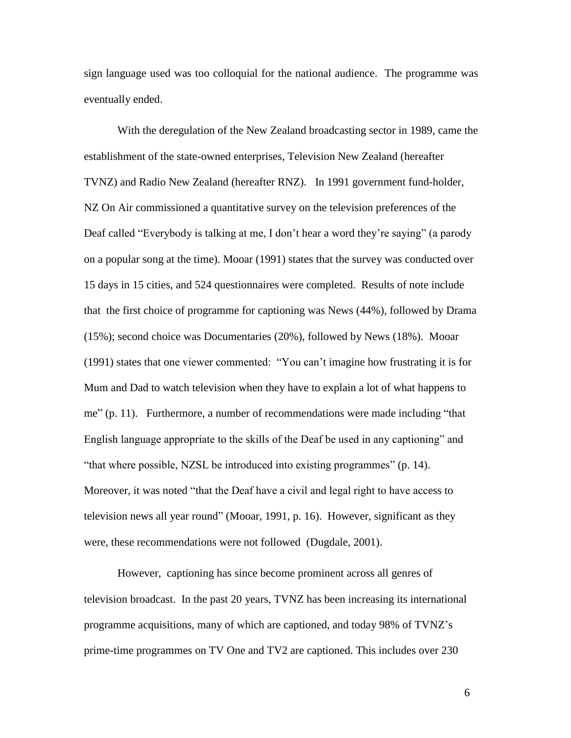sign language used was too colloquial for the national audience. The programme was eventually ended.

With the deregulation of the New Zealand broadcasting sector in 1989, came the establishment of the state-owned enterprises, Television New Zealand (hereafter TVNZ) and Radio New Zealand (hereafter RNZ). In 1991 government fund-holder, NZ On Air commissioned a quantitative survey on the television preferences of the Deaf called "Everybody is talking at me, I don't hear a word they're saying" (a parody on a popular song at the time). Mooar (1991) states that the survey was conducted over 15 days in 15 cities, and 524 questionnaires were completed. Results of note include that the first choice of programme for captioning was News (44%), followed by Drama (15%); second choice was Documentaries (20%), followed by News (18%). Mooar (1991) states that one viewer commented: "You can't imagine how frustrating it is for Mum and Dad to watch television when they have to explain a lot of what happens to me" (p. 11). Furthermore, a number of recommendations were made including "that English language appropriate to the skills of the Deaf be used in any captioning" and "that where possible, NZSL be introduced into existing programmes" (p. 14). Moreover, it was noted "that the Deaf have a civil and legal right to have access to television news all year round" (Mooar, 1991, p. 16). However, significant as they were, these recommendations were not followed (Dugdale, 2001).

However, captioning has since become prominent across all genres of television broadcast. In the past 20 years, TVNZ has been increasing its international programme acquisitions, many of which are captioned, and today 98% of TVNZ's prime-time programmes on TV One and TV2 are captioned. This includes over 230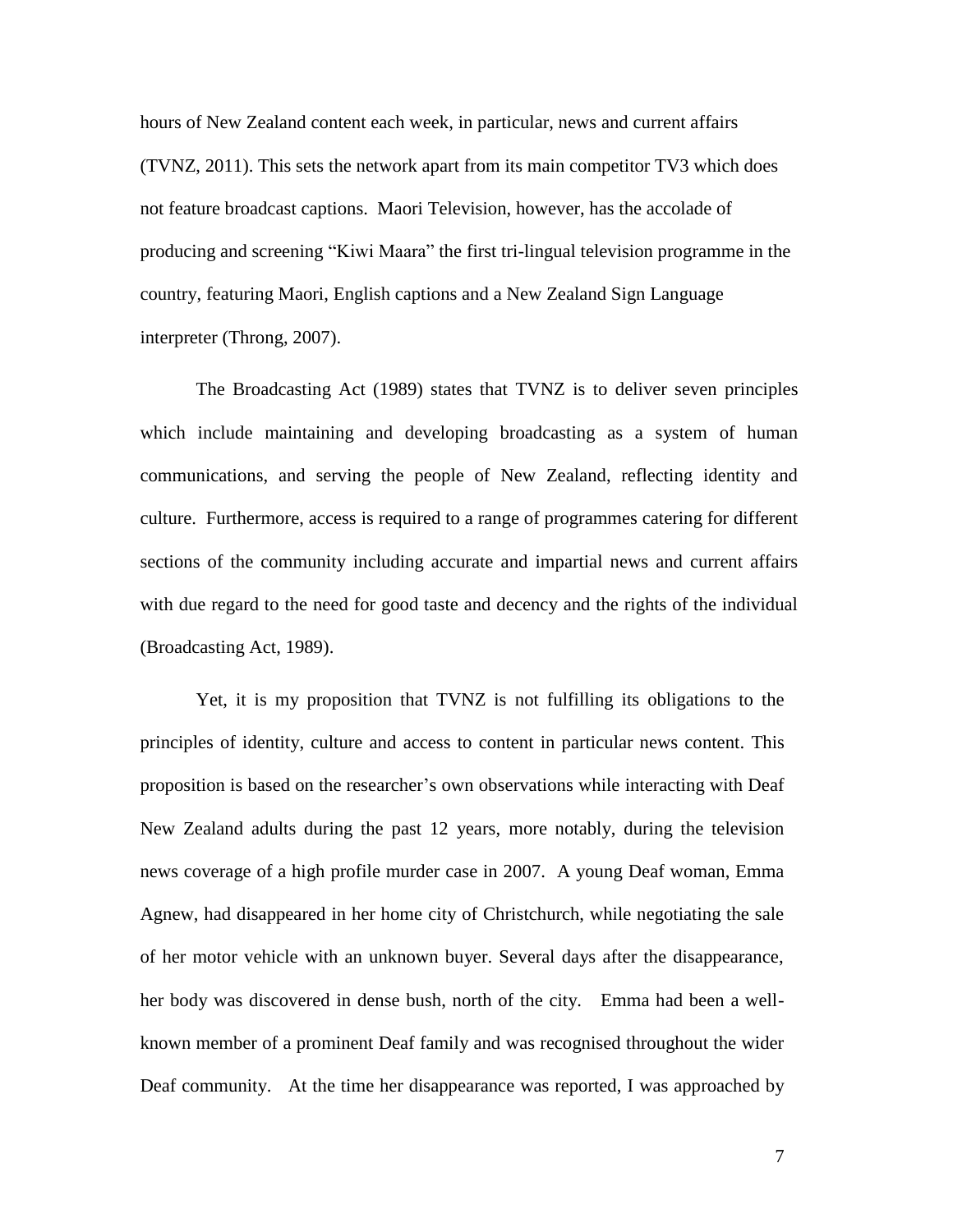hours of New Zealand content each week, in particular, news and current affairs (TVNZ, 2011). This sets the network apart from its main competitor TV3 which does not feature broadcast captions. Maori Television, however, has the accolade of producing and screening “Kiwi Maara” the first tri-lingual television programme in the country, featuring Maori, English captions and a New Zealand Sign Language interpreter (Throng, 2007).

The Broadcasting Act (1989) states that TVNZ is to deliver seven principles which include maintaining and developing broadcasting as a system of human communications, and serving the people of New Zealand, reflecting identity and culture. Furthermore, access is required to a range of programmes catering for different sections of the community including accurate and impartial news and current affairs with due regard to the need for good taste and decency and the rights of the individual (Broadcasting Act, 1989).

Yet, it is my proposition that TVNZ is not fulfilling its obligations to the principles of identity, culture and access to content in particular news content. This proposition is based on the researcher’s own observations while interacting with Deaf New Zealand adults during the past 12 years, more notably, during the television news coverage of a high profile murder case in 2007. A young Deaf woman, Emma Agnew, had disappeared in her home city of Christchurch, while negotiating the sale of her motor vehicle with an unknown buyer. Several days after the disappearance, her body was discovered in dense bush, north of the city. Emma had been a well-known member of a prominent Deaf family and was recognised throughout the wider Deaf community. At the time her disappearance was reported, I was approached by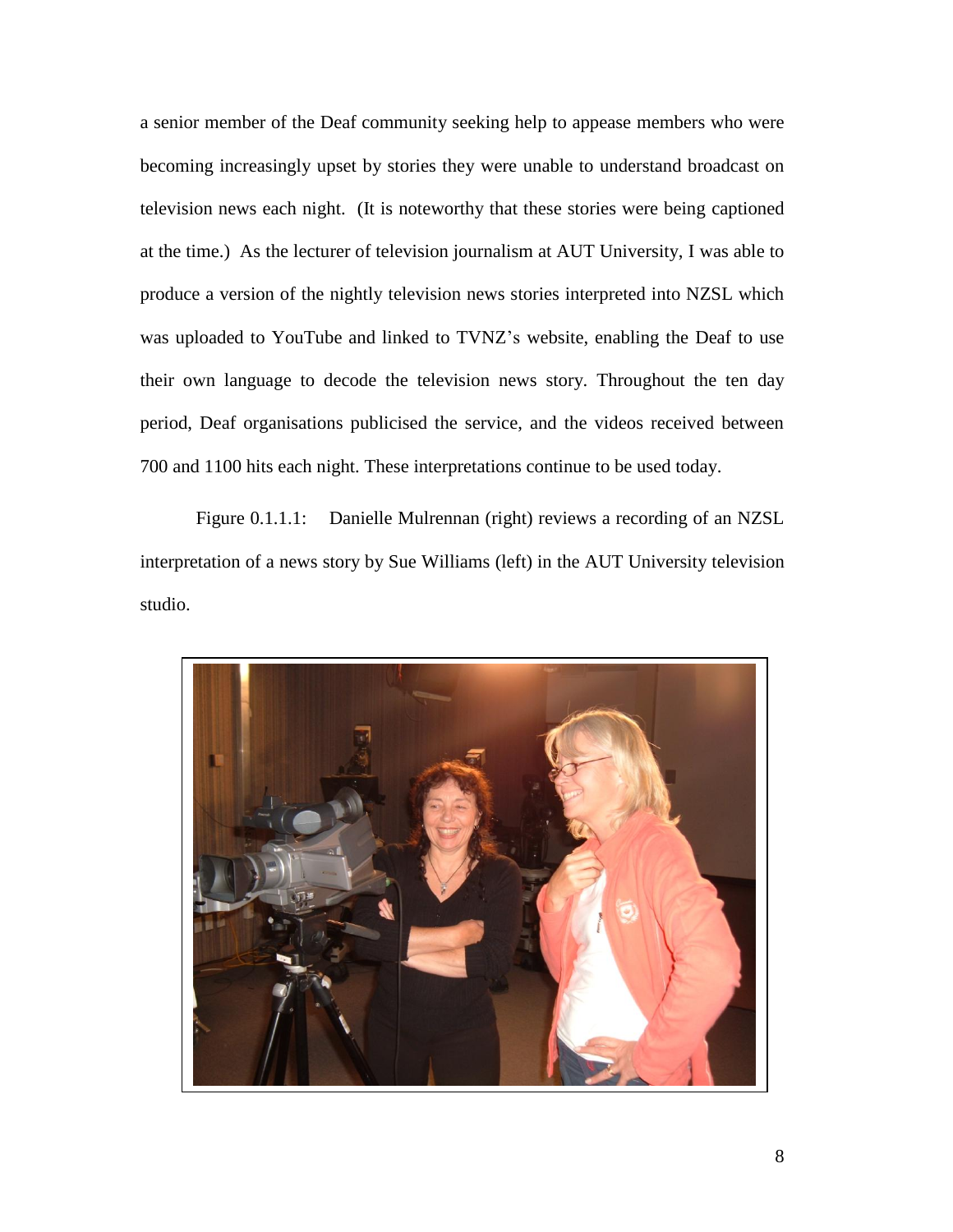a senior member of the Deaf community seeking help to appease members who were becoming increasingly upset by stories they were unable to understand broadcast on television news each night. (It is noteworthy that these stories were being captioned at the time.) As the lecturer of television journalism at AUT University, I was able to produce a version of the nightly television news stories interpreted into NZSL which was uploaded to YouTube and linked to TVNZ's website, enabling the Deaf to use their own language to decode the television news story. Throughout the ten day period, Deaf organisations publicised the service, and the videos received between 700 and 1100 hits each night. These interpretations continue to be used today.

Figure 0.1.1.1: Danielle Mulrennan (right) reviews a recording of an NZSL interpretation of a news story by Sue Williams (left) in the AUT University television studio.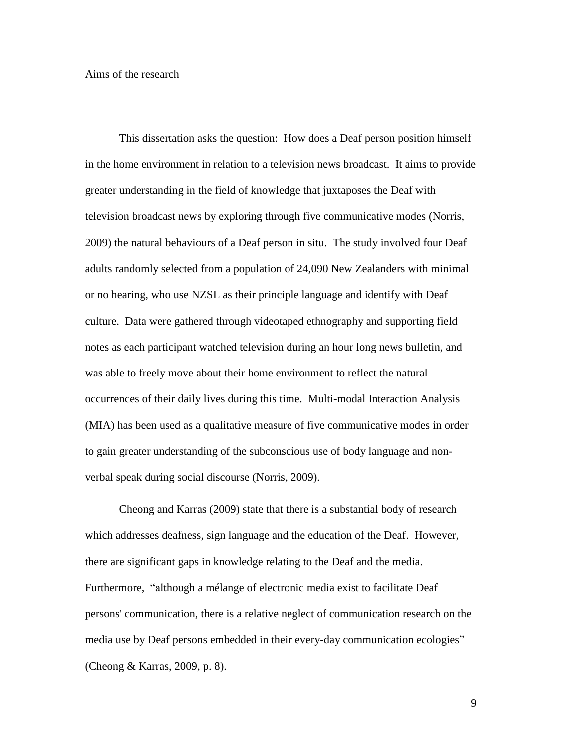## Aims of the research

This dissertation asks the question: How does a Deaf person position himself in the home environment in relation to a television news broadcast. It aims to provide greater understanding in the field of knowledge that juxtaposes the Deaf with television broadcast news by exploring through five communicative modes (Norris, 2009) the natural behaviours of a Deaf person in situ. The study involved four Deaf adults randomly selected from a population of 24,090 New Zealanders with minimal or no hearing, who use NZSL as their principle language and identify with Deaf culture. Data were gathered through videotaped ethnography and supporting field notes as each participant watched television during an hour long news bulletin, and was able to freely move about their home environment to reflect the natural occurrences of their daily lives during this time. Multi-modal Interaction Analysis (MIA) has been used as a qualitative measure of five communicative modes in order to gain greater understanding of the subconscious use of body language and non-verbal speak during social discourse (Norris, 2009).

Cheong and Karras (2009) state that there is a substantial body of research which addresses deafness, sign language and the education of the Deaf. However, there are significant gaps in knowledge relating to the Deaf and the media. Furthermore, "although a mélange of electronic media exist to facilitate Deaf persons' communication, there is a relative neglect of communication research on the media use by Deaf persons embedded in their every-day communication ecologies" (Cheong & Karras, 2009, p. 8).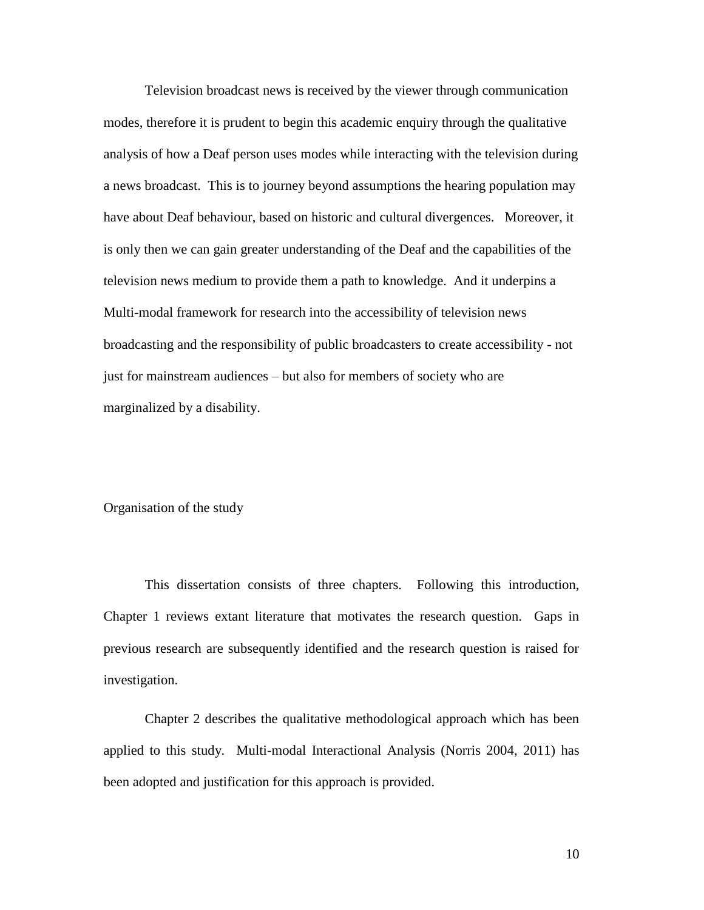Television broadcast news is received by the viewer through communication modes, therefore it is prudent to begin this academic enquiry through the qualitative analysis of how a Deaf person uses modes while interacting with the television during a news broadcast. This is to journey beyond assumptions the hearing population may have about Deaf behaviour, based on historic and cultural divergences. Moreover, it is only then we can gain greater understanding of the Deaf and the capabilities of the television news medium to provide them a path to knowledge. And it underpins a Multi-modal framework for research into the accessibility of television news broadcasting and the responsibility of public broadcasters to create accessibility - not just for mainstream audiences – but also for members of society who are marginalized by a disability.

## Organisation of the study

This dissertation consists of three chapters. Following this introduction, Chapter 1 reviews extant literature that motivates the research question. Gaps in previous research are subsequently identified and the research question is raised for investigation.

Chapter 2 describes the qualitative methodological approach which has been applied to this study. Multi-modal Interactional Analysis (Norris 2004, 2011) has been adopted and justification for this approach is provided.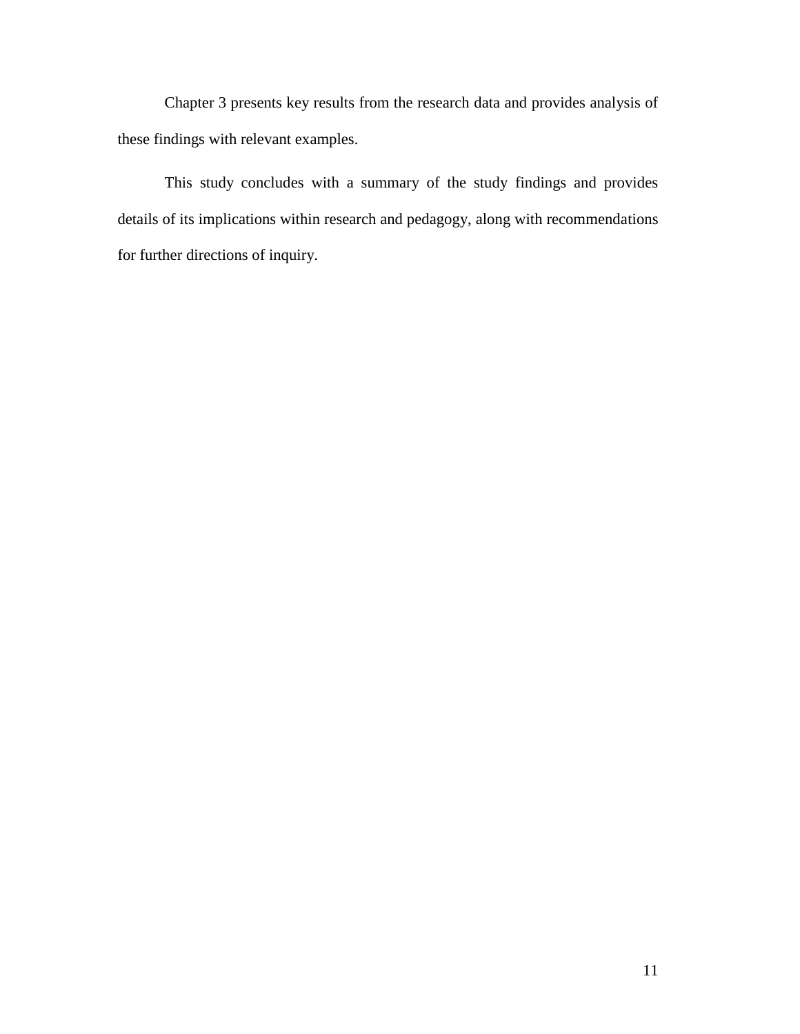Chapter 3 presents key results from the research data and provides analysis of these findings with relevant examples.

This study concludes with a summary of the study findings and provides details of its implications within research and pedagogy, along with recommendations for further directions of inquiry.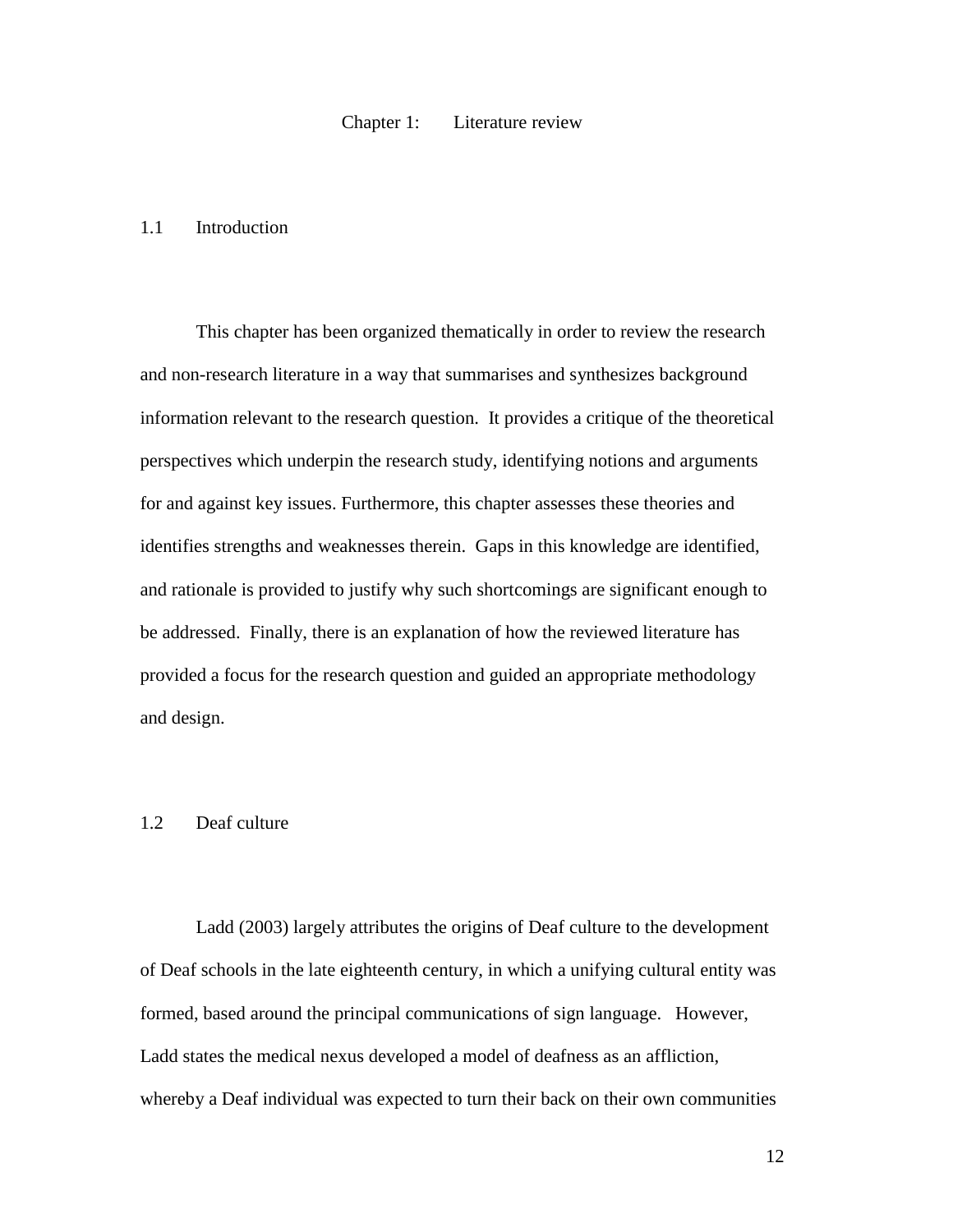# Chapter 1: Literature review

## 1.1 Introduction

This chapter has been organized thematically in order to review the research and non-research literature in a way that summarises and synthesizes background information relevant to the research question. It provides a critique of the theoretical perspectives which underpin the research study, identifying notions and arguments for and against key issues. Furthermore, this chapter assesses these theories and identifies strengths and weaknesses therein. Gaps in this knowledge are identified, and rationale is provided to justify why such shortcomings are significant enough to be addressed. Finally, there is an explanation of how the reviewed literature has provided a focus for the research question and guided an appropriate methodology and design.

## 1.2 Deaf culture

Ladd (2003) largely attributes the origins of Deaf culture to the development of Deaf schools in the late eighteenth century, in which a unifying cultural entity was formed, based around the principal communications of sign language. However, Ladd states the medical nexus developed a model of deafness as an affliction, whereby a Deaf individual was expected to turn their back on their own communities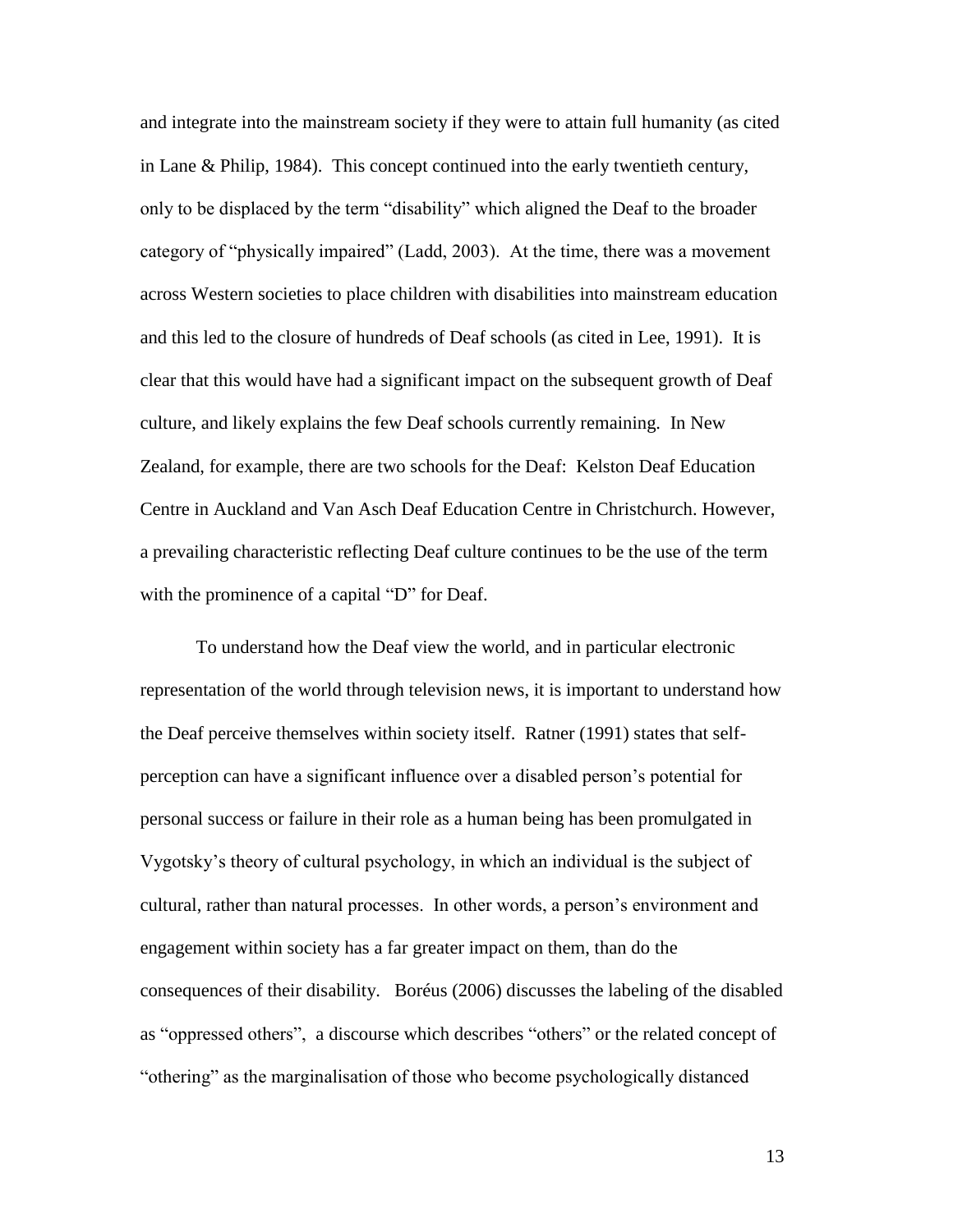and integrate into the mainstream society if they were to attain full humanity (as cited in Lane & Philip, 1984). This concept continued into the early twentieth century, only to be displaced by the term "disability" which aligned the Deaf to the broader category of "physically impaired" (Ladd, 2003). At the time, there was a movement across Western societies to place children with disabilities into mainstream education and this led to the closure of hundreds of Deaf schools (as cited in Lee, 1991). It is clear that this would have had a significant impact on the subsequent growth of Deaf culture, and likely explains the few Deaf schools currently remaining. In New Zealand, for example, there are two schools for the Deaf: Kelston Deaf Education Centre in Auckland and Van Asch Deaf Education Centre in Christchurch. However, a prevailing characteristic reflecting Deaf culture continues to be the use of the term with the prominence of a capital "D" for Deaf.

To understand how the Deaf view the world, and in particular electronic representation of the world through television news, it is important to understand how the Deaf perceive themselves within society itself. Ratner (1991) states that self-perception can have a significant influence over a disabled person's potential for personal success or failure in their role as a human being has been promulgated in Vygotsky's theory of cultural psychology, in which an individual is the subject of cultural, rather than natural processes. In other words, a person's environment and engagement within society has a far greater impact on them, than do the consequences of their disability. Boréus (2006) discusses the labeling of the disabled as "oppressed others", a discourse which describes "others" or the related concept of "othering" as the marginalisation of those who become psychologically distanced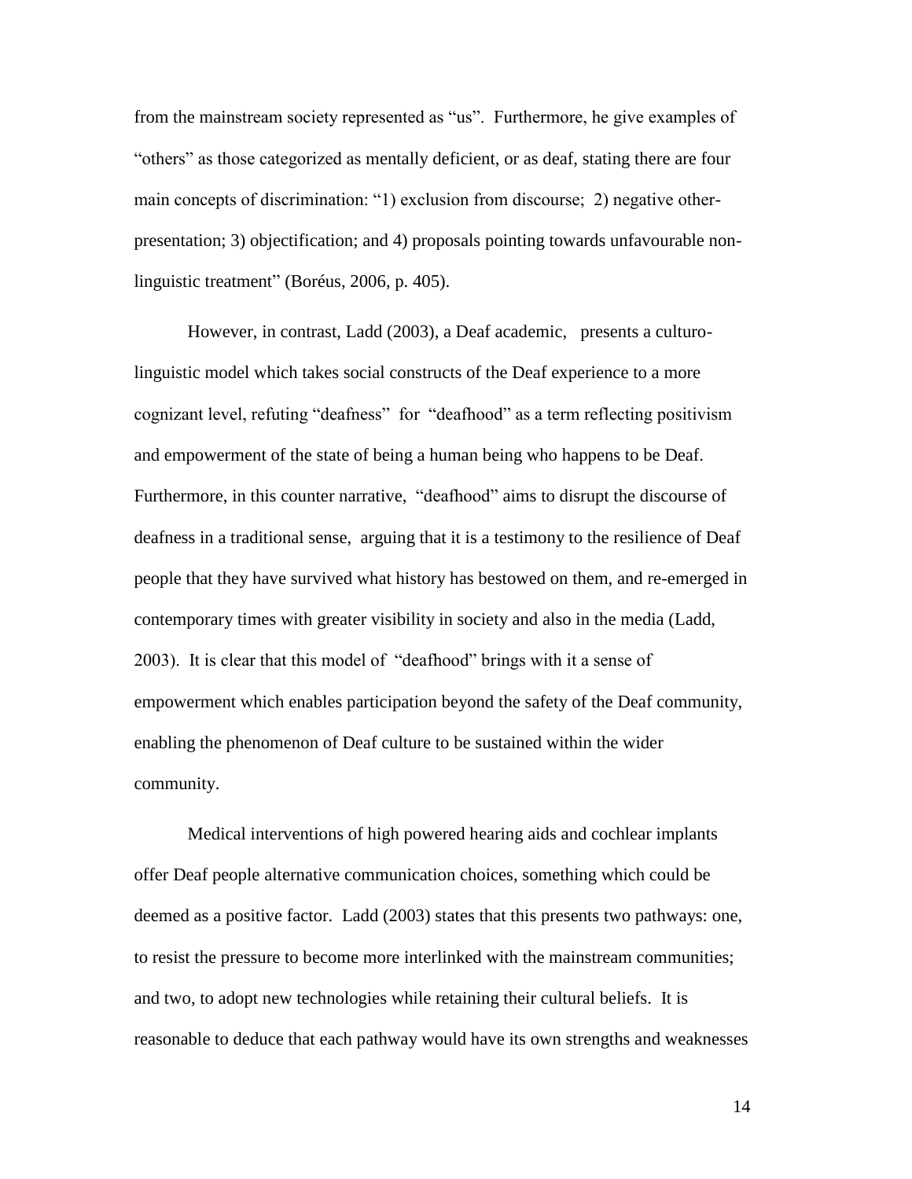from the mainstream society represented as "us". Furthermore, he give examples of "others" as those categorized as mentally deficient, or as deaf, stating there are four main concepts of discrimination: "1) exclusion from discourse; 2) negative other-presentation; 3) objectification; and 4) proposals pointing towards unfavourable non-linguistic treatment" (Boréus, 2006, p. 405).

However, in contrast, Ladd (2003), a Deaf academic, presents a culturo-linguistic model which takes social constructs of the Deaf experience to a more cognizant level, refuting "deafness" for "deafhood" as a term reflecting positivism and empowerment of the state of being a human being who happens to be Deaf. Furthermore, in this counter narrative, "deafhood" aims to disrupt the discourse of deafness in a traditional sense, arguing that it is a testimony to the resilience of Deaf people that they have survived what history has bestowed on them, and re-emerged in contemporary times with greater visibility in society and also in the media (Ladd, 2003). It is clear that this model of "deafhood" brings with it a sense of empowerment which enables participation beyond the safety of the Deaf community, enabling the phenomenon of Deaf culture to be sustained within the wider community.

Medical interventions of high powered hearing aids and cochlear implants offer Deaf people alternative communication choices, something which could be deemed as a positive factor. Ladd (2003) states that this presents two pathways: one, to resist the pressure to become more interlinked with the mainstream communities; and two, to adopt new technologies while retaining their cultural beliefs. It is reasonable to deduce that each pathway would have its own strengths and weaknesses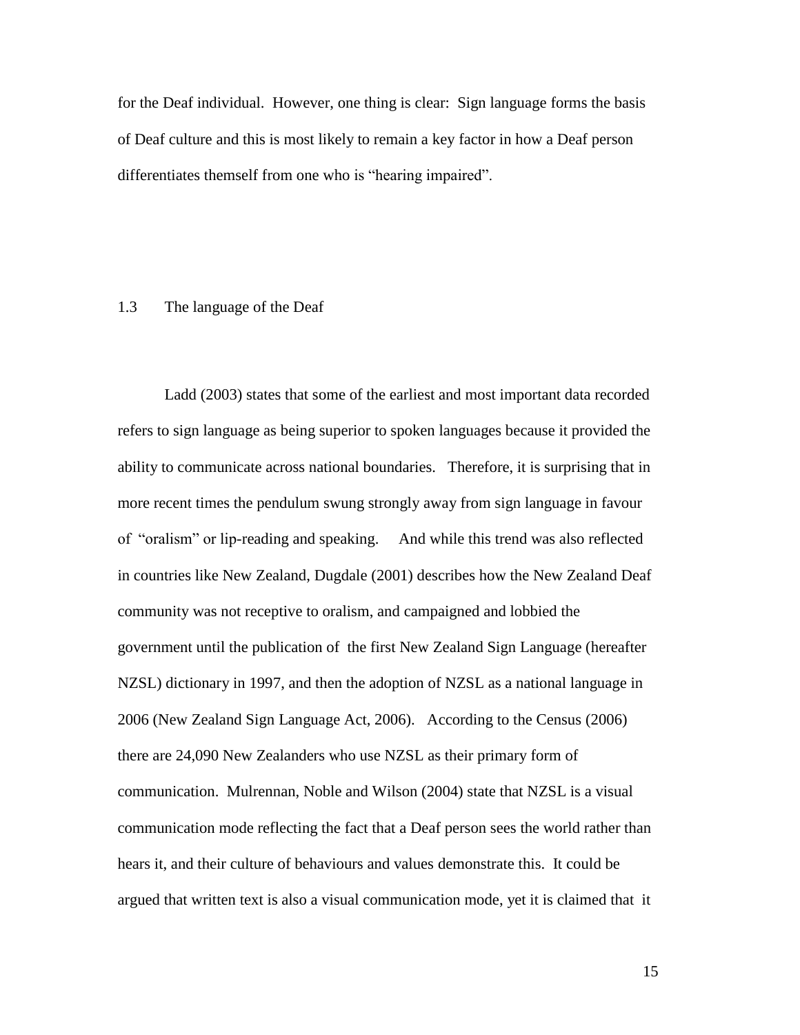for the Deaf individual. However, one thing is clear: Sign language forms the basis of Deaf culture and this is most likely to remain a key factor in how a Deaf person differentiates themself from one who is "hearing impaired".

## 1.3 The language of the Deaf

Ladd (2003) states that some of the earliest and most important data recorded refers to sign language as being superior to spoken languages because it provided the ability to communicate across national boundaries. Therefore, it is surprising that in more recent times the pendulum swung strongly away from sign language in favour of "oralism" or lip-reading and speaking. And while this trend was also reflected in countries like New Zealand, Dugdale (2001) describes how the New Zealand Deaf community was not receptive to oralism, and campaigned and lobbied the government until the publication of the first New Zealand Sign Language (hereafter NZSL) dictionary in 1997, and then the adoption of NZSL as a national language in 2006 (New Zealand Sign Language Act, 2006). According to the Census (2006) there are 24,090 New Zealanders who use NZSL as their primary form of communication. Mulrennan, Noble and Wilson (2004) state that NZSL is a visual communication mode reflecting the fact that a Deaf person sees the world rather than hears it, and their culture of behaviours and values demonstrate this. It could be argued that written text is also a visual communication mode, yet it is claimed that it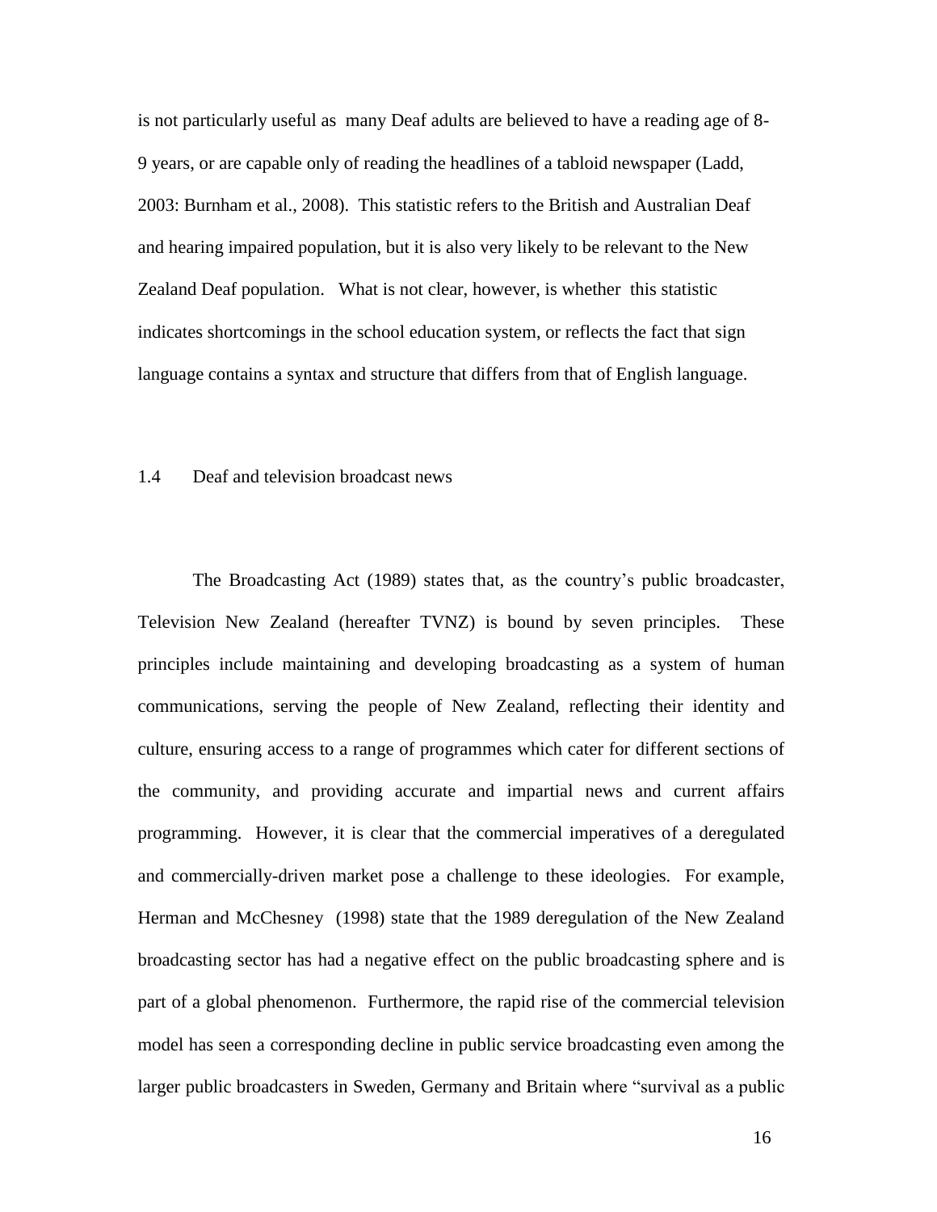is not particularly useful as many Deaf adults are believed to have a reading age of 8-9 years, or are capable only of reading the headlines of a tabloid newspaper (Ladd, 2003: Burnham et al., 2008). This statistic refers to the British and Australian Deaf and hearing impaired population, but it is also very likely to be relevant to the New Zealand Deaf population. What is not clear, however, is whether this statistic indicates shortcomings in the school education system, or reflects the fact that sign language contains a syntax and structure that differs from that of English language.

## 1.4 Deaf and television broadcast news

The Broadcasting Act (1989) states that, as the country's public broadcaster, Television New Zealand (hereafter TVNZ) is bound by seven principles. These principles include maintaining and developing broadcasting as a system of human communications, serving the people of New Zealand, reflecting their identity and culture, ensuring access to a range of programmes which cater for different sections of the community, and providing accurate and impartial news and current affairs programming. However, it is clear that the commercial imperatives of a deregulated and commercially-driven market pose a challenge to these ideologies. For example, Herman and McChesney (1998) state that the 1989 deregulation of the New Zealand broadcasting sector has had a negative effect on the public broadcasting sphere and is part of a global phenomenon. Furthermore, the rapid rise of the commercial television model has seen a corresponding decline in public service broadcasting even among the larger public broadcasters in Sweden, Germany and Britain where "survival as a public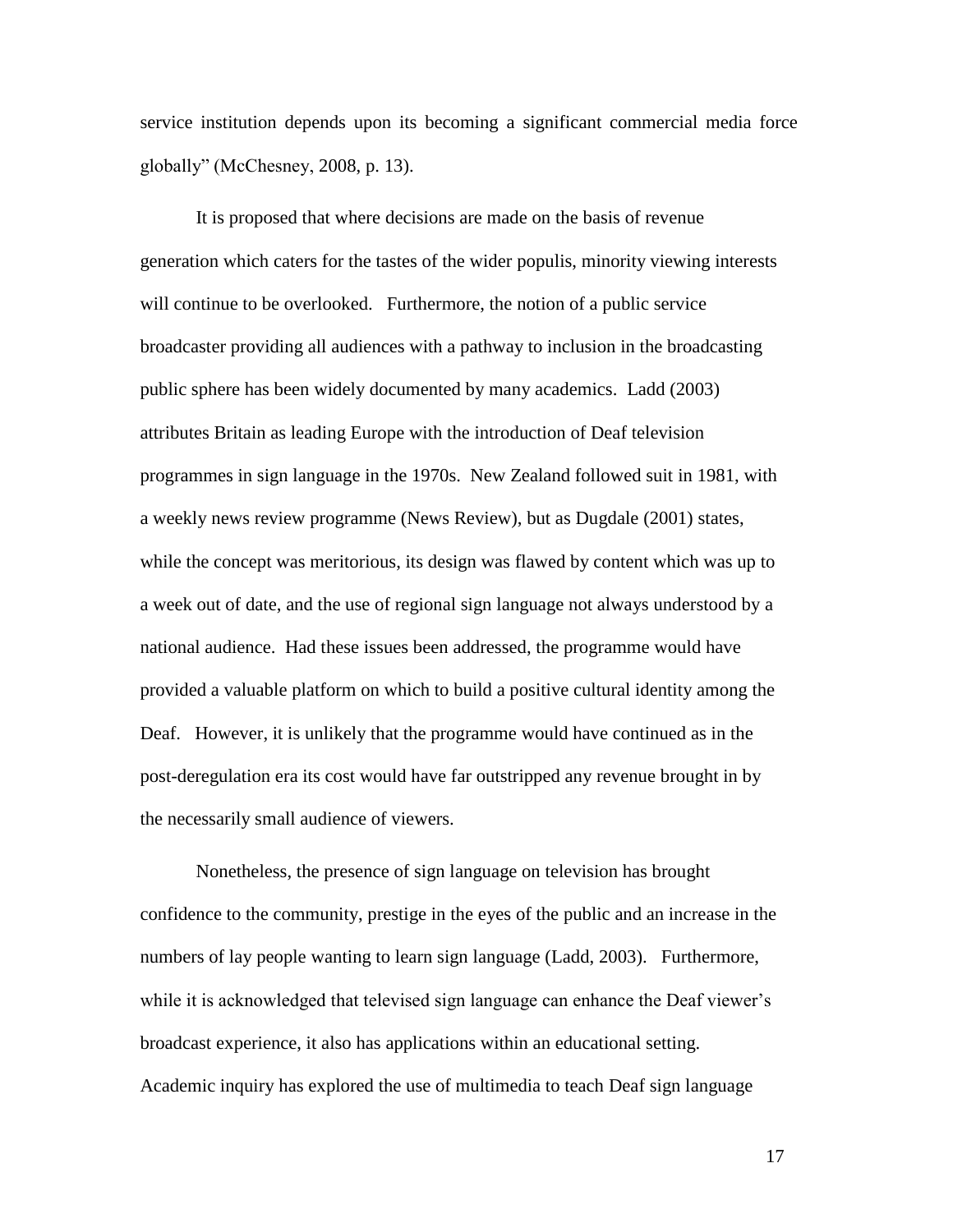service institution depends upon its becoming a significant commercial media force globally" (McChesney, 2008, p. 13).

It is proposed that where decisions are made on the basis of revenue generation which caters for the tastes of the wider populis, minority viewing interests will continue to be overlooked. Furthermore, the notion of a public service broadcaster providing all audiences with a pathway to inclusion in the broadcasting public sphere has been widely documented by many academics. Ladd (2003) attributes Britain as leading Europe with the introduction of Deaf television programmes in sign language in the 1970s. New Zealand followed suit in 1981, with a weekly news review programme (News Review), but as Dugdale (2001) states, while the concept was meritorious, its design was flawed by content which was up to a week out of date, and the use of regional sign language not always understood by a national audience. Had these issues been addressed, the programme would have provided a valuable platform on which to build a positive cultural identity among the Deaf. However, it is unlikely that the programme would have continued as in the post-deregulation era its cost would have far outstripped any revenue brought in by the necessarily small audience of viewers.

Nonetheless, the presence of sign language on television has brought confidence to the community, prestige in the eyes of the public and an increase in the numbers of lay people wanting to learn sign language (Ladd, 2003). Furthermore, while it is acknowledged that televised sign language can enhance the Deaf viewer's broadcast experience, it also has applications within an educational setting. Academic inquiry has explored the use of multimedia to teach Deaf sign language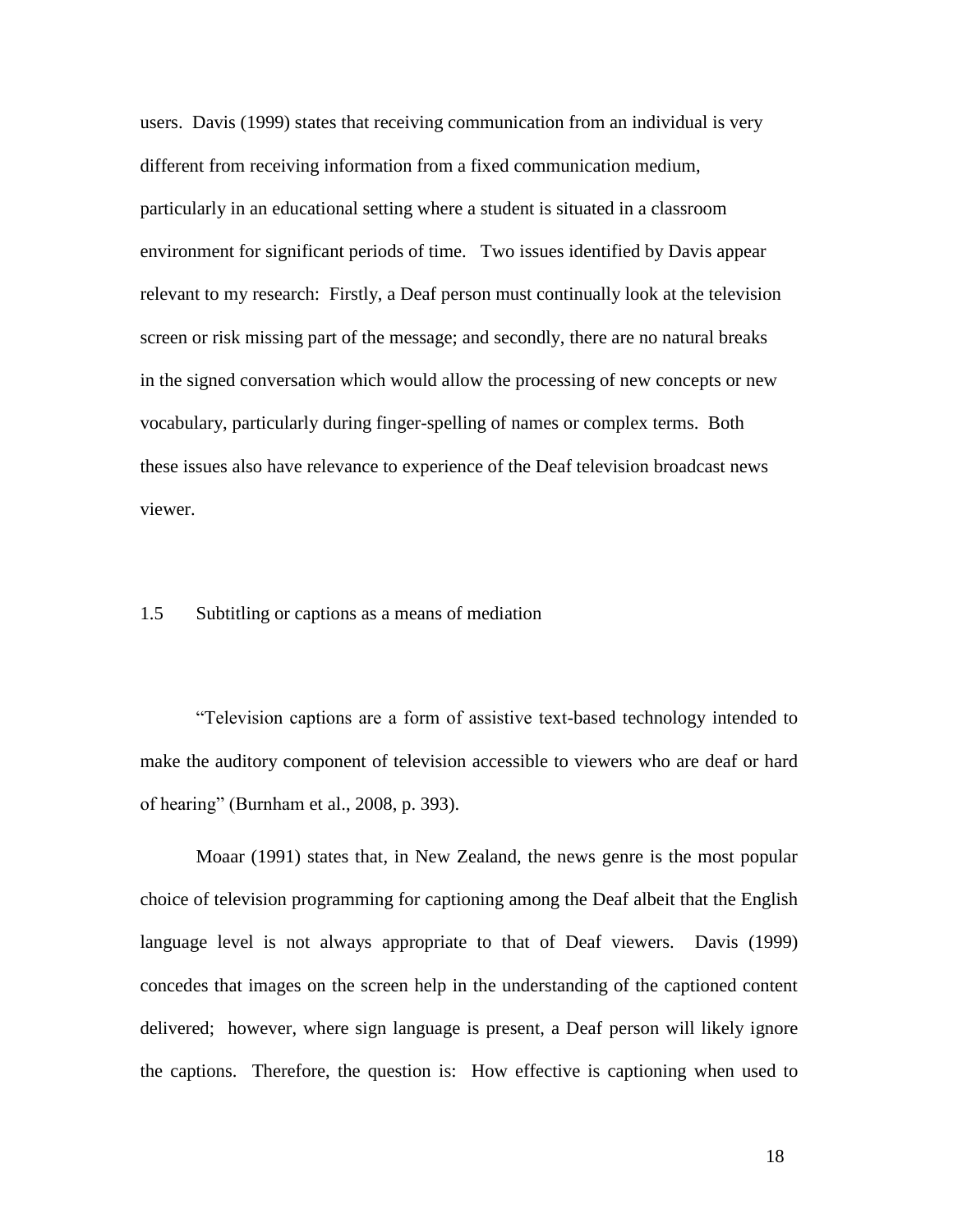users. Davis (1999) states that receiving communication from an individual is very different from receiving information from a fixed communication medium, particularly in an educational setting where a student is situated in a classroom environment for significant periods of time. Two issues identified by Davis appear relevant to my research: Firstly, a Deaf person must continually look at the television screen or risk missing part of the message; and secondly, there are no natural breaks in the signed conversation which would allow the processing of new concepts or new vocabulary, particularly during finger-spelling of names or complex terms. Both these issues also have relevance to experience of the Deaf television broadcast news viewer.

## 1.5 Subtitling or captions as a means of mediation

"Television captions are a form of assistive text-based technology intended to make the auditory component of television accessible to viewers who are deaf or hard of hearing" (Burnham et al., 2008, p. 393).

Moaar (1991) states that, in New Zealand, the news genre is the most popular choice of television programming for captioning among the Deaf albeit that the English language level is not always appropriate to that of Deaf viewers. Davis (1999) concedes that images on the screen help in the understanding of the captioned content delivered; however, where sign language is present, a Deaf person will likely ignore the captions. Therefore, the question is: How effective is captioning when used to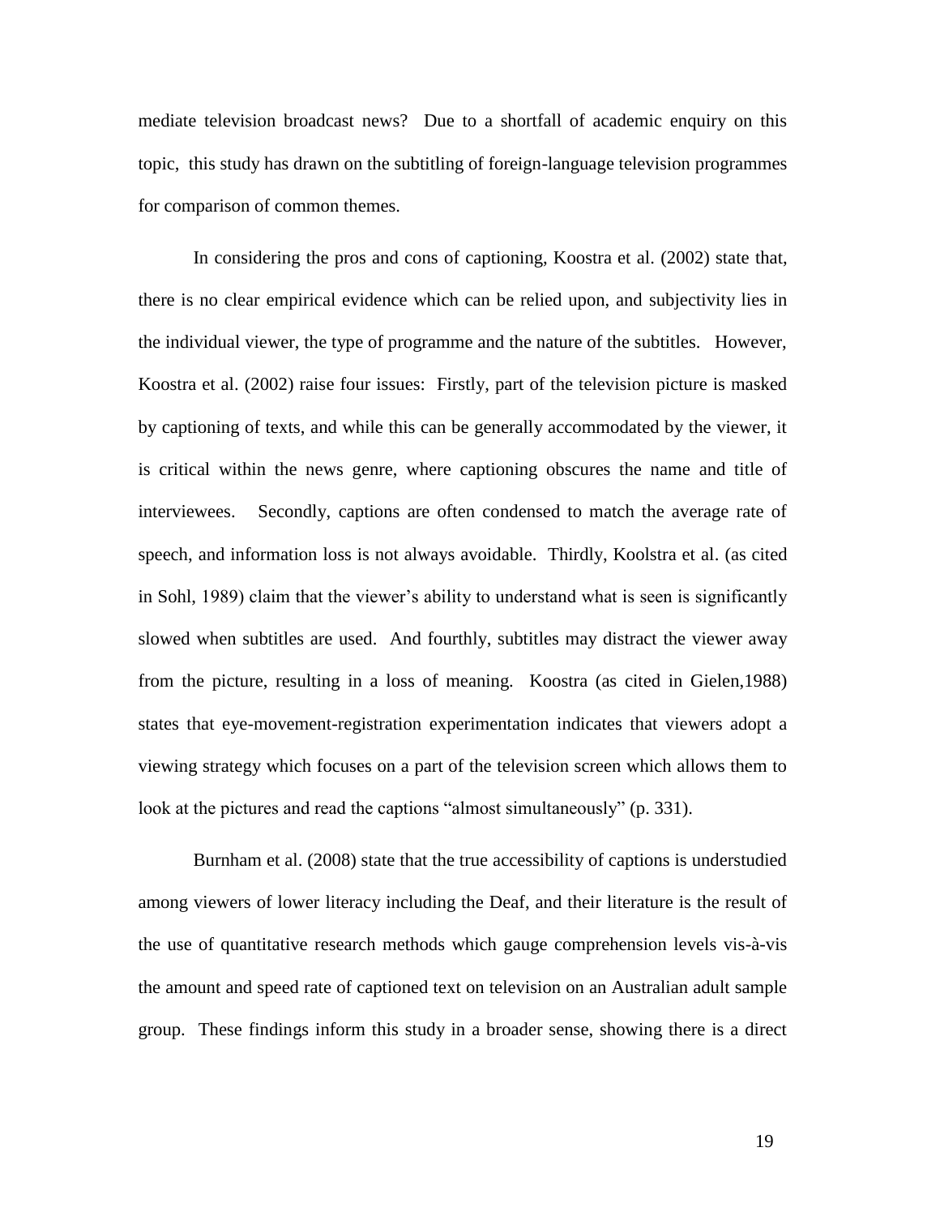mediate television broadcast news? Due to a shortfall of academic enquiry on this topic, this study has drawn on the subtitling of foreign-language television programmes for comparison of common themes.

In considering the pros and cons of captioning, Koostra et al. (2002) state that, there is no clear empirical evidence which can be relied upon, and subjectivity lies in the individual viewer, the type of programme and the nature of the subtitles. However, Koostra et al. (2002) raise four issues: Firstly, part of the television picture is masked by captioning of texts, and while this can be generally accommodated by the viewer, it is critical within the news genre, where captioning obscures the name and title of interviewees. Secondly, captions are often condensed to match the average rate of speech, and information loss is not always avoidable. Thirdly, Koolstra et al. (as cited in Sohl, 1989) claim that the viewer's ability to understand what is seen is significantly slowed when subtitles are used. And fourthly, subtitles may distract the viewer away from the picture, resulting in a loss of meaning. Koostra (as cited in Gielen,1988) states that eye-movement-registration experimentation indicates that viewers adopt a viewing strategy which focuses on a part of the television screen which allows them to look at the pictures and read the captions "almost simultaneously" (p. 331).

Burnham et al. (2008) state that the true accessibility of captions is understudied among viewers of lower literacy including the Deaf, and their literature is the result of the use of quantitative research methods which gauge comprehension levels vis-à-vis the amount and speed rate of captioned text on television on an Australian adult sample group. These findings inform this study in a broader sense, showing there is a direct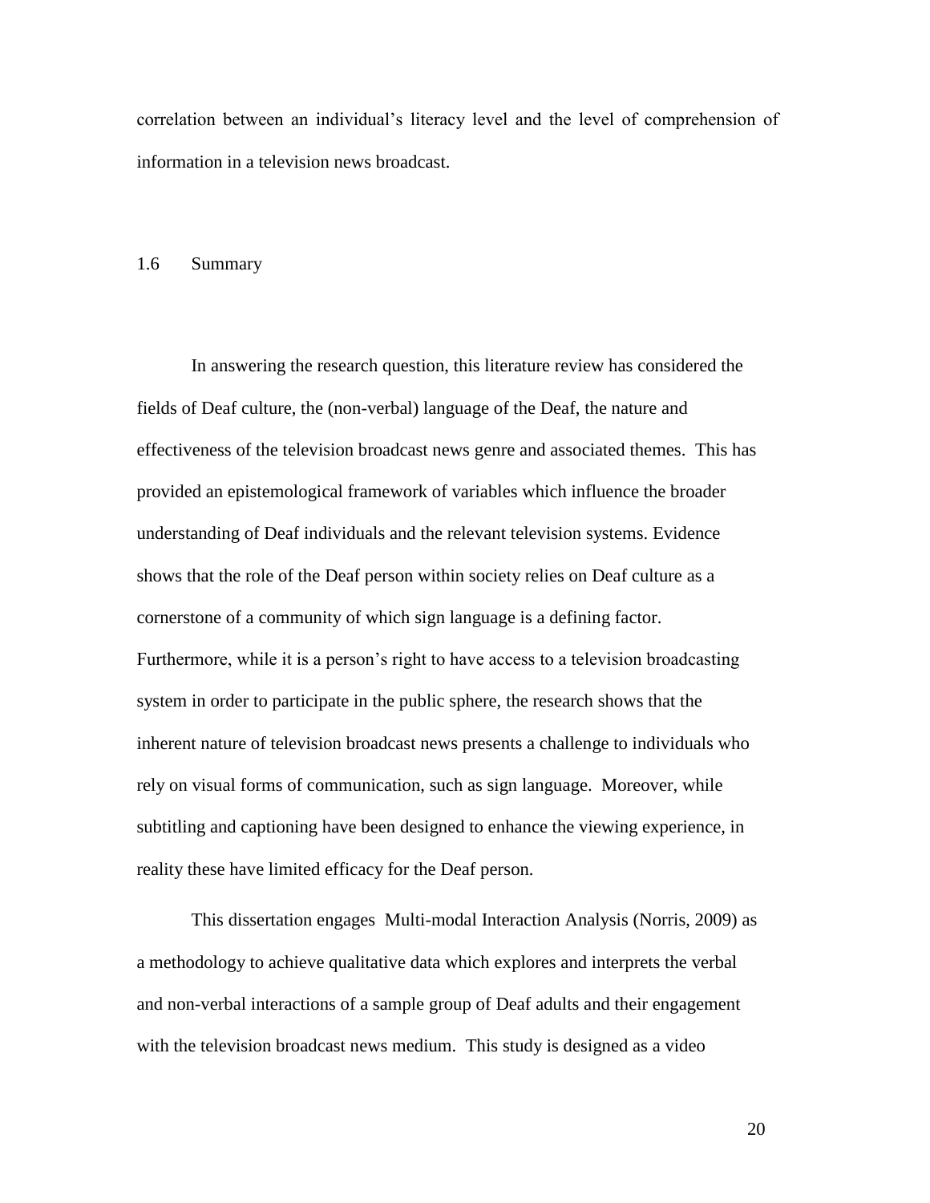correlation between an individual's literacy level and the level of comprehension of information in a television news broadcast.

## 1.6 Summary

In answering the research question, this literature review has considered the fields of Deaf culture, the (non-verbal) language of the Deaf, the nature and effectiveness of the television broadcast news genre and associated themes. This has provided an epistemological framework of variables which influence the broader understanding of Deaf individuals and the relevant television systems. Evidence shows that the role of the Deaf person within society relies on Deaf culture as a cornerstone of a community of which sign language is a defining factor. Furthermore, while it is a person's right to have access to a television broadcasting system in order to participate in the public sphere, the research shows that the inherent nature of television broadcast news presents a challenge to individuals who rely on visual forms of communication, such as sign language. Moreover, while subtitling and captioning have been designed to enhance the viewing experience, in reality these have limited efficacy for the Deaf person.

This dissertation engages Multi-modal Interaction Analysis (Norris, 2009) as a methodology to achieve qualitative data which explores and interprets the verbal and non-verbal interactions of a sample group of Deaf adults and their engagement with the television broadcast news medium. This study is designed as a video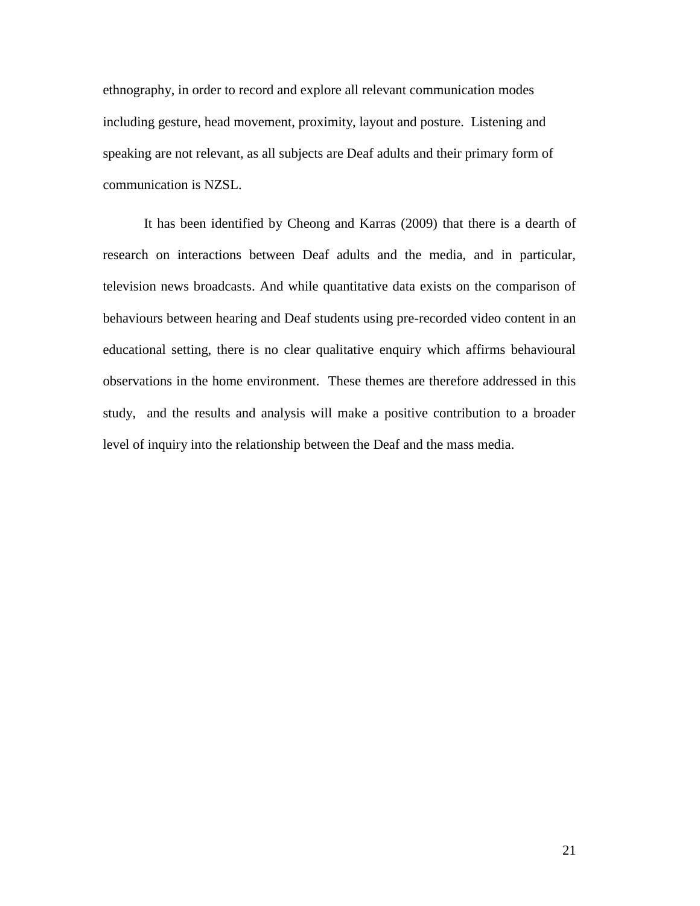ethnography, in order to record and explore all relevant communication modes including gesture, head movement, proximity, layout and posture. Listening and speaking are not relevant, as all subjects are Deaf adults and their primary form of communication is NZSL.

It has been identified by Cheong and Karras (2009) that there is a dearth of research on interactions between Deaf adults and the media, and in particular, television news broadcasts. And while quantitative data exists on the comparison of behaviours between hearing and Deaf students using pre-recorded video content in an educational setting, there is no clear qualitative enquiry which affirms behavioural observations in the home environment. These themes are therefore addressed in this study, and the results and analysis will make a positive contribution to a broader level of inquiry into the relationship between the Deaf and the mass media.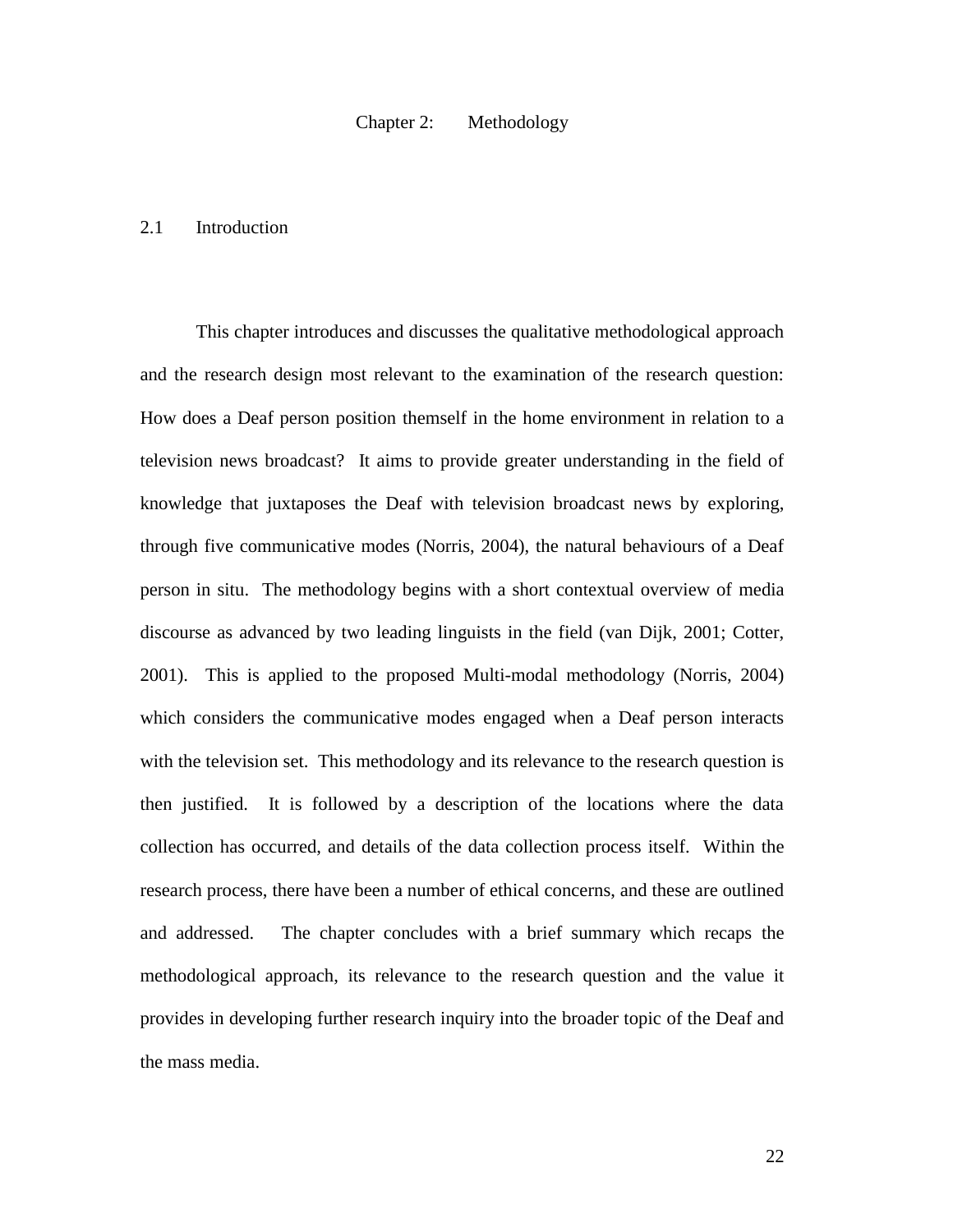# Chapter 2: Methodology

## 2.1 Introduction

This chapter introduces and discusses the qualitative methodological approach and the research design most relevant to the examination of the research question: How does a Deaf person position themself in the home environment in relation to a television news broadcast? It aims to provide greater understanding in the field of knowledge that juxtaposes the Deaf with television broadcast news by exploring, through five communicative modes (Norris, 2004), the natural behaviours of a Deaf person in situ. The methodology begins with a short contextual overview of media discourse as advanced by two leading linguists in the field (van Dijk, 2001; Cotter, 2001). This is applied to the proposed Multi-modal methodology (Norris, 2004) which considers the communicative modes engaged when a Deaf person interacts with the television set. This methodology and its relevance to the research question is then justified. It is followed by a description of the locations where the data collection has occurred, and details of the data collection process itself. Within the research process, there have been a number of ethical concerns, and these are outlined and addressed. The chapter concludes with a brief summary which recaps the methodological approach, its relevance to the research question and the value it provides in developing further research inquiry into the broader topic of the Deaf and the mass media.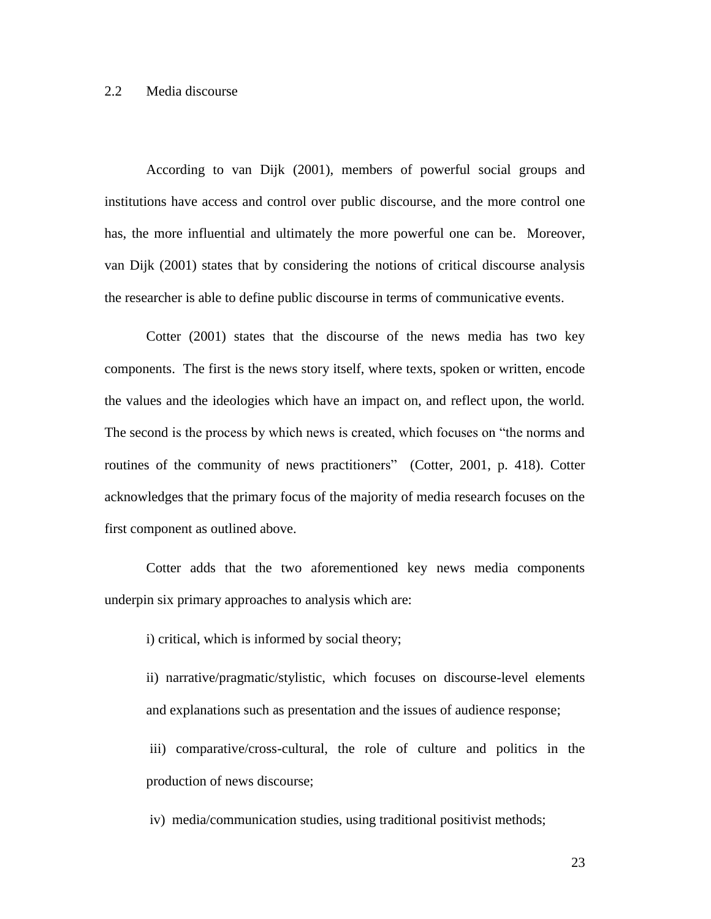## 2.2 Media discourse

According to van Dijk (2001), members of powerful social groups and institutions have access and control over public discourse, and the more control one has, the more influential and ultimately the more powerful one can be. Moreover, van Dijk (2001) states that by considering the notions of critical discourse analysis the researcher is able to define public discourse in terms of communicative events.

Cotter (2001) states that the discourse of the news media has two key components. The first is the news story itself, where texts, spoken or written, encode the values and the ideologies which have an impact on, and reflect upon, the world. The second is the process by which news is created, which focuses on "the norms and routines of the community of news practitioners" (Cotter, 2001, p. 418). Cotter acknowledges that the primary focus of the majority of media research focuses on the first component as outlined above.

Cotter adds that the two aforementioned key news media components underpin six primary approaches to analysis which are:

i) critical, which is informed by social theory;

ii) narrative/pragmatic/stylistic, which focuses on discourse-level elements and explanations such as presentation and the issues of audience response;

iii) comparative/cross-cultural, the role of culture and politics in the production of news discourse;

iv) media/communication studies, using traditional positivist methods;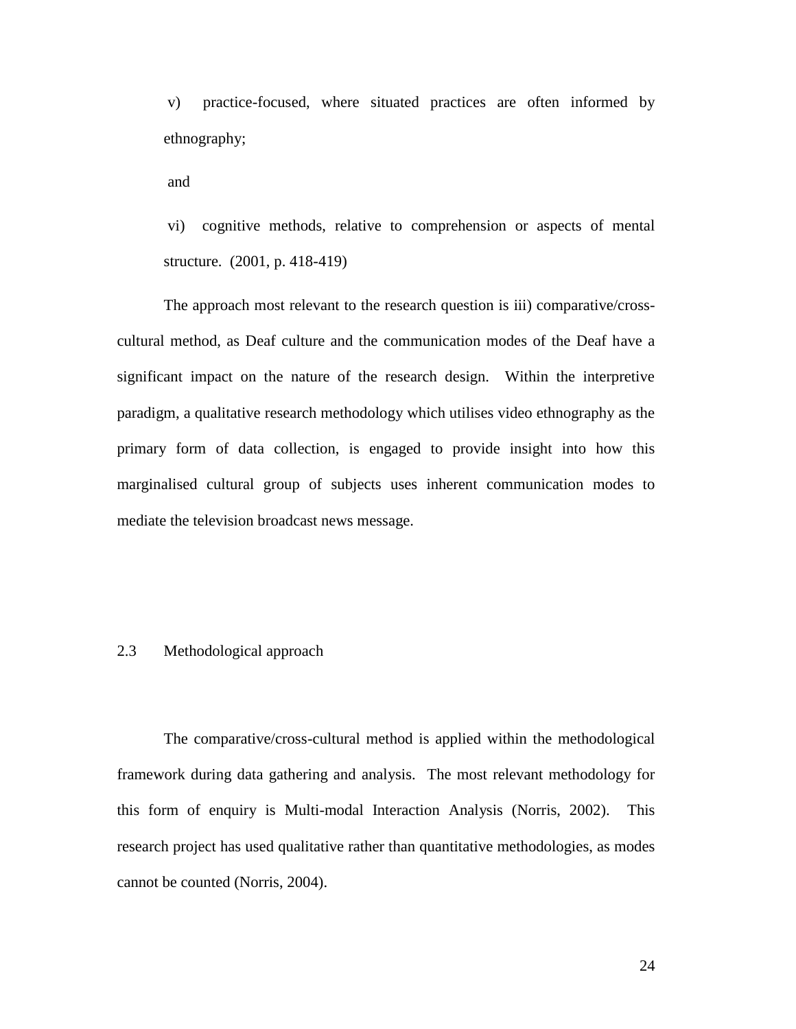v) practice-focused, where situated practices are often informed by ethnography;

and

vi) cognitive methods, relative to comprehension or aspects of mental structure. (2001, p. 418-419)

The approach most relevant to the research question is iii) comparative/cross-cultural method, as Deaf culture and the communication modes of the Deaf have a significant impact on the nature of the research design. Within the interpretive paradigm, a qualitative research methodology which utilises video ethnography as the primary form of data collection, is engaged to provide insight into how this marginalised cultural group of subjects uses inherent communication modes to mediate the television broadcast news message.

## 2.3 Methodological approach

The comparative/cross-cultural method is applied within the methodological framework during data gathering and analysis. The most relevant methodology for this form of enquiry is Multi-modal Interaction Analysis (Norris, 2002). This research project has used qualitative rather than quantitative methodologies, as modes cannot be counted (Norris, 2004).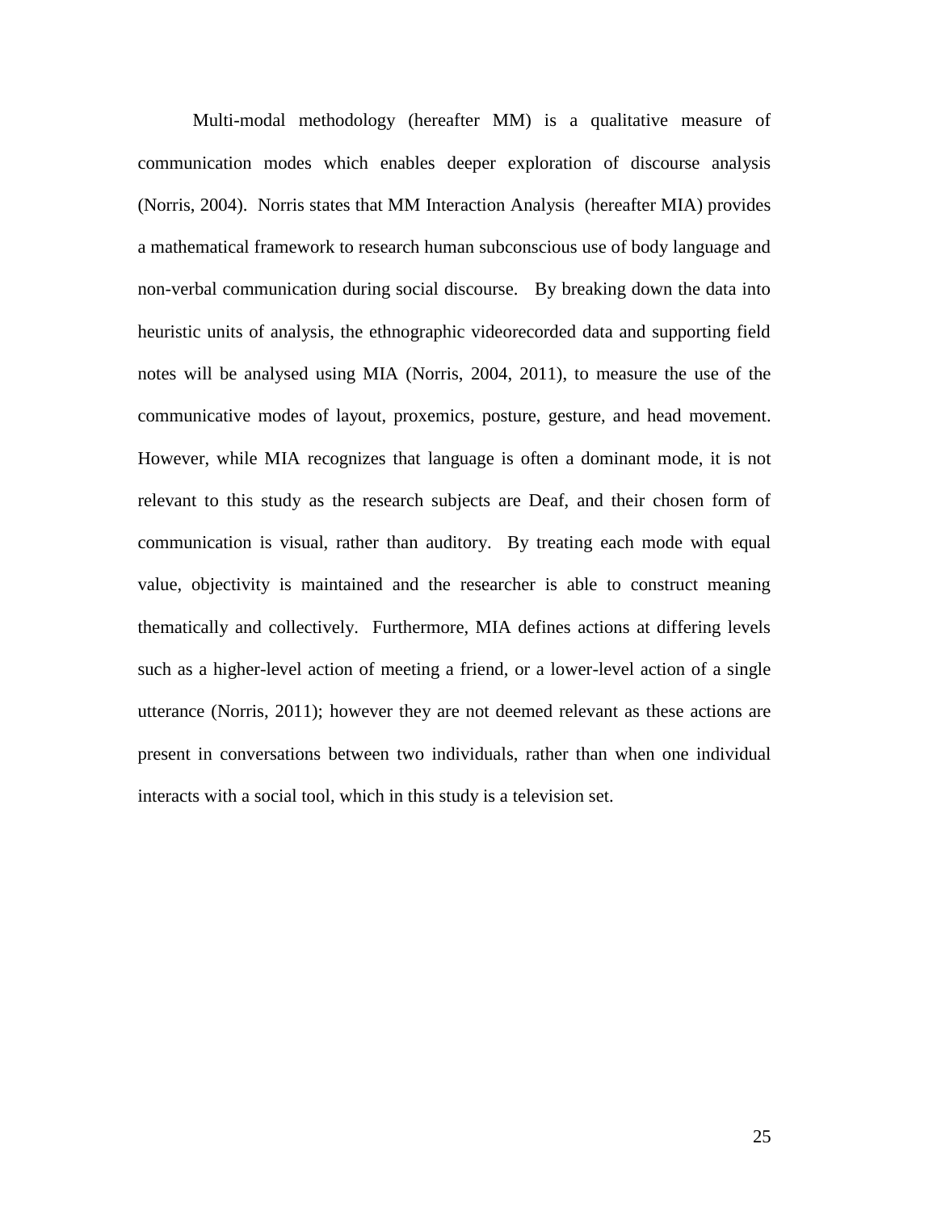Multi-modal methodology (hereafter MM) is a qualitative measure of communication modes which enables deeper exploration of discourse analysis (Norris, 2004). Norris states that MM Interaction Analysis (hereafter MIA) provides a mathematical framework to research human subconscious use of body language and non-verbal communication during social discourse. By breaking down the data into heuristic units of analysis, the ethnographic videorecorded data and supporting field notes will be analysed using MIA (Norris, 2004, 2011), to measure the use of the communicative modes of layout, proxemics, posture, gesture, and head movement. However, while MIA recognizes that language is often a dominant mode, it is not relevant to this study as the research subjects are Deaf, and their chosen form of communication is visual, rather than auditory. By treating each mode with equal value, objectivity is maintained and the researcher is able to construct meaning thematically and collectively. Furthermore, MIA defines actions at differing levels such as a higher-level action of meeting a friend, or a lower-level action of a single utterance (Norris, 2011); however they are not deemed relevant as these actions are present in conversations between two individuals, rather than when one individual interacts with a social tool, which in this study is a television set.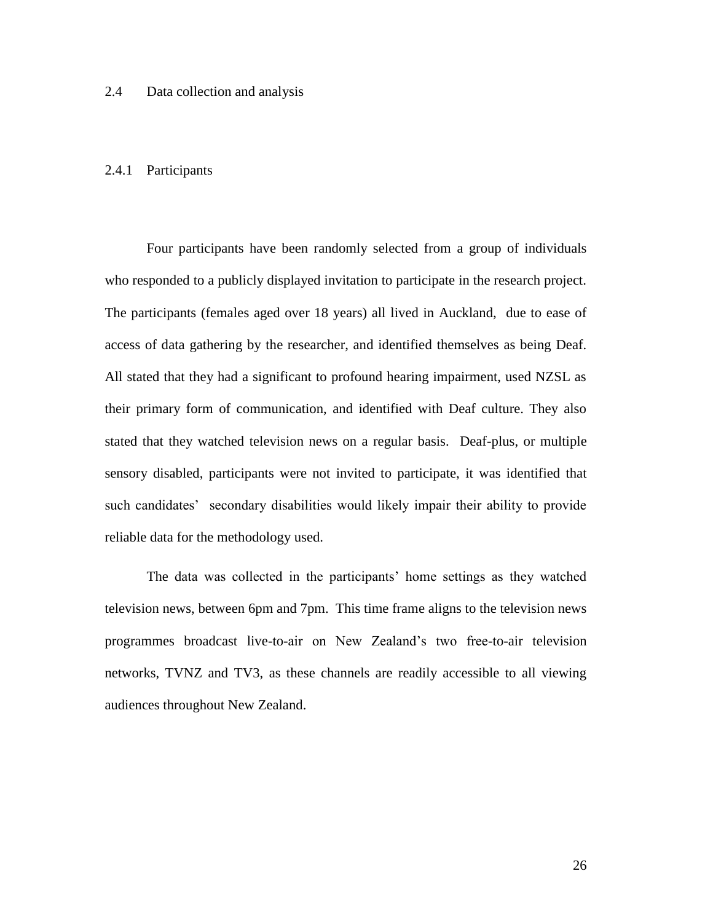## 2.4 Data collection and analysis

### 2.4.1 Participants

Four participants have been randomly selected from a group of individuals who responded to a publicly displayed invitation to participate in the research project. The participants (females aged over 18 years) all lived in Auckland, due to ease of access of data gathering by the researcher, and identified themselves as being Deaf. All stated that they had a significant to profound hearing impairment, used NZSL as their primary form of communication, and identified with Deaf culture. They also stated that they watched television news on a regular basis. Deaf-plus, or multiple sensory disabled, participants were not invited to participate, it was identified that such candidates' secondary disabilities would likely impair their ability to provide reliable data for the methodology used.

The data was collected in the participants' home settings as they watched television news, between 6pm and 7pm. This time frame aligns to the television news programmes broadcast live-to-air on New Zealand's two free-to-air television networks, TVNZ and TV3, as these channels are readily accessible to all viewing audiences throughout New Zealand.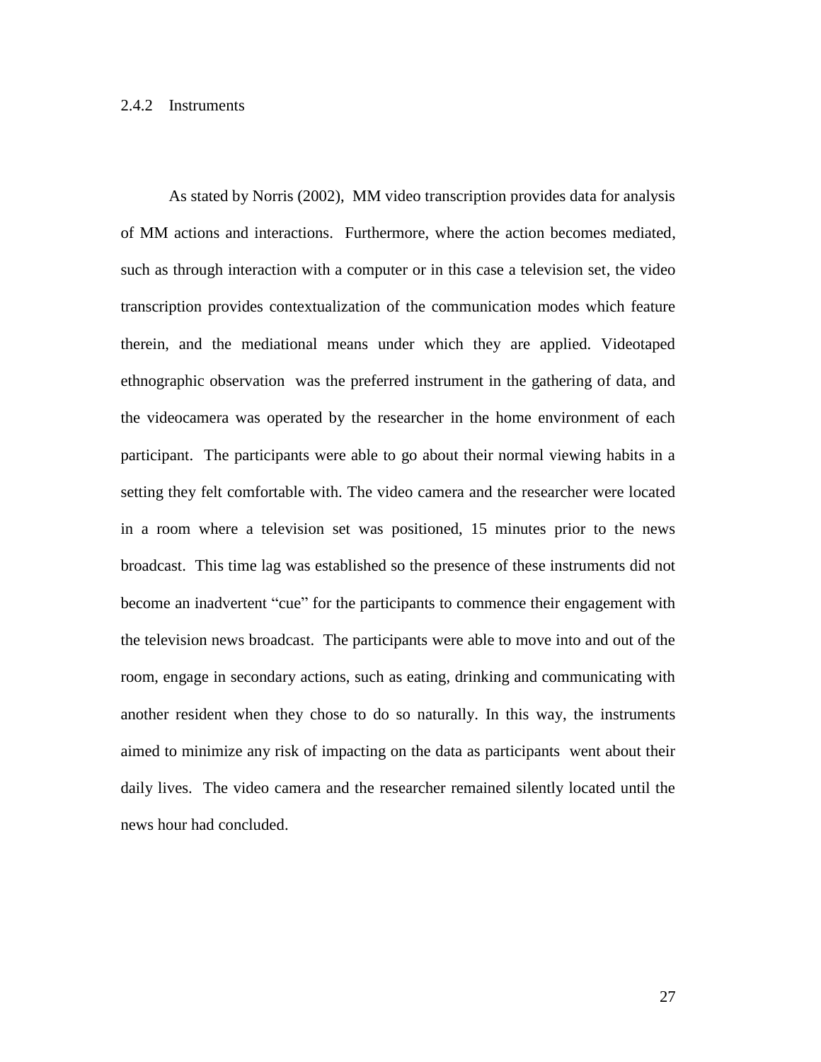### 2.4.2 Instruments

As stated by Norris (2002), MM video transcription provides data for analysis of MM actions and interactions. Furthermore, where the action becomes mediated, such as through interaction with a computer or in this case a television set, the video transcription provides contextualization of the communication modes which feature therein, and the mediational means under which they are applied. Videotaped ethnographic observation was the preferred instrument in the gathering of data, and the videocamera was operated by the researcher in the home environment of each participant. The participants were able to go about their normal viewing habits in a setting they felt comfortable with. The video camera and the researcher were located in a room where a television set was positioned, 15 minutes prior to the news broadcast. This time lag was established so the presence of these instruments did not become an inadvertent "cue" for the participants to commence their engagement with the television news broadcast. The participants were able to move into and out of the room, engage in secondary actions, such as eating, drinking and communicating with another resident when they chose to do so naturally. In this way, the instruments aimed to minimize any risk of impacting on the data as participants went about their daily lives. The video camera and the researcher remained silently located until the news hour had concluded.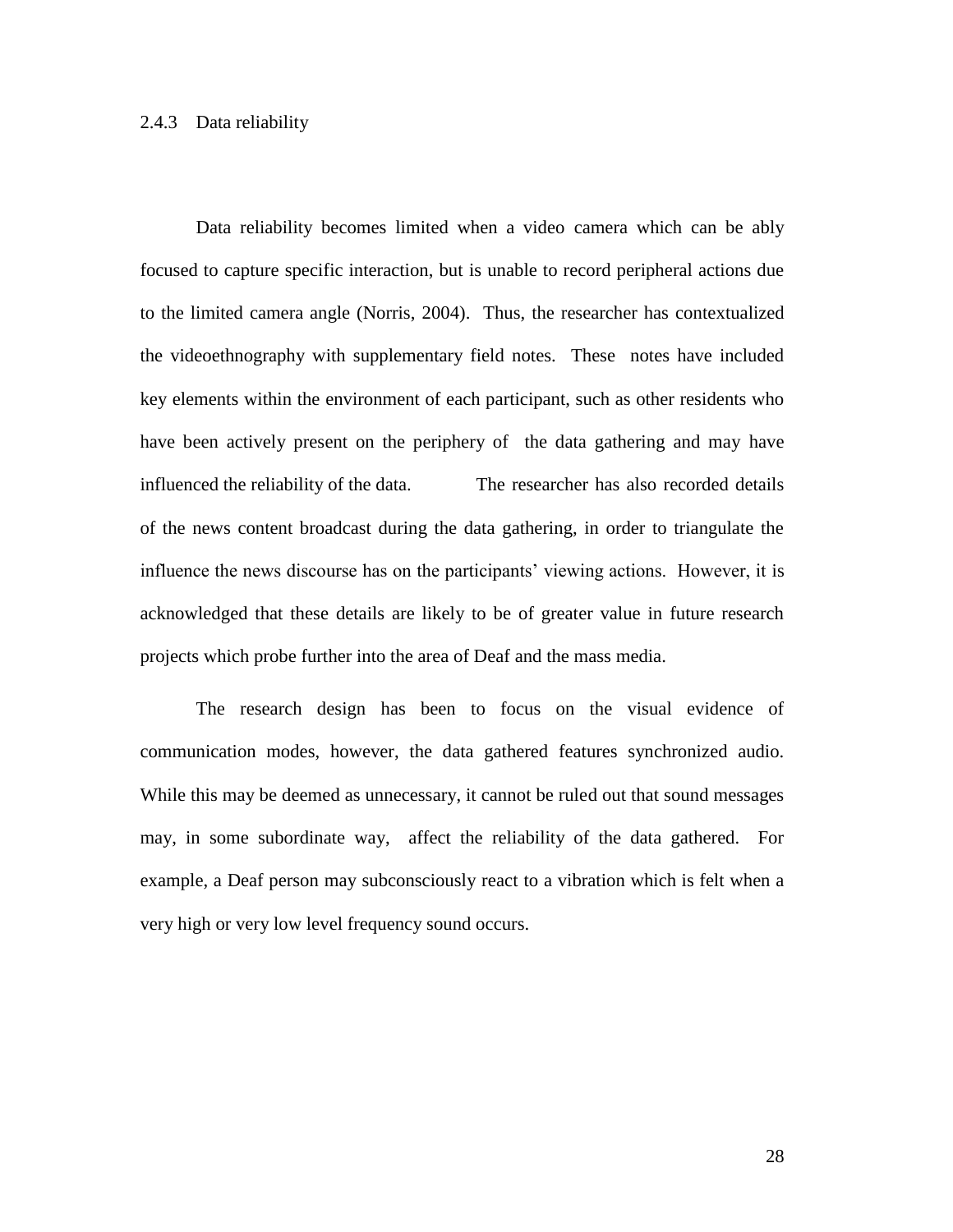### 2.4.3 Data reliability

Data reliability becomes limited when a video camera which can be ably focused to capture specific interaction, but is unable to record peripheral actions due to the limited camera angle (Norris, 2004). Thus, the researcher has contextualized the videoethnography with supplementary field notes. These notes have included key elements within the environment of each participant, such as other residents who have been actively present on the periphery of the data gathering and may have influenced the reliability of the data. The researcher has also recorded details of the news content broadcast during the data gathering, in order to triangulate the influence the news discourse has on the participants' viewing actions. However, it is acknowledged that these details are likely to be of greater value in future research projects which probe further into the area of Deaf and the mass media.

The research design has been to focus on the visual evidence of communication modes, however, the data gathered features synchronized audio. While this may be deemed as unnecessary, it cannot be ruled out that sound messages may, in some subordinate way, affect the reliability of the data gathered. For example, a Deaf person may subconsciously react to a vibration which is felt when a very high or very low level frequency sound occurs.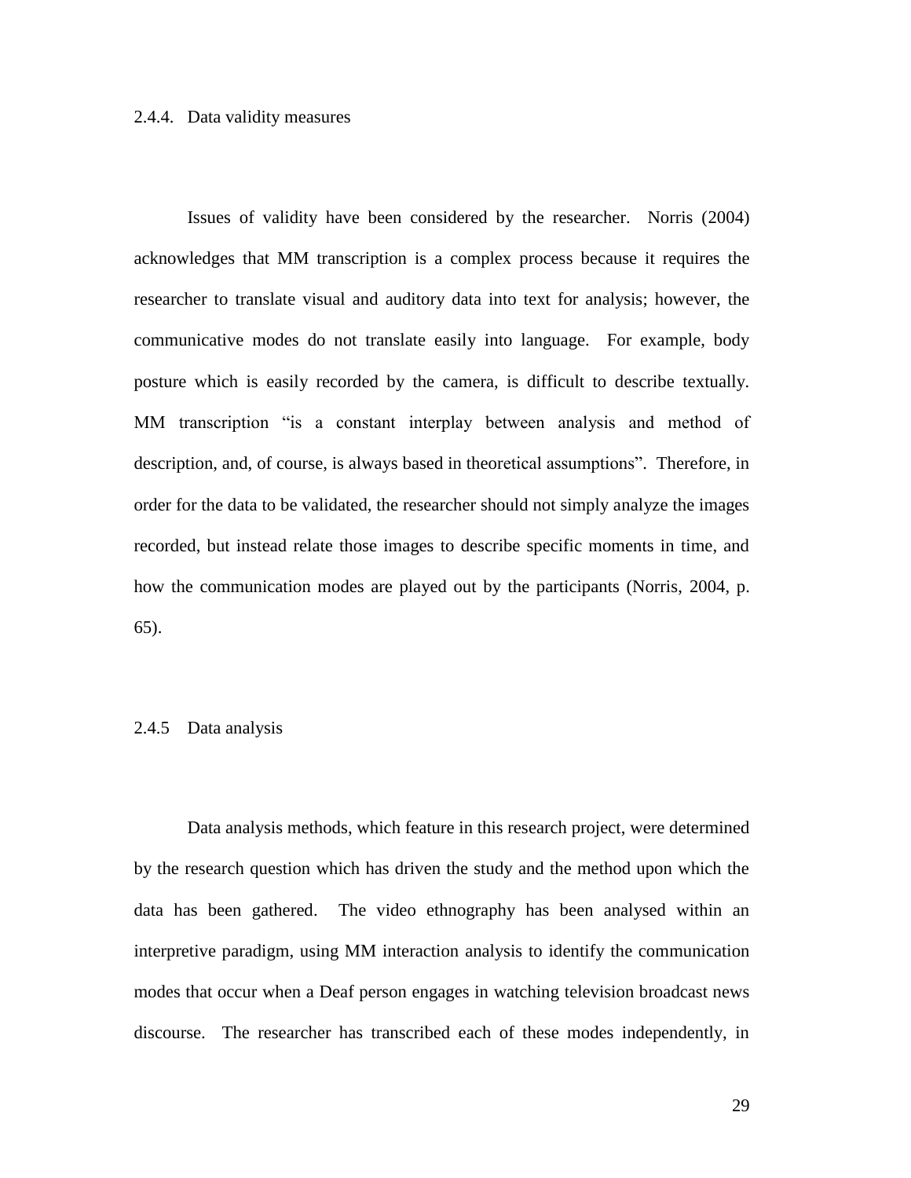### 2.4.4. Data validity measures

Issues of validity have been considered by the researcher. Norris (2004) acknowledges that MM transcription is a complex process because it requires the researcher to translate visual and auditory data into text for analysis; however, the communicative modes do not translate easily into language. For example, body posture which is easily recorded by the camera, is difficult to describe textually. MM transcription "is a constant interplay between analysis and method of description, and, of course, is always based in theoretical assumptions". Therefore, in order for the data to be validated, the researcher should not simply analyze the images recorded, but instead relate those images to describe specific moments in time, and how the communication modes are played out by the participants (Norris, 2004, p. 65).

### 2.4.5 Data analysis

Data analysis methods, which feature in this research project, were determined by the research question which has driven the study and the method upon which the data has been gathered. The video ethnography has been analysed within an interpretive paradigm, using MM interaction analysis to identify the communication modes that occur when a Deaf person engages in watching television broadcast news discourse. The researcher has transcribed each of these modes independently, in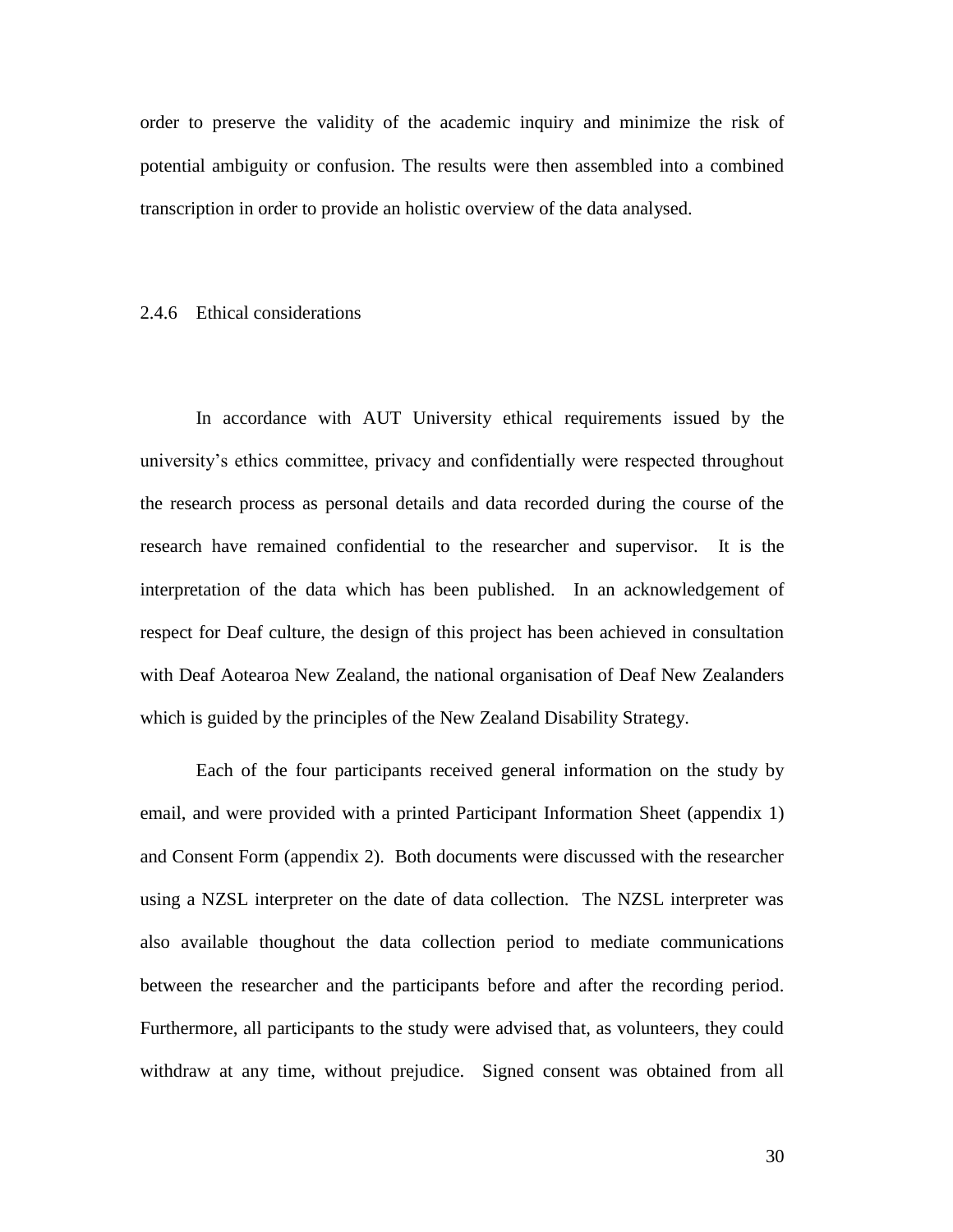order to preserve the validity of the academic inquiry and minimize the risk of potential ambiguity or confusion. The results were then assembled into a combined transcription in order to provide an holistic overview of the data analysed.

### 2.4.6 Ethical considerations

In accordance with AUT University ethical requirements issued by the university's ethics committee, privacy and confidentially were respected throughout the research process as personal details and data recorded during the course of the research have remained confidential to the researcher and supervisor. It is the interpretation of the data which has been published. In an acknowledgement of respect for Deaf culture, the design of this project has been achieved in consultation with Deaf Aotearoa New Zealand, the national organisation of Deaf New Zealanders which is guided by the principles of the New Zealand Disability Strategy.

Each of the four participants received general information on the study by email, and were provided with a printed Participant Information Sheet (appendix 1) and Consent Form (appendix 2). Both documents were discussed with the researcher using a NZSL interpreter on the date of data collection. The NZSL interpreter was also available thoughout the data collection period to mediate communications between the researcher and the participants before and after the recording period. Furthermore, all participants to the study were advised that, as volunteers, they could withdraw at any time, without prejudice. Signed consent was obtained from all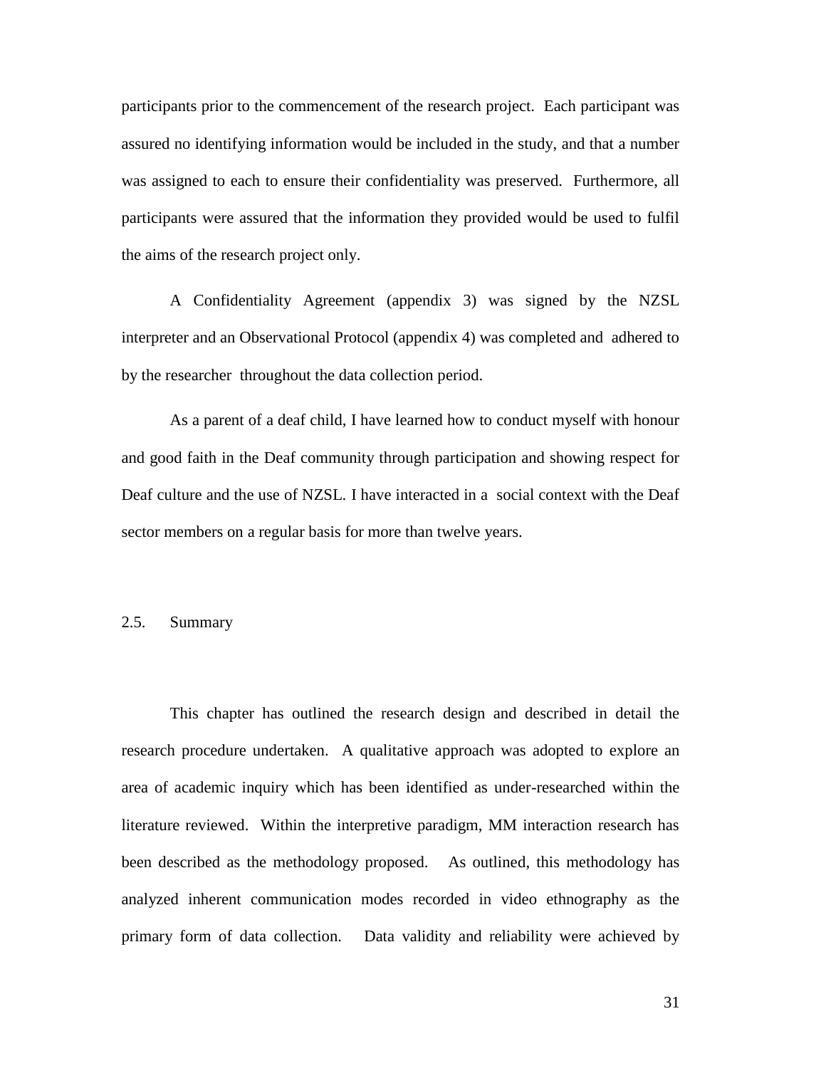participants prior to the commencement of the research project. Each participant was assured no identifying information would be included in the study, and that a number was assigned to each to ensure their confidentiality was preserved. Furthermore, all participants were assured that the information they provided would be used to fulfil the aims of the research project only.

A Confidentiality Agreement (appendix 3) was signed by the NZSL interpreter and an Observational Protocol (appendix 4) was completed and adhered to by the researcher throughout the data collection period.

As a parent of a deaf child, I have learned how to conduct myself with honour and good faith in the Deaf community through participation and showing respect for Deaf culture and the use of NZSL. I have interacted in a social context with the Deaf sector members on a regular basis for more than twelve years.

## 2.5. Summary

This chapter has outlined the research design and described in detail the research procedure undertaken. A qualitative approach was adopted to explore an area of academic inquiry which has been identified as under-researched within the literature reviewed. Within the interpretive paradigm, MM interaction research has been described as the methodology proposed. As outlined, this methodology has analyzed inherent communication modes recorded in video ethnography as the primary form of data collection. Data validity and reliability were achieved by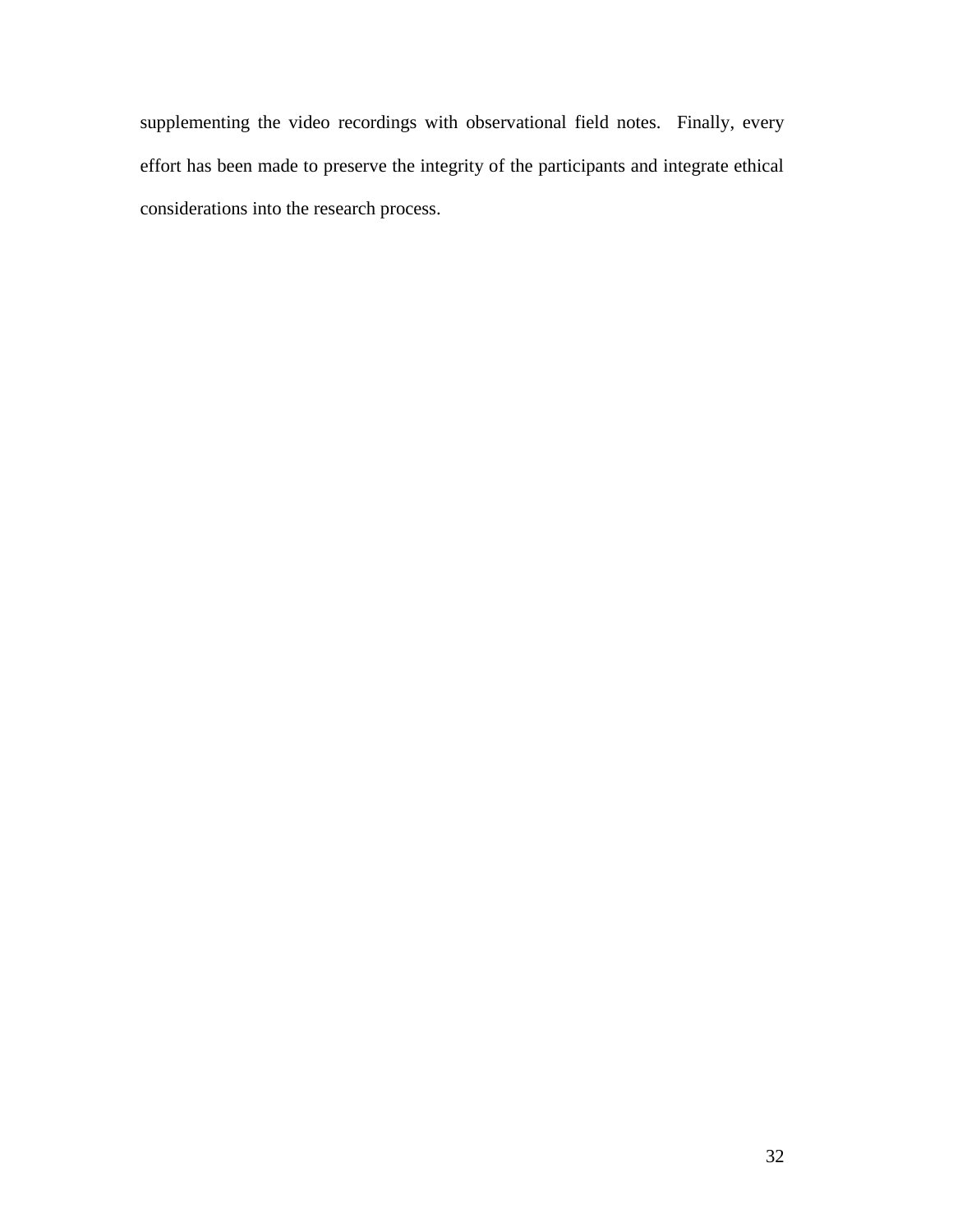supplementing the video recordings with observational field notes. Finally, every effort has been made to preserve the integrity of the participants and integrate ethical considerations into the research process.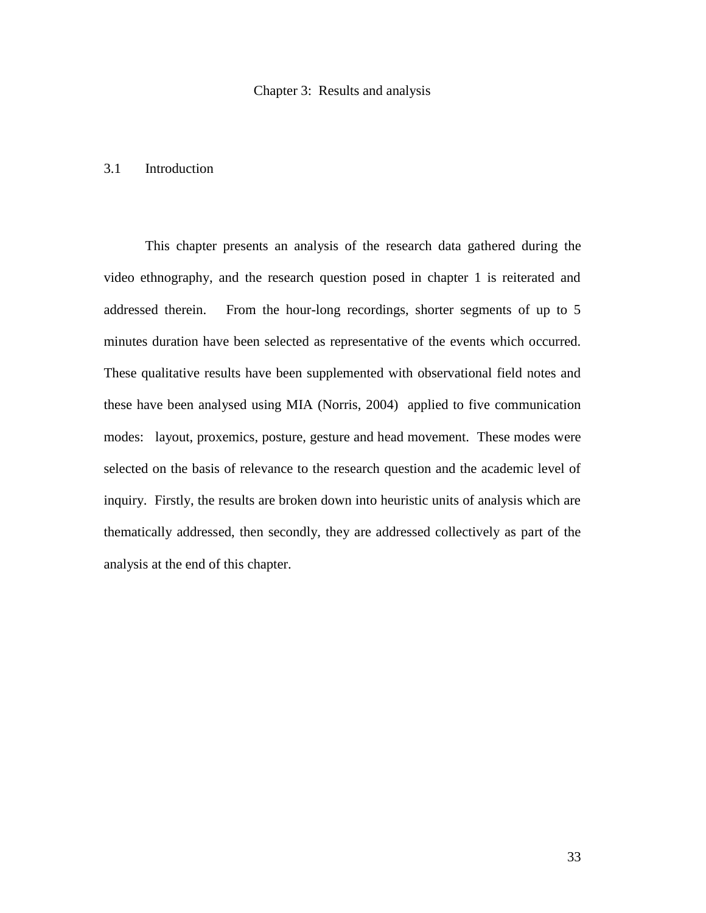# Chapter 3: Results and analysis

## 3.1 Introduction

This chapter presents an analysis of the research data gathered during the video ethnography, and the research question posed in chapter 1 is reiterated and addressed therein. From the hour-long recordings, shorter segments of up to 5 minutes duration have been selected as representative of the events which occurred. These qualitative results have been supplemented with observational field notes and these have been analysed using MIA (Norris, 2004) applied to five communication modes: layout, proxemics, posture, gesture and head movement. These modes were selected on the basis of relevance to the research question and the academic level of inquiry. Firstly, the results are broken down into heuristic units of analysis which are thematically addressed, then secondly, they are addressed collectively as part of the analysis at the end of this chapter.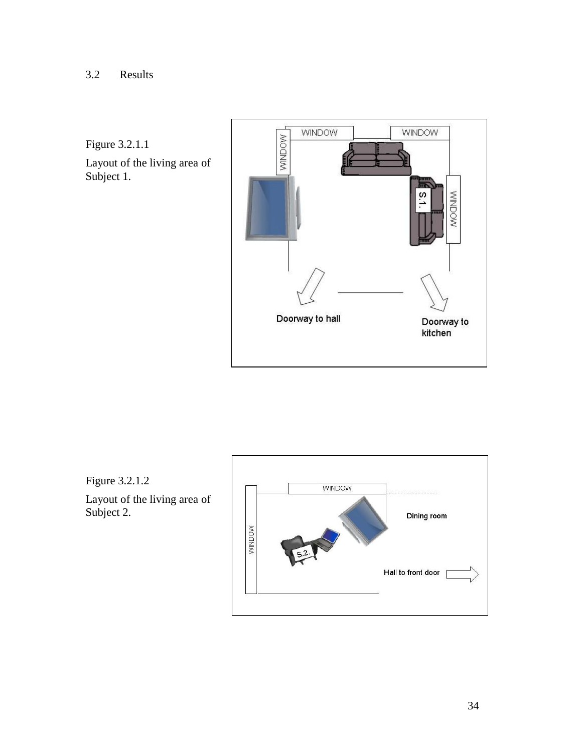## 3.2 Results

Figure 3.2.1.1

Layout of the living area of Subject 1.

Figure 3.2.1.2

Layout of the living area of Subject 2.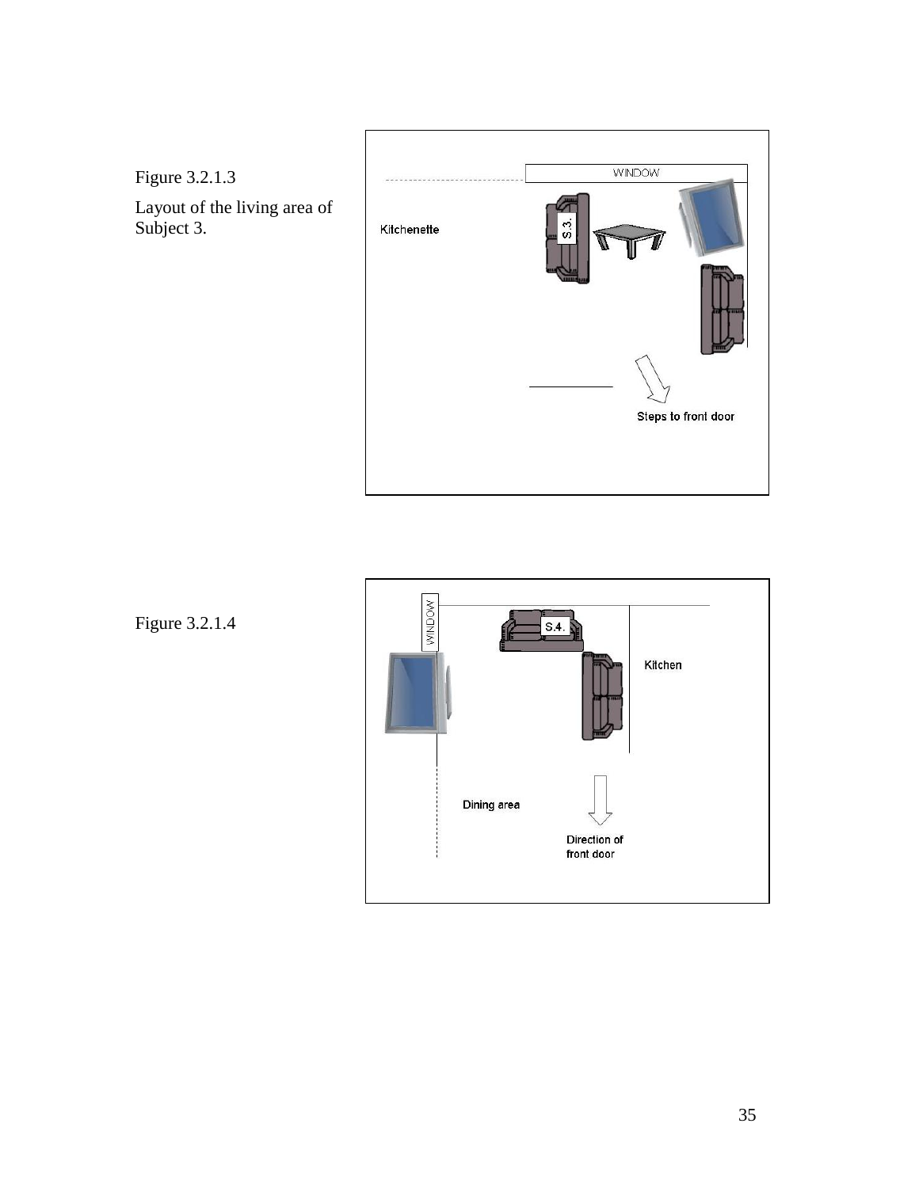Figure 3.2.1.3

Layout of the living area of Subject 3.

WINDOW

Kitchenette

S.3.

Steps to front door

Figure 3.2.1.4

WINDOW

S.4.

Kitchen

Dining area

Direction of front door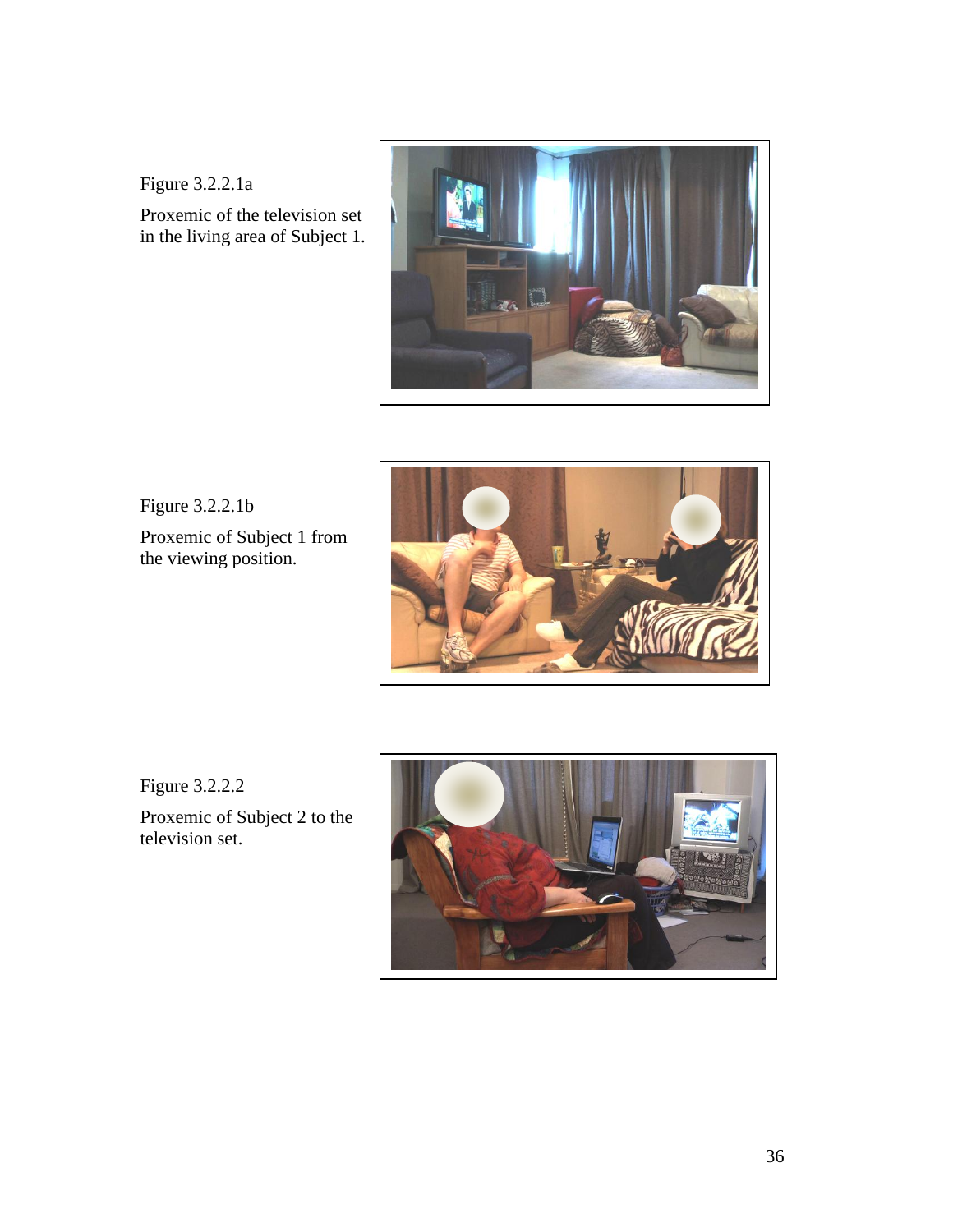Figure 3.2.2.1a

Proxemic of the television set in the living area of Subject 1.

Figure 3.2.2.1b

Proxemic of Subject 1 from the viewing position.

Figure 3.2.2.2

Proxemic of Subject 2 to the television set.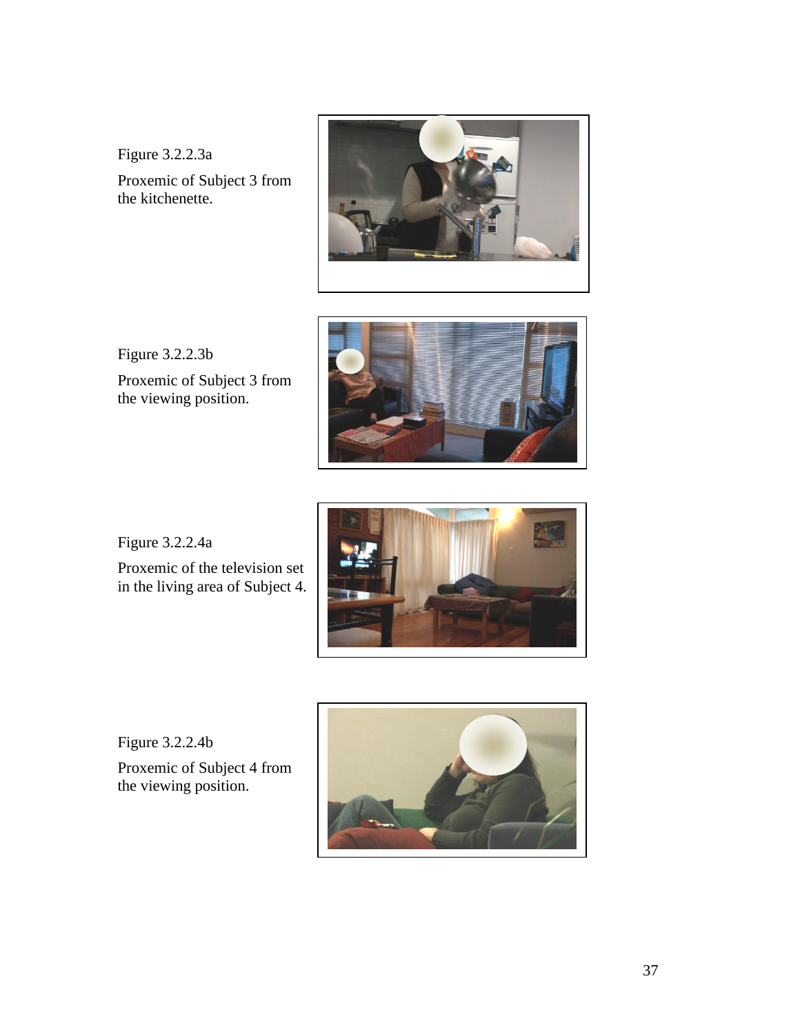Figure 3.2.2.3a

Proxemic of Subject 3 from the kitchenette.

Figure 3.2.2.3b

Proxemic of Subject 3 from the viewing position.

Figure 3.2.2.4a

Proxemic of the television set in the living area of Subject 4.

Figure 3.2.2.4b

Proxemic of Subject 4 from the viewing position.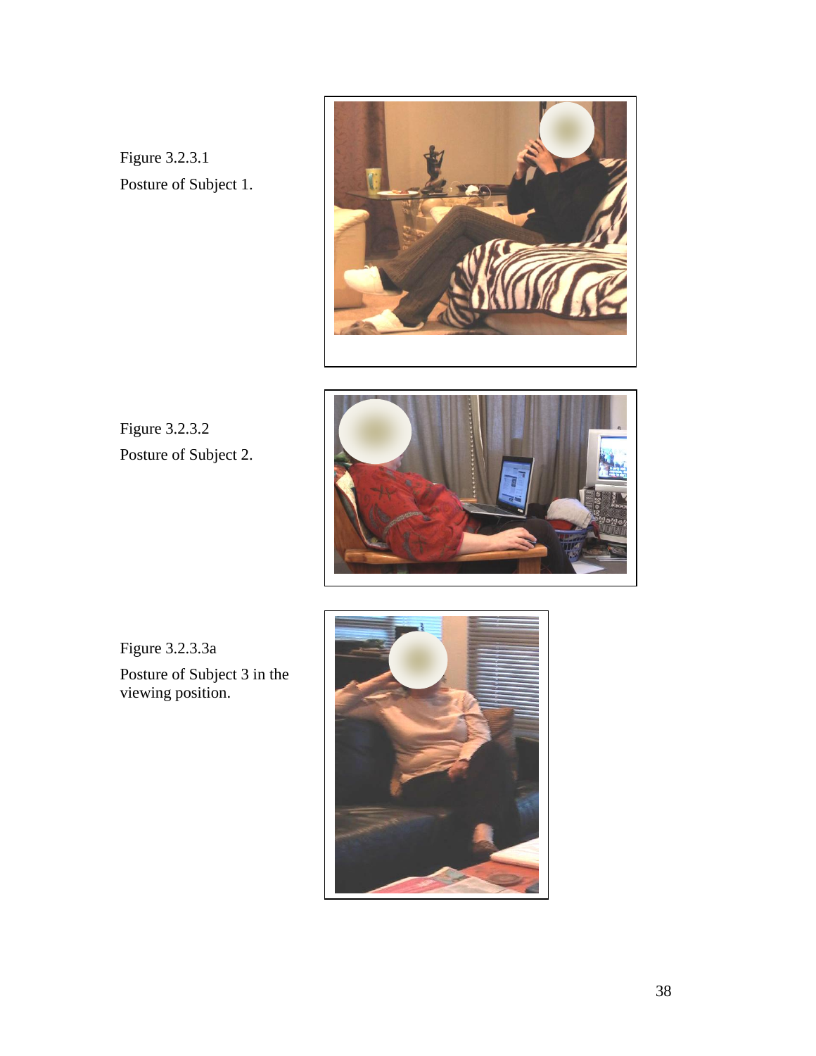Figure 3.2.3.1

Posture of Subject 1.

Figure 3.2.3.2

Posture of Subject 2.

Figure 3.2.3.3a

Posture of Subject 3 in the viewing position.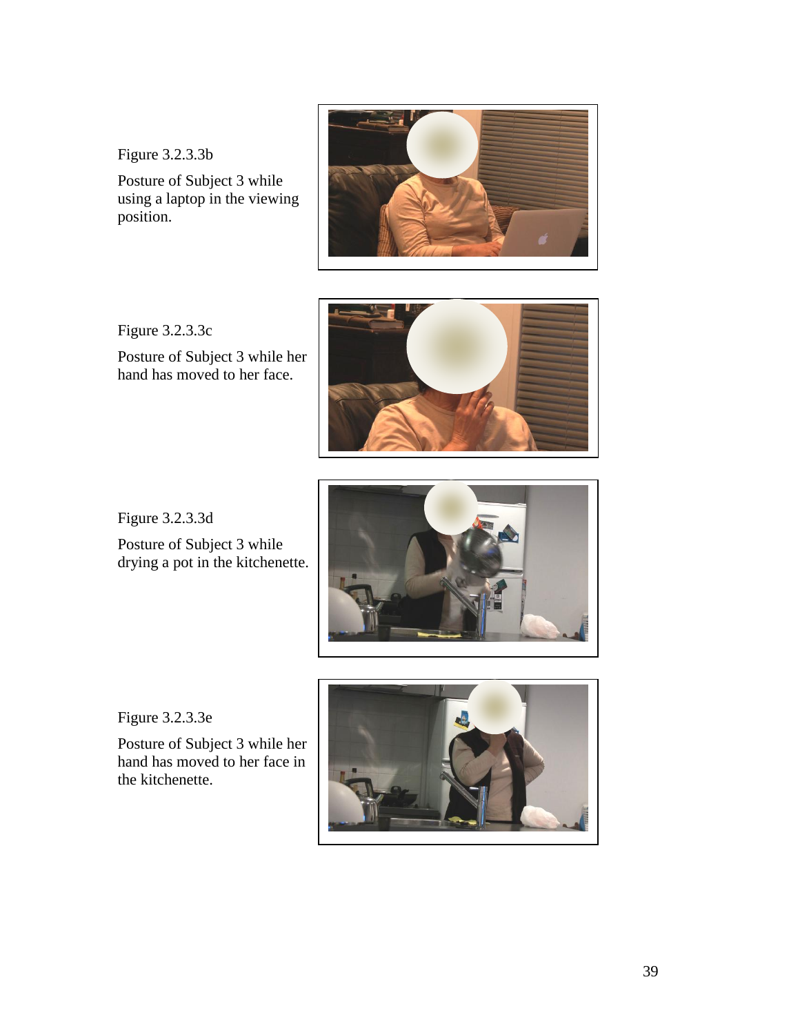Figure 3.2.3.3b

Posture of Subject 3 while using a laptop in the viewing position.

Figure 3.2.3.3c

Posture of Subject 3 while her hand has moved to her face.

Figure 3.2.3.3d

Posture of Subject 3 while drying a pot in the kitchenette.

Figure 3.2.3.3e

Posture of Subject 3 while her hand has moved to her face in the kitchenette.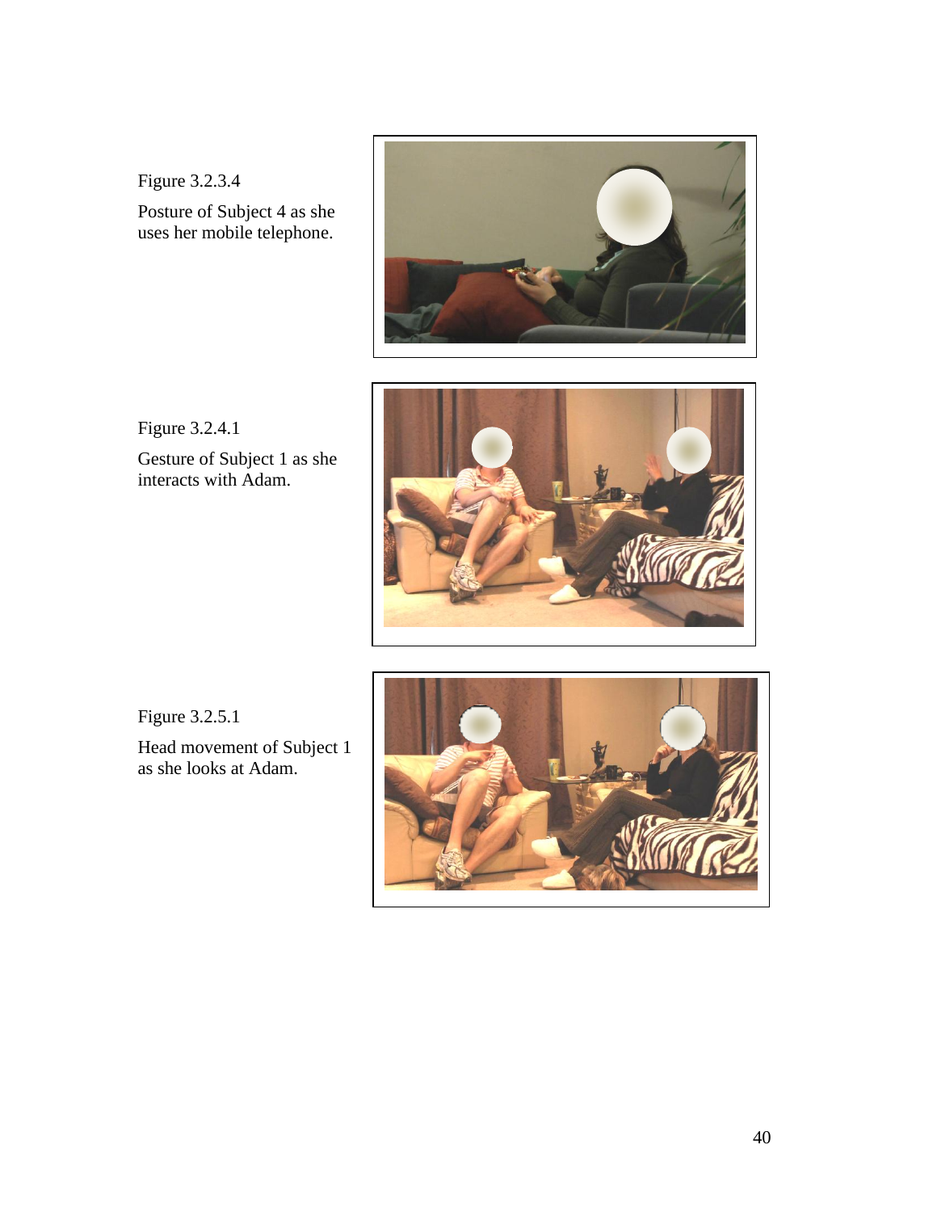Figure 3.2.3.4

Posture of Subject 4 as she uses her mobile telephone.

Figure 3.2.4.1

Gesture of Subject 1 as she interacts with Adam.

Figure 3.2.5.1

Head movement of Subject 1 as she looks at Adam.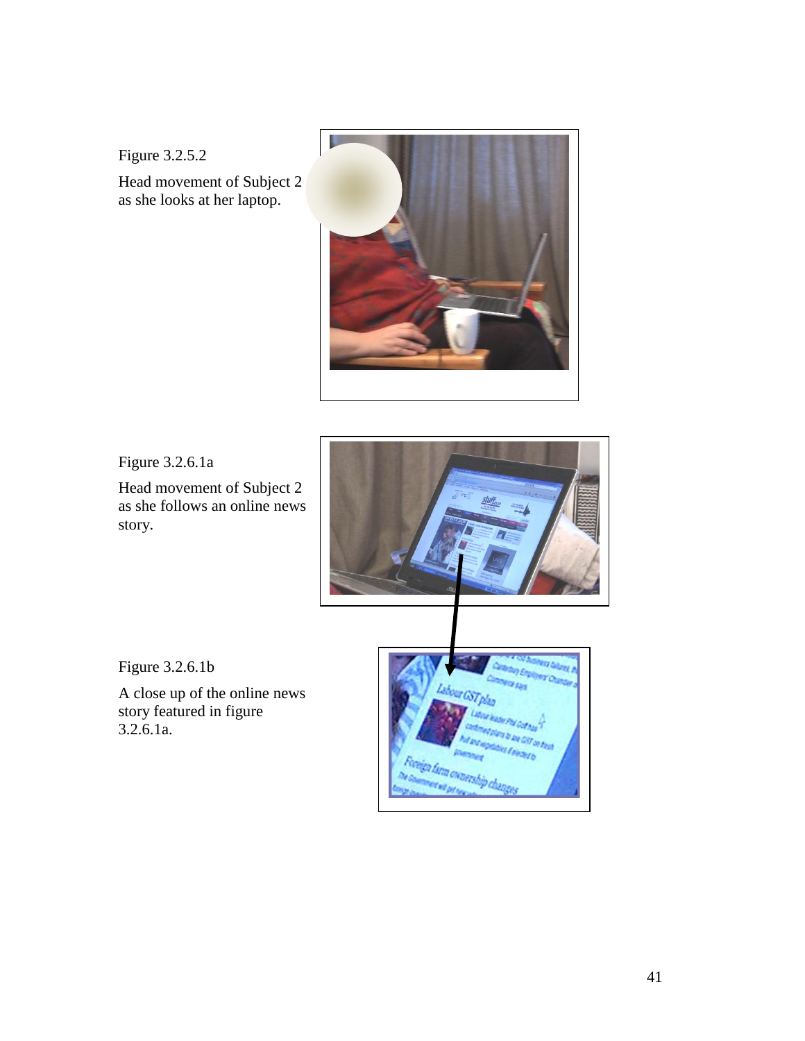Figure 3.2.5.2

Head movement of Subject 2 as she looks at her laptop.

Figure 3.2.6.1a

Head movement of Subject 2 as she follows an online news story.

Figure 3.2.6.1b

A close up of the online news story featured in figure 3.2.6.1a.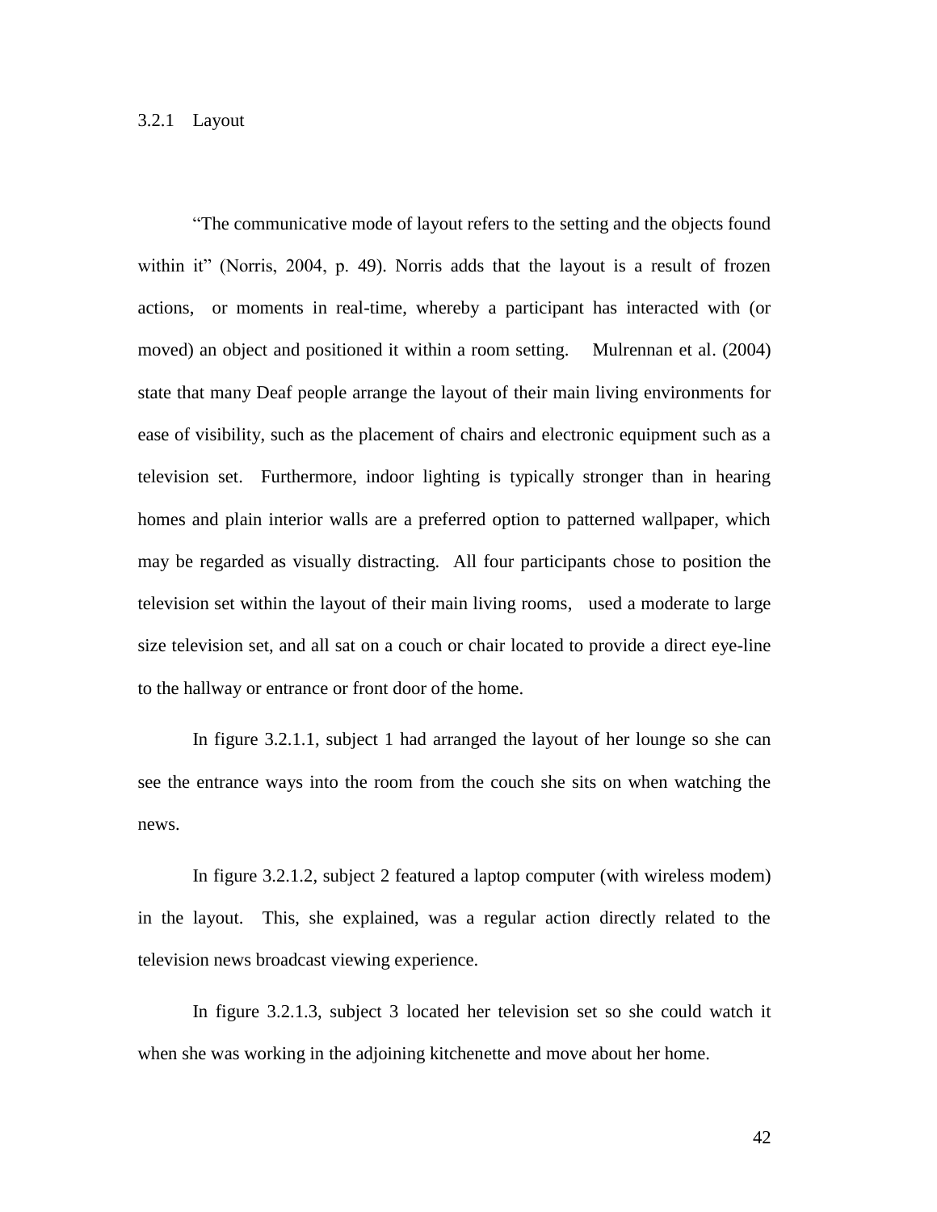### 3.2.1 Layout

"The communicative mode of layout refers to the setting and the objects found within it" (Norris, 2004, p. 49). Norris adds that the layout is a result of frozen actions, or moments in real-time, whereby a participant has interacted with (or moved) an object and positioned it within a room setting. Mulrennan et al. (2004) state that many Deaf people arrange the layout of their main living environments for ease of visibility, such as the placement of chairs and electronic equipment such as a television set. Furthermore, indoor lighting is typically stronger than in hearing homes and plain interior walls are a preferred option to patterned wallpaper, which may be regarded as visually distracting. All four participants chose to position the television set within the layout of their main living rooms, used a moderate to large size television set, and all sat on a couch or chair located to provide a direct eye-line to the hallway or entrance or front door of the home.

In figure 3.2.1.1, subject 1 had arranged the layout of her lounge so she can see the entrance ways into the room from the couch she sits on when watching the news.

In figure 3.2.1.2, subject 2 featured a laptop computer (with wireless modem) in the layout. This, she explained, was a regular action directly related to the television news broadcast viewing experience.

In figure 3.2.1.3, subject 3 located her television set so she could watch it when she was working in the adjoining kitchenette and move about her home.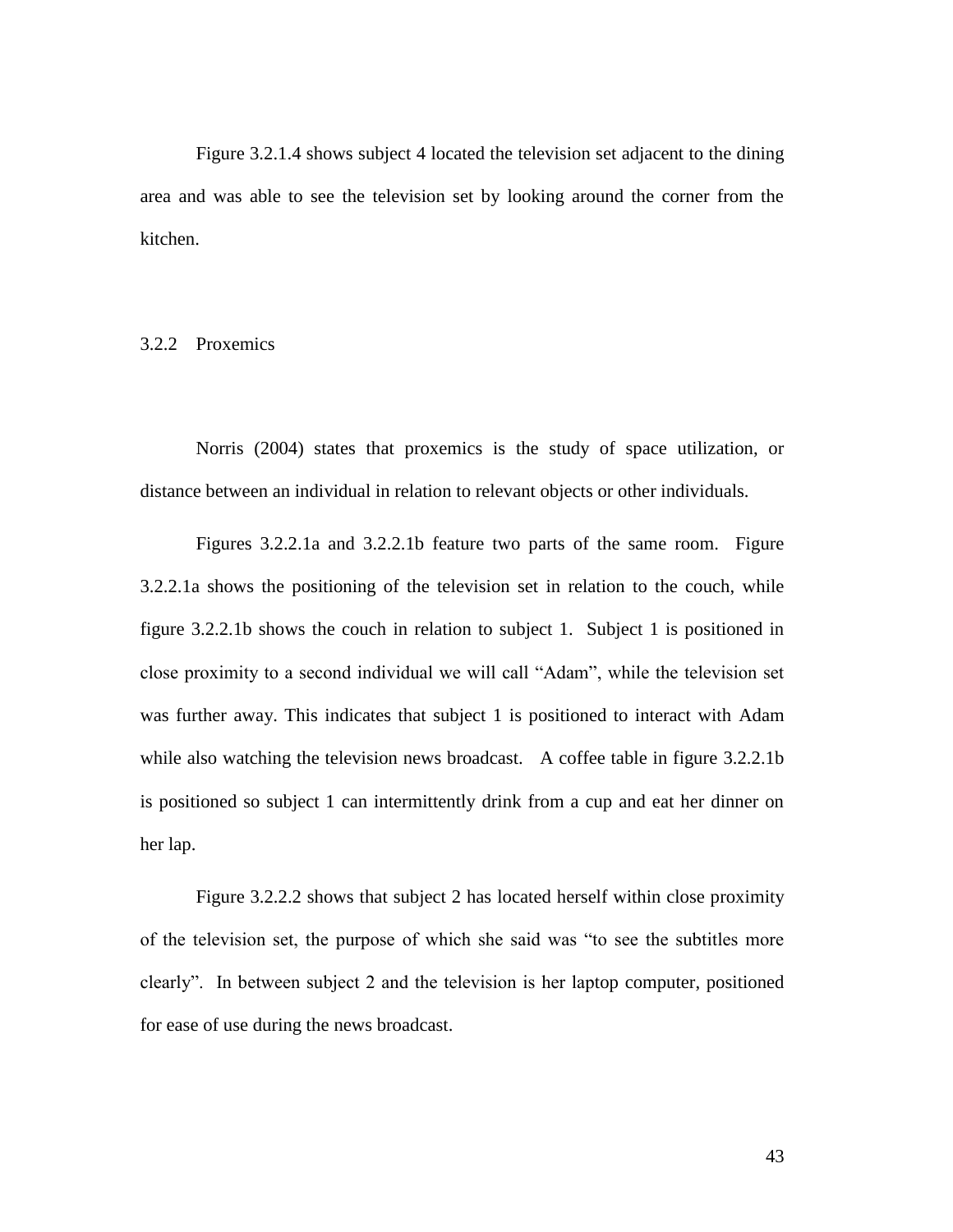Figure 3.2.1.4 shows subject 4 located the television set adjacent to the dining area and was able to see the television set by looking around the corner from the kitchen.

### 3.2.2 Proxemics

Norris (2004) states that proxemics is the study of space utilization, or distance between an individual in relation to relevant objects or other individuals.

Figures 3.2.2.1a and 3.2.2.1b feature two parts of the same room. Figure 3.2.2.1a shows the positioning of the television set in relation to the couch, while figure 3.2.2.1b shows the couch in relation to subject 1. Subject 1 is positioned in close proximity to a second individual we will call "Adam", while the television set was further away. This indicates that subject 1 is positioned to interact with Adam while also watching the television news broadcast. A coffee table in figure 3.2.2.1b is positioned so subject 1 can intermittently drink from a cup and eat her dinner on her lap.

Figure 3.2.2.2 shows that subject 2 has located herself within close proximity of the television set, the purpose of which she said was "to see the subtitles more clearly". In between subject 2 and the television is her laptop computer, positioned for ease of use during the news broadcast.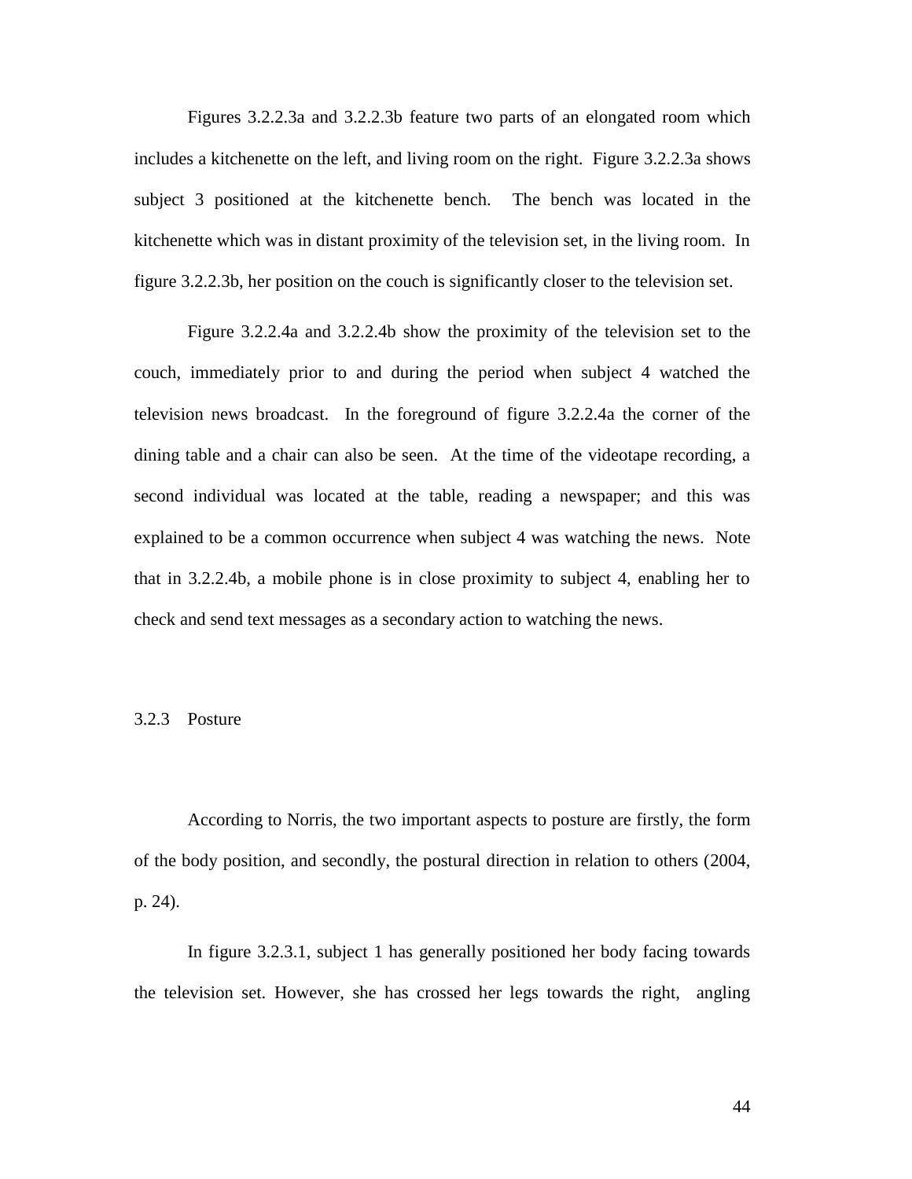Figures 3.2.2.3a and 3.2.2.3b feature two parts of an elongated room which includes a kitchenette on the left, and living room on the right. Figure 3.2.2.3a shows subject 3 positioned at the kitchenette bench. The bench was located in the kitchenette which was in distant proximity of the television set, in the living room. In figure 3.2.2.3b, her position on the couch is significantly closer to the television set.

Figure 3.2.2.4a and 3.2.2.4b show the proximity of the television set to the couch, immediately prior to and during the period when subject 4 watched the television news broadcast. In the foreground of figure 3.2.2.4a the corner of the dining table and a chair can also be seen. At the time of the videotape recording, a second individual was located at the table, reading a newspaper; and this was explained to be a common occurrence when subject 4 was watching the news. Note that in 3.2.2.4b, a mobile phone is in close proximity to subject 4, enabling her to check and send text messages as a secondary action to watching the news.

### 3.2.3 Posture

According to Norris, the two important aspects to posture are firstly, the form of the body position, and secondly, the postural direction in relation to others (2004, p. 24).

In figure 3.2.3.1, subject 1 has generally positioned her body facing towards the television set. However, she has crossed her legs towards the right, angling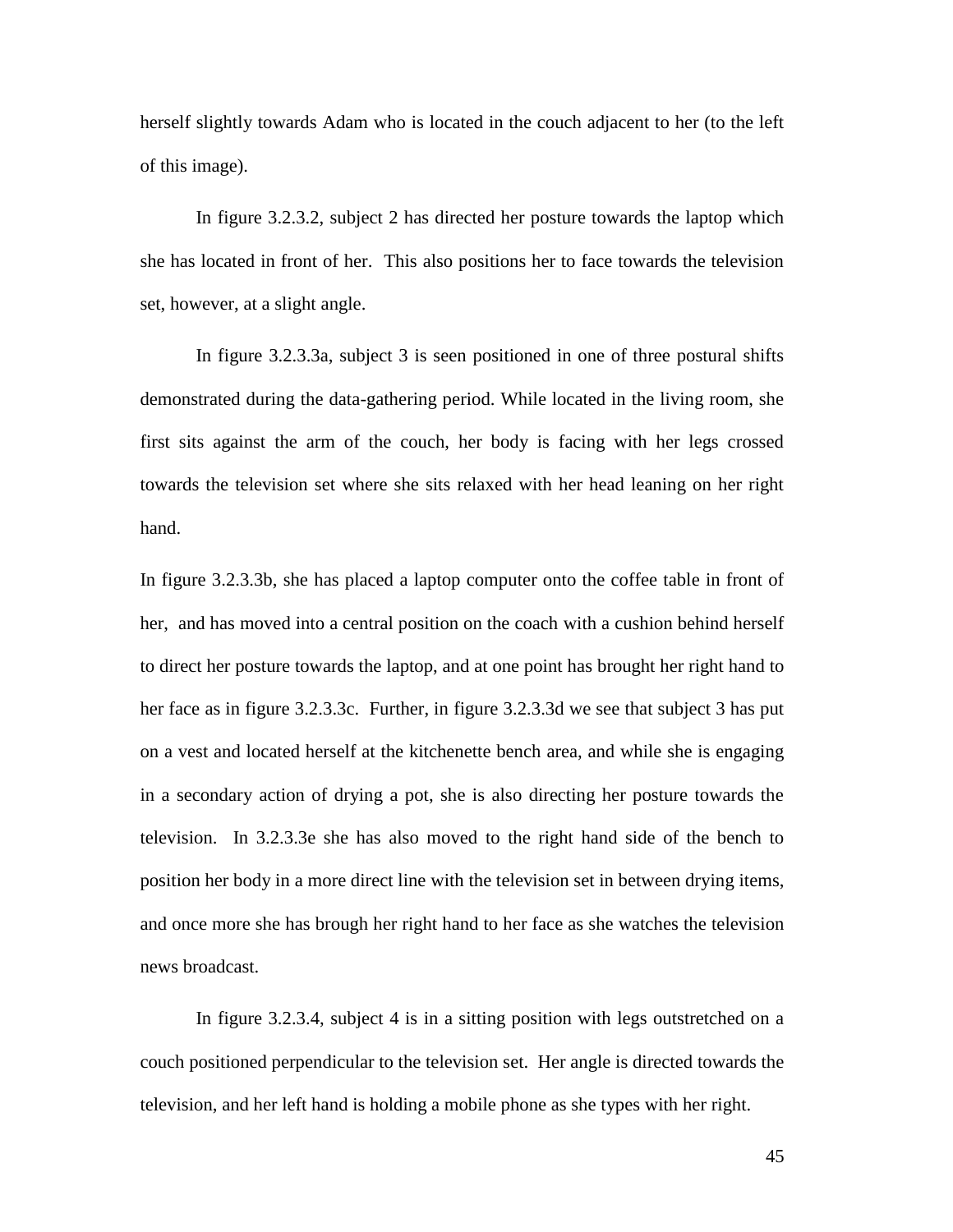herself slightly towards Adam who is located in the couch adjacent to her (to the left of this image).

In figure 3.2.3.2, subject 2 has directed her posture towards the laptop which she has located in front of her. This also positions her to face towards the television set, however, at a slight angle.

In figure 3.2.3.3a, subject 3 is seen positioned in one of three postural shifts demonstrated during the data-gathering period. While located in the living room, she first sits against the arm of the couch, her body is facing with her legs crossed towards the television set where she sits relaxed with her head leaning on her right hand.

In figure 3.2.3.3b, she has placed a laptop computer onto the coffee table in front of her, and has moved into a central position on the coach with a cushion behind herself to direct her posture towards the laptop, and at one point has brought her right hand to her face as in figure 3.2.3.3c. Further, in figure 3.2.3.3d we see that subject 3 has put on a vest and located herself at the kitchenette bench area, and while she is engaging in a secondary action of drying a pot, she is also directing her posture towards the television. In 3.2.3.3e she has also moved to the right hand side of the bench to position her body in a more direct line with the television set in between drying items, and once more she has brough her right hand to her face as she watches the television news broadcast.

In figure 3.2.3.4, subject 4 is in a sitting position with legs outstretched on a couch positioned perpendicular to the television set. Her angle is directed towards the television, and her left hand is holding a mobile phone as she types with her right.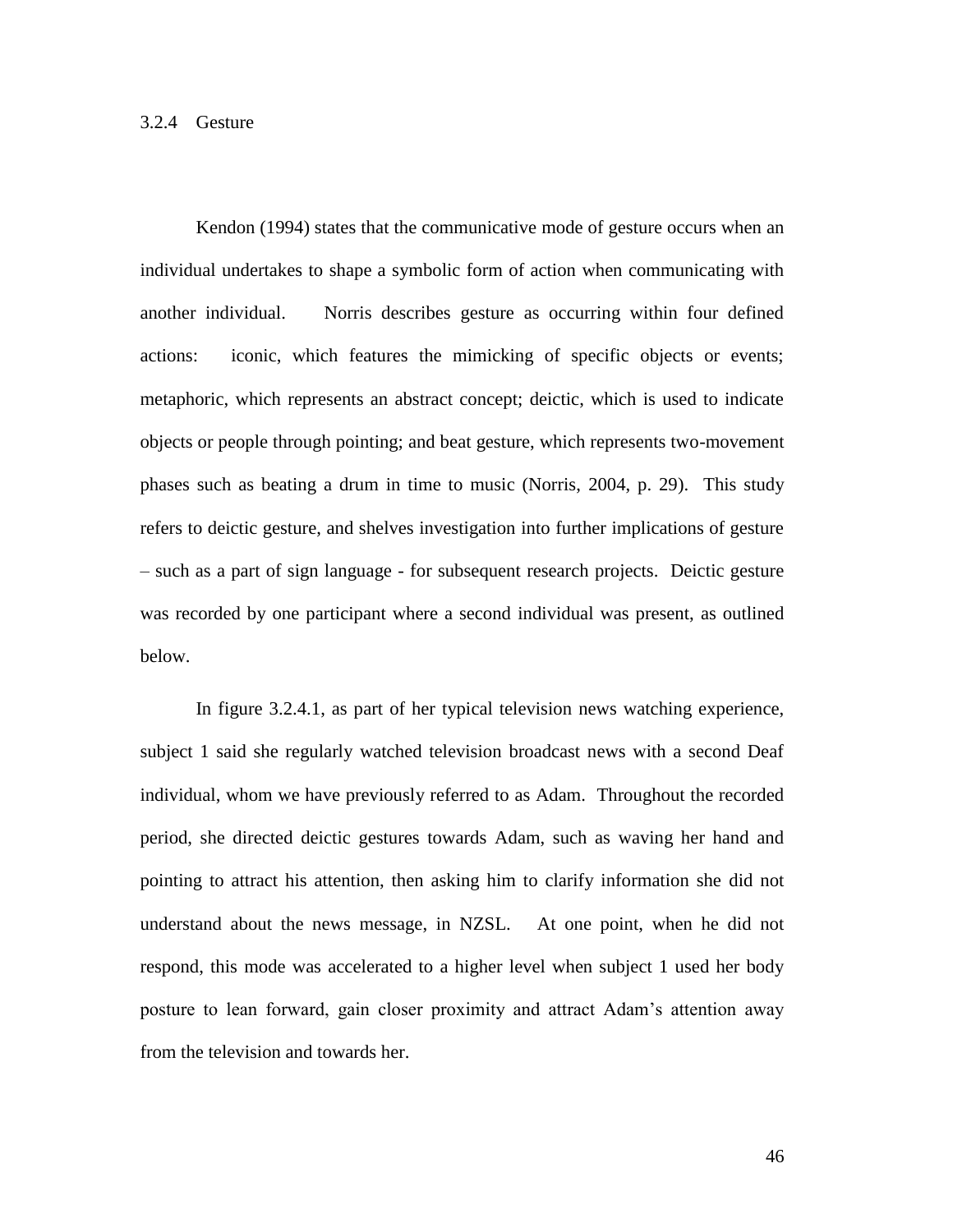### 3.2.4 Gesture

Kendon (1994) states that the communicative mode of gesture occurs when an individual undertakes to shape a symbolic form of action when communicating with another individual. Norris describes gesture as occurring within four defined actions: iconic, which features the mimicking of specific objects or events; metaphoric, which represents an abstract concept; deictic, which is used to indicate objects or people through pointing; and beat gesture, which represents two-movement phases such as beating a drum in time to music (Norris, 2004, p. 29). This study refers to deictic gesture, and shelves investigation into further implications of gesture – such as a part of sign language - for subsequent research projects. Deictic gesture was recorded by one participant where a second individual was present, as outlined below.

In figure 3.2.4.1, as part of her typical television news watching experience, subject 1 said she regularly watched television broadcast news with a second Deaf individual, whom we have previously referred to as Adam. Throughout the recorded period, she directed deictic gestures towards Adam, such as waving her hand and pointing to attract his attention, then asking him to clarify information she did not understand about the news message, in NZSL. At one point, when he did not respond, this mode was accelerated to a higher level when subject 1 used her body posture to lean forward, gain closer proximity and attract Adam's attention away from the television and towards her.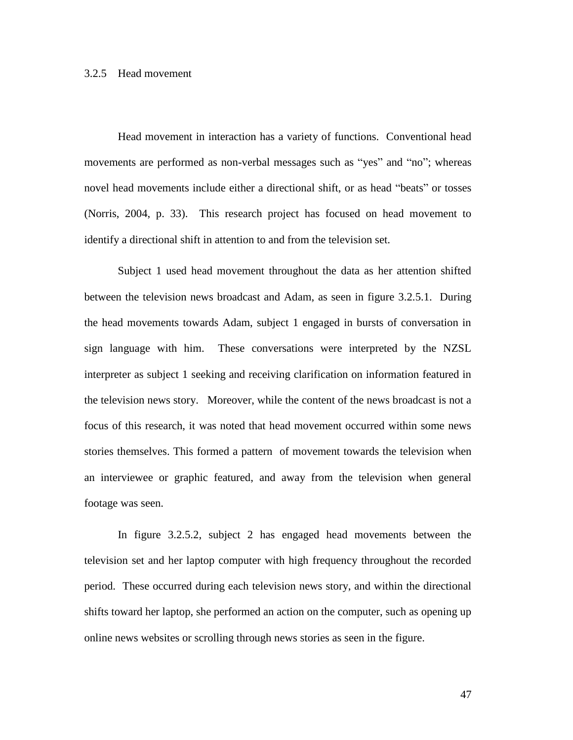### 3.2.5 Head movement

Head movement in interaction has a variety of functions. Conventional head movements are performed as non-verbal messages such as "yes" and "no"; whereas novel head movements include either a directional shift, or as head "beats" or tosses (Norris, 2004, p. 33). This research project has focused on head movement to identify a directional shift in attention to and from the television set.

Subject 1 used head movement throughout the data as her attention shifted between the television news broadcast and Adam, as seen in figure 3.2.5.1. During the head movements towards Adam, subject 1 engaged in bursts of conversation in sign language with him. These conversations were interpreted by the NZSL interpreter as subject 1 seeking and receiving clarification on information featured in the television news story. Moreover, while the content of the news broadcast is not a focus of this research, it was noted that head movement occurred within some news stories themselves. This formed a pattern of movement towards the television when an interviewee or graphic featured, and away from the television when general footage was seen.

In figure 3.2.5.2, subject 2 has engaged head movements between the television set and her laptop computer with high frequency throughout the recorded period. These occurred during each television news story, and within the directional shifts toward her laptop, she performed an action on the computer, such as opening up online news websites or scrolling through news stories as seen in the figure.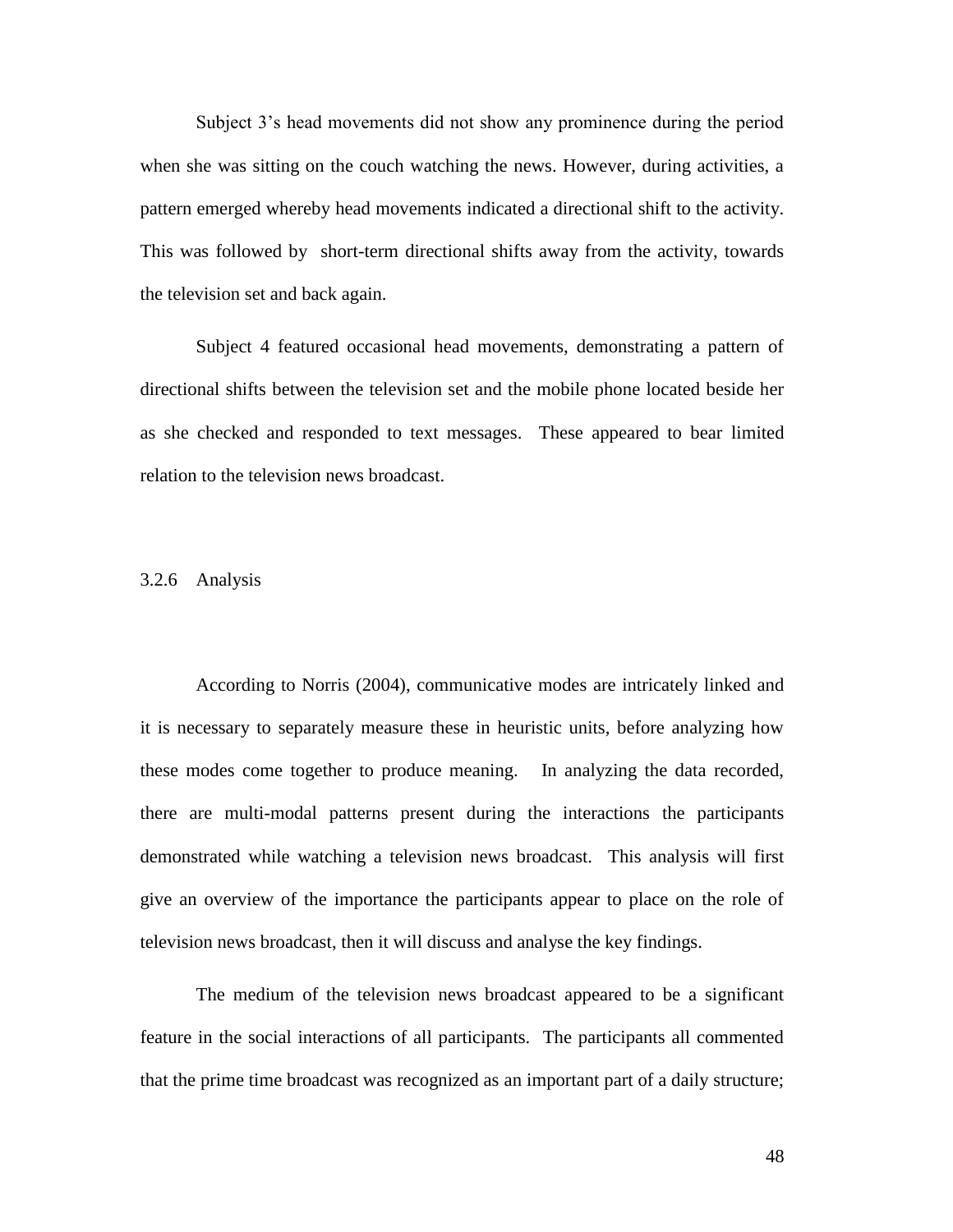Subject 3's head movements did not show any prominence during the period when she was sitting on the couch watching the news. However, during activities, a pattern emerged whereby head movements indicated a directional shift to the activity. This was followed by short-term directional shifts away from the activity, towards the television set and back again.

Subject 4 featured occasional head movements, demonstrating a pattern of directional shifts between the television set and the mobile phone located beside her as she checked and responded to text messages. These appeared to bear limited relation to the television news broadcast.

### 3.2.6 Analysis

According to Norris (2004), communicative modes are intricately linked and it is necessary to separately measure these in heuristic units, before analyzing how these modes come together to produce meaning. In analyzing the data recorded, there are multi-modal patterns present during the interactions the participants demonstrated while watching a television news broadcast. This analysis will first give an overview of the importance the participants appear to place on the role of television news broadcast, then it will discuss and analyse the key findings.

The medium of the television news broadcast appeared to be a significant feature in the social interactions of all participants. The participants all commented that the prime time broadcast was recognized as an important part of a daily structure;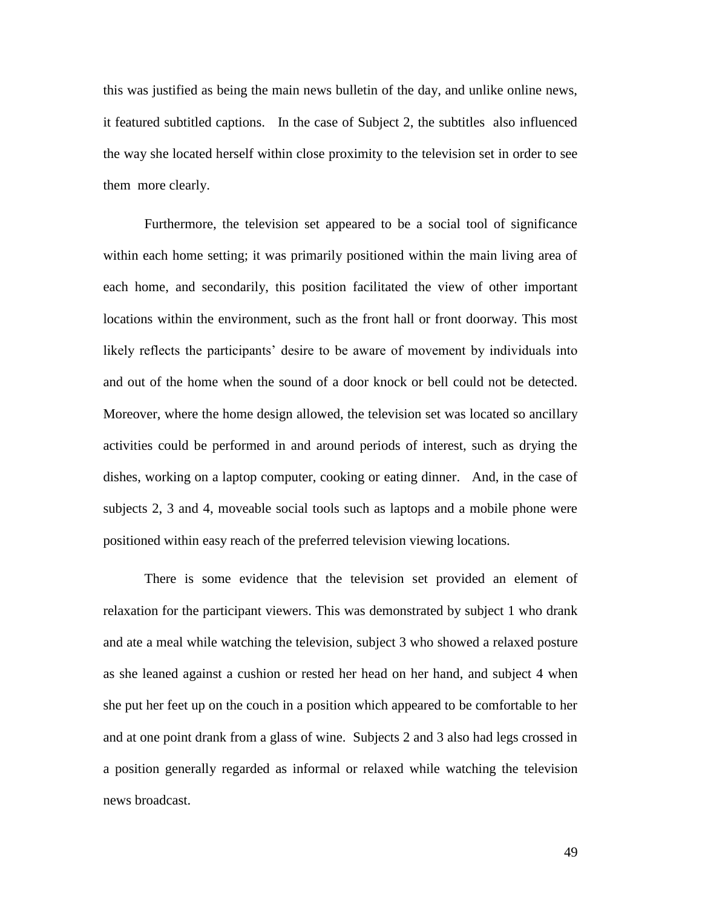this was justified as being the main news bulletin of the day, and unlike online news, it featured subtitled captions. In the case of Subject 2, the subtitles also influenced the way she located herself within close proximity to the television set in order to see them more clearly.

Furthermore, the television set appeared to be a social tool of significance within each home setting; it was primarily positioned within the main living area of each home, and secondarily, this position facilitated the view of other important locations within the environment, such as the front hall or front doorway. This most likely reflects the participants' desire to be aware of movement by individuals into and out of the home when the sound of a door knock or bell could not be detected. Moreover, where the home design allowed, the television set was located so ancillary activities could be performed in and around periods of interest, such as drying the dishes, working on a laptop computer, cooking or eating dinner. And, in the case of subjects 2, 3 and 4, moveable social tools such as laptops and a mobile phone were positioned within easy reach of the preferred television viewing locations.

There is some evidence that the television set provided an element of relaxation for the participant viewers. This was demonstrated by subject 1 who drank and ate a meal while watching the television, subject 3 who showed a relaxed posture as she leaned against a cushion or rested her head on her hand, and subject 4 when she put her feet up on the couch in a position which appeared to be comfortable to her and at one point drank from a glass of wine. Subjects 2 and 3 also had legs crossed in a position generally regarded as informal or relaxed while watching the television news broadcast.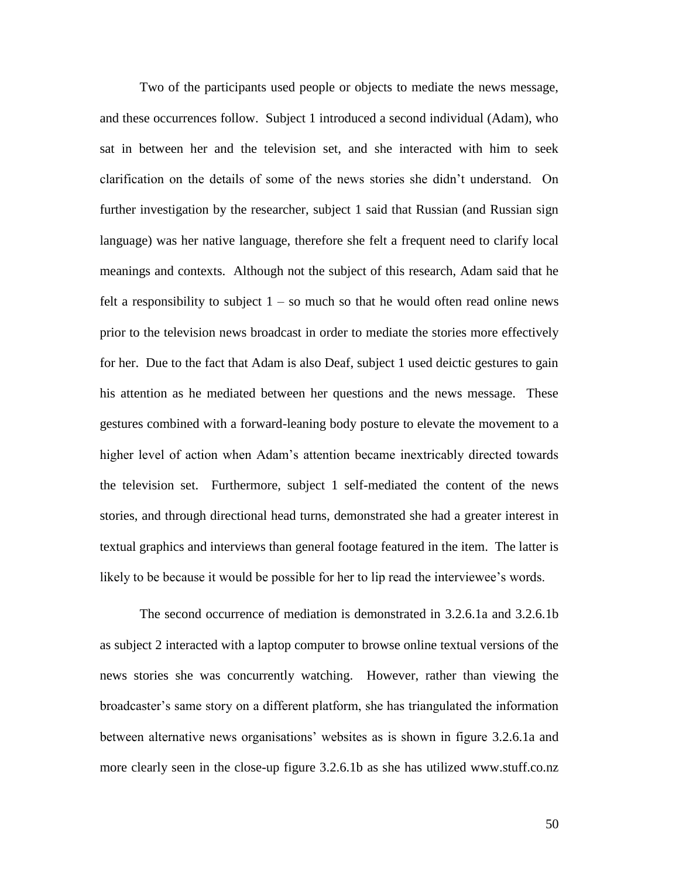Two of the participants used people or objects to mediate the news message, and these occurrences follow. Subject 1 introduced a second individual (Adam), who sat in between her and the television set, and she interacted with him to seek clarification on the details of some of the news stories she didn't understand. On further investigation by the researcher, subject 1 said that Russian (and Russian sign language) was her native language, therefore she felt a frequent need to clarify local meanings and contexts. Although not the subject of this research, Adam said that he felt a responsibility to subject 1 – so much so that he would often read online news prior to the television news broadcast in order to mediate the stories more effectively for her. Due to the fact that Adam is also Deaf, subject 1 used deictic gestures to gain his attention as he mediated between her questions and the news message. These gestures combined with a forward-leaning body posture to elevate the movement to a higher level of action when Adam's attention became inextricably directed towards the television set. Furthermore, subject 1 self-mediated the content of the news stories, and through directional head turns, demonstrated she had a greater interest in textual graphics and interviews than general footage featured in the item. The latter is likely to be because it would be possible for her to lip read the interviewee's words.

The second occurrence of mediation is demonstrated in 3.2.6.1a and 3.2.6.1b as subject 2 interacted with a laptop computer to browse online textual versions of the news stories she was concurrently watching. However, rather than viewing the broadcaster's same story on a different platform, she has triangulated the information between alternative news organisations' websites as is shown in figure 3.2.6.1a and more clearly seen in the close-up figure 3.2.6.1b as she has utilized www.stuff.co.nz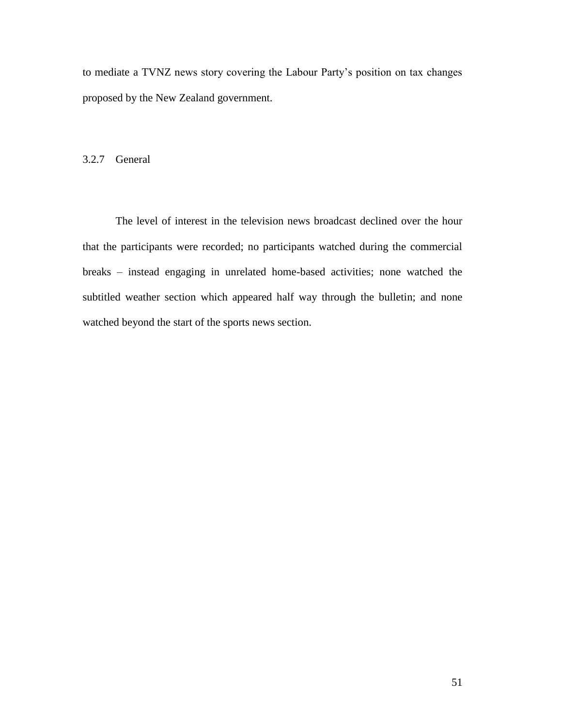to mediate a TVNZ news story covering the Labour Party’s position on tax changes proposed by the New Zealand government.

### 3.2.7 General

The level of interest in the television news broadcast declined over the hour that the participants were recorded; no participants watched during the commercial breaks – instead engaging in unrelated home-based activities; none watched the subtitled weather section which appeared half way through the bulletin; and none watched beyond the start of the sports news section.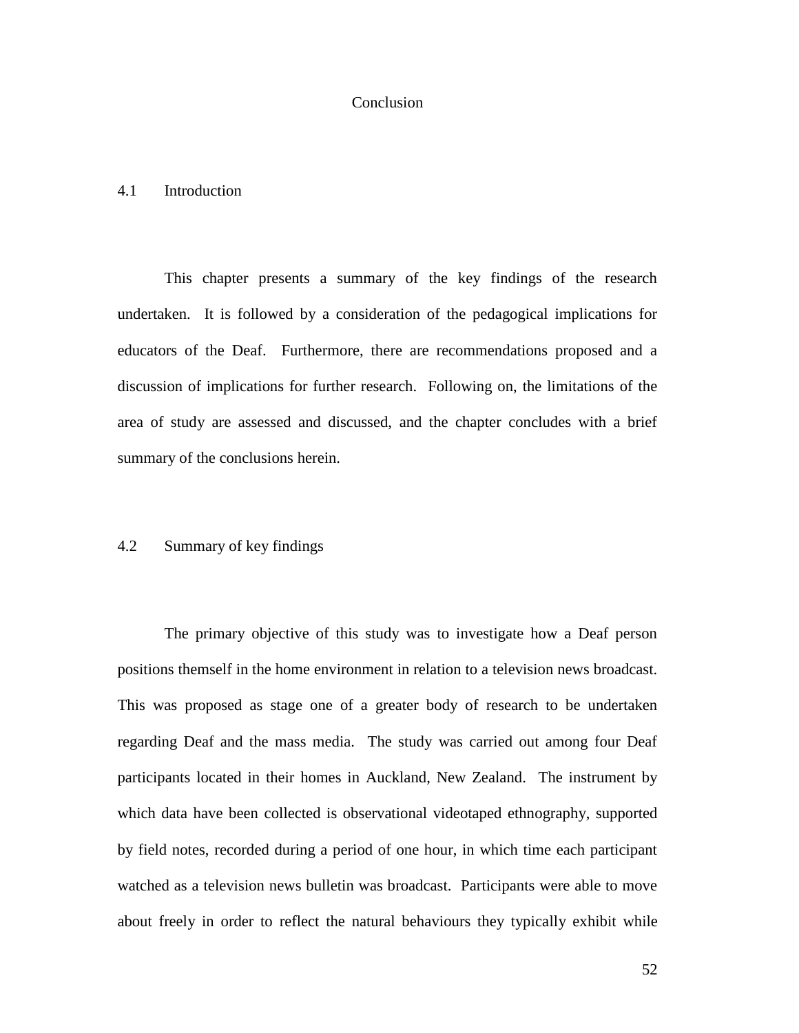# Conclusion

## 4.1 Introduction

This chapter presents a summary of the key findings of the research undertaken. It is followed by a consideration of the pedagogical implications for educators of the Deaf. Furthermore, there are recommendations proposed and a discussion of implications for further research. Following on, the limitations of the area of study are assessed and discussed, and the chapter concludes with a brief summary of the conclusions herein.

## 4.2 Summary of key findings

The primary objective of this study was to investigate how a Deaf person positions themself in the home environment in relation to a television news broadcast. This was proposed as stage one of a greater body of research to be undertaken regarding Deaf and the mass media. The study was carried out among four Deaf participants located in their homes in Auckland, New Zealand. The instrument by which data have been collected is observational videotaped ethnography, supported by field notes, recorded during a period of one hour, in which time each participant watched as a television news bulletin was broadcast. Participants were able to move about freely in order to reflect the natural behaviours they typically exhibit while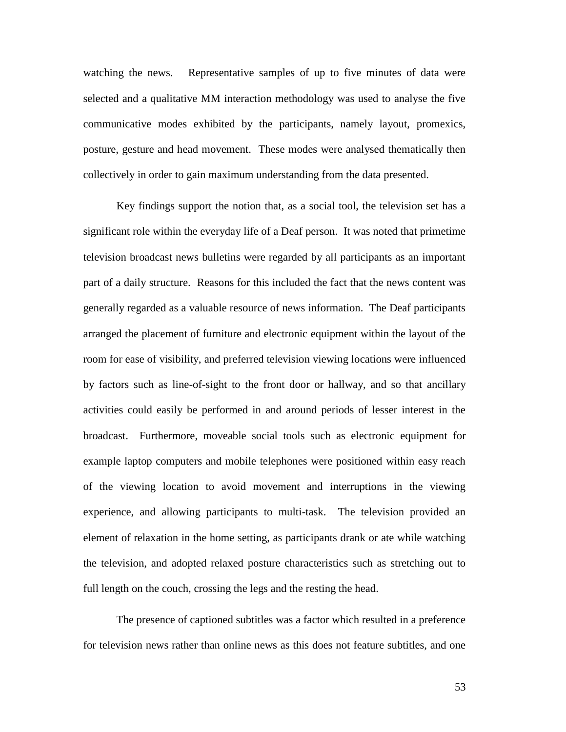watching the news. Representative samples of up to five minutes of data were selected and a qualitative MM interaction methodology was used to analyse the five communicative modes exhibited by the participants, namely layout, promexics, posture, gesture and head movement. These modes were analysed thematically then collectively in order to gain maximum understanding from the data presented.

Key findings support the notion that, as a social tool, the television set has a significant role within the everyday life of a Deaf person. It was noted that primetime television broadcast news bulletins were regarded by all participants as an important part of a daily structure. Reasons for this included the fact that the news content was generally regarded as a valuable resource of news information. The Deaf participants arranged the placement of furniture and electronic equipment within the layout of the room for ease of visibility, and preferred television viewing locations were influenced by factors such as line-of-sight to the front door or hallway, and so that ancillary activities could easily be performed in and around periods of lesser interest in the broadcast. Furthermore, moveable social tools such as electronic equipment for example laptop computers and mobile telephones were positioned within easy reach of the viewing location to avoid movement and interruptions in the viewing experience, and allowing participants to multi-task. The television provided an element of relaxation in the home setting, as participants drank or ate while watching the television, and adopted relaxed posture characteristics such as stretching out to full length on the couch, crossing the legs and the resting the head.

The presence of captioned subtitles was a factor which resulted in a preference for television news rather than online news as this does not feature subtitles, and one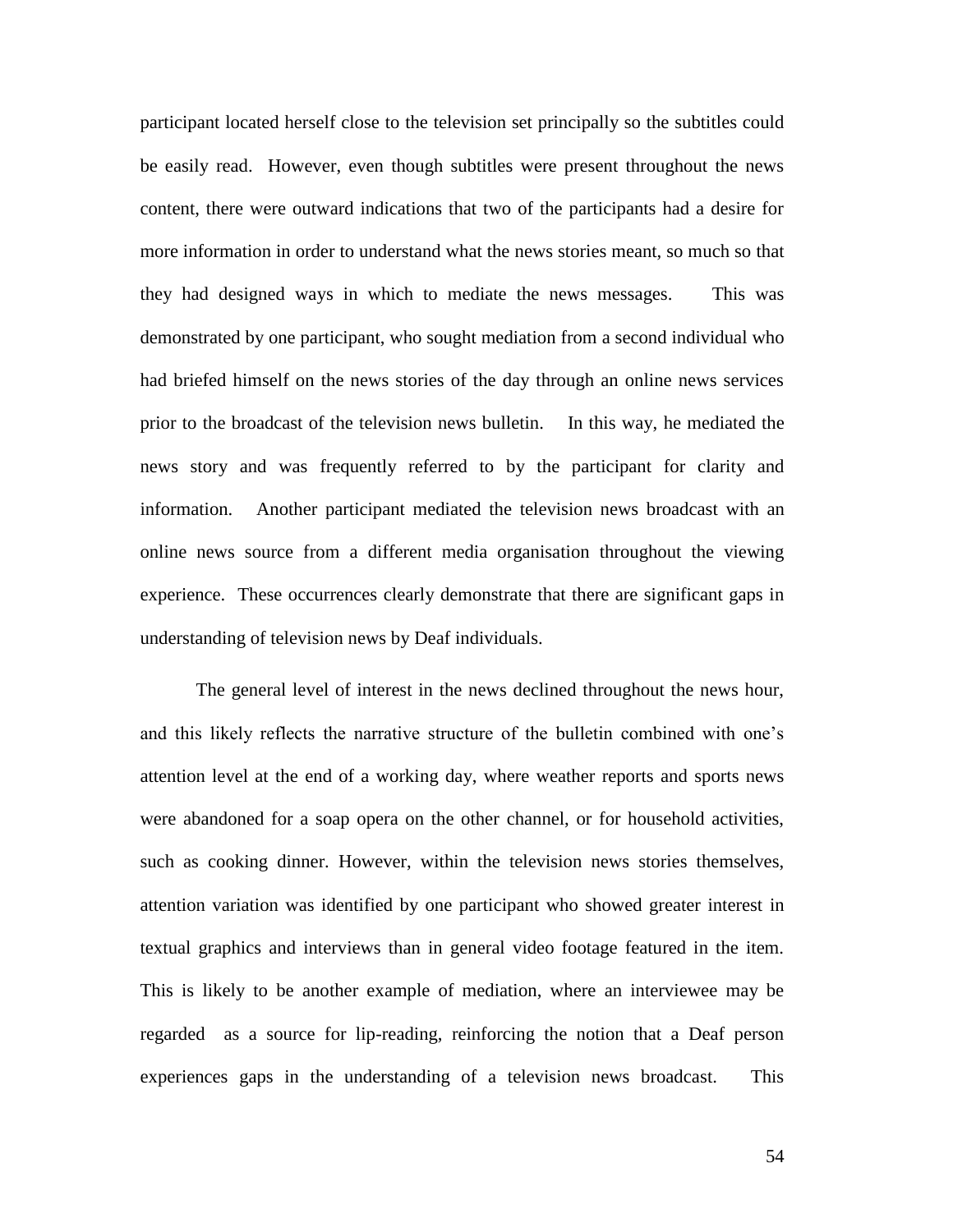participant located herself close to the television set principally so the subtitles could be easily read. However, even though subtitles were present throughout the news content, there were outward indications that two of the participants had a desire for more information in order to understand what the news stories meant, so much so that they had designed ways in which to mediate the news messages. This was demonstrated by one participant, who sought mediation from a second individual who had briefed himself on the news stories of the day through an online news services prior to the broadcast of the television news bulletin. In this way, he mediated the news story and was frequently referred to by the participant for clarity and information. Another participant mediated the television news broadcast with an online news source from a different media organisation throughout the viewing experience. These occurrences clearly demonstrate that there are significant gaps in understanding of television news by Deaf individuals.

The general level of interest in the news declined throughout the news hour, and this likely reflects the narrative structure of the bulletin combined with one's attention level at the end of a working day, where weather reports and sports news were abandoned for a soap opera on the other channel, or for household activities, such as cooking dinner. However, within the television news stories themselves, attention variation was identified by one participant who showed greater interest in textual graphics and interviews than in general video footage featured in the item. This is likely to be another example of mediation, where an interviewee may be regarded as a source for lip-reading, reinforcing the notion that a Deaf person experiences gaps in the understanding of a television news broadcast. This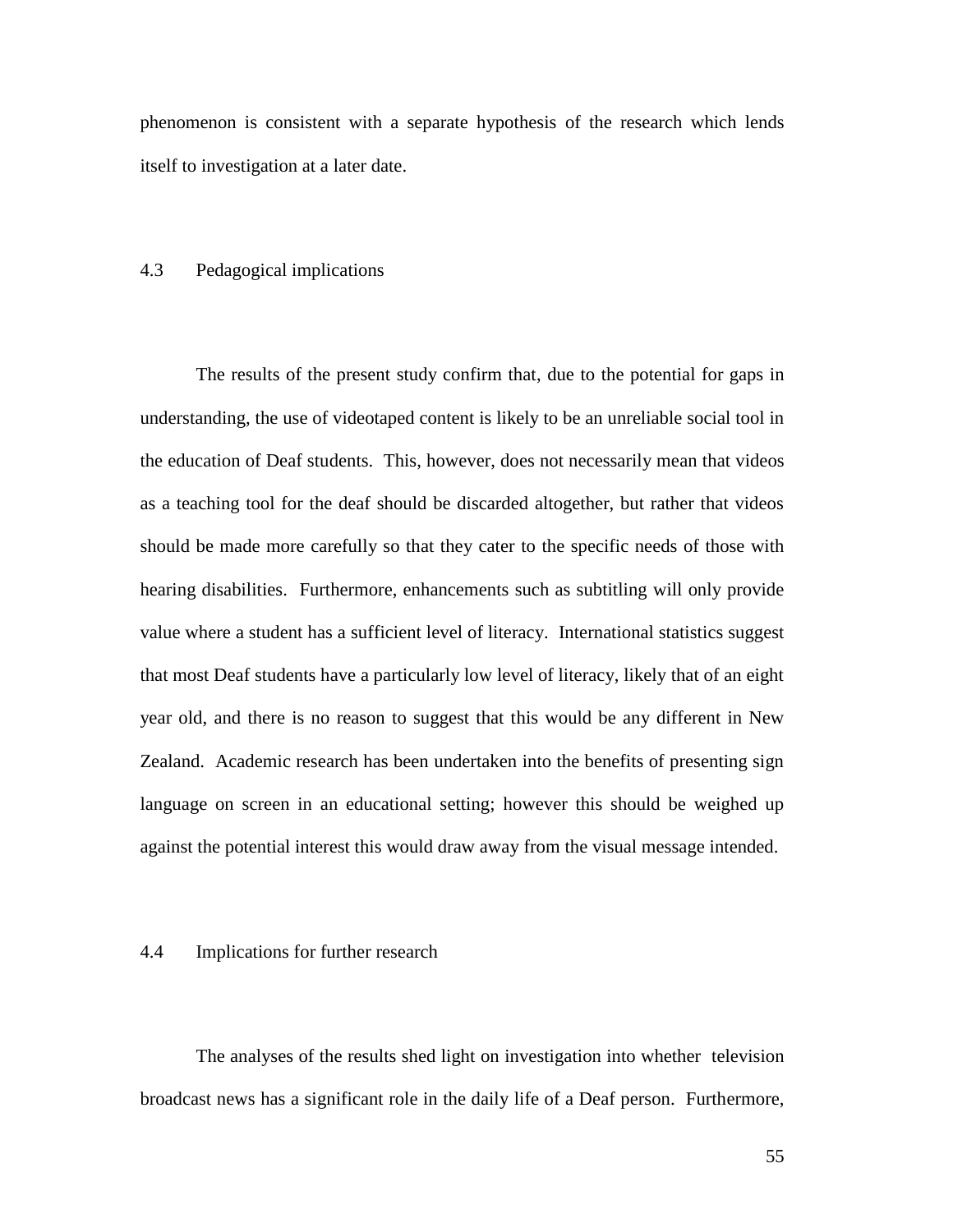phenomenon is consistent with a separate hypothesis of the research which lends itself to investigation at a later date.

## 4.3 Pedagogical implications

The results of the present study confirm that, due to the potential for gaps in understanding, the use of videotaped content is likely to be an unreliable social tool in the education of Deaf students. This, however, does not necessarily mean that videos as a teaching tool for the deaf should be discarded altogether, but rather that videos should be made more carefully so that they cater to the specific needs of those with hearing disabilities. Furthermore, enhancements such as subtitling will only provide value where a student has a sufficient level of literacy. International statistics suggest that most Deaf students have a particularly low level of literacy, likely that of an eight year old, and there is no reason to suggest that this would be any different in New Zealand. Academic research has been undertaken into the benefits of presenting sign language on screen in an educational setting; however this should be weighed up against the potential interest this would draw away from the visual message intended.

## 4.4 Implications for further research

The analyses of the results shed light on investigation into whether television broadcast news has a significant role in the daily life of a Deaf person. Furthermore,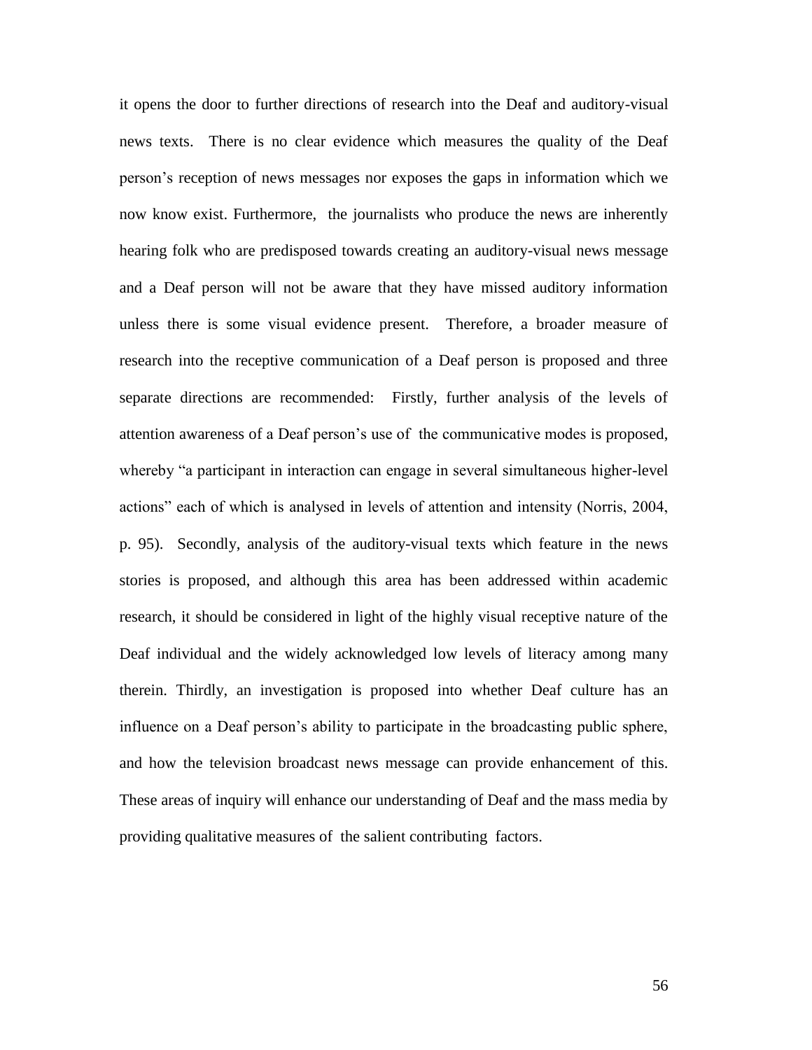it opens the door to further directions of research into the Deaf and auditory-visual news texts. There is no clear evidence which measures the quality of the Deaf person's reception of news messages nor exposes the gaps in information which we now know exist. Furthermore, the journalists who produce the news are inherently hearing folk who are predisposed towards creating an auditory-visual news message and a Deaf person will not be aware that they have missed auditory information unless there is some visual evidence present. Therefore, a broader measure of research into the receptive communication of a Deaf person is proposed and three separate directions are recommended: Firstly, further analysis of the levels of attention awareness of a Deaf person's use of the communicative modes is proposed, whereby "a participant in interaction can engage in several simultaneous higher-level actions" each of which is analysed in levels of attention and intensity (Norris, 2004, p. 95). Secondly, analysis of the auditory-visual texts which feature in the news stories is proposed, and although this area has been addressed within academic research, it should be considered in light of the highly visual receptive nature of the Deaf individual and the widely acknowledged low levels of literacy among many therein. Thirdly, an investigation is proposed into whether Deaf culture has an influence on a Deaf person's ability to participate in the broadcasting public sphere, and how the television broadcast news message can provide enhancement of this. These areas of inquiry will enhance our understanding of Deaf and the mass media by providing qualitative measures of the salient contributing factors.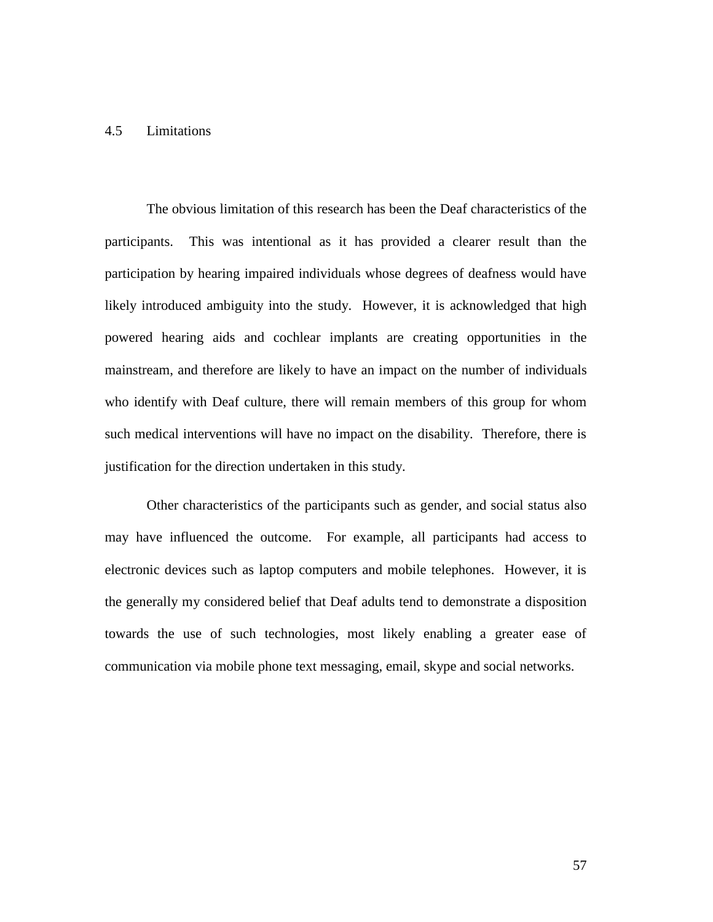## 4.5 Limitations

The obvious limitation of this research has been the Deaf characteristics of the participants. This was intentional as it has provided a clearer result than the participation by hearing impaired individuals whose degrees of deafness would have likely introduced ambiguity into the study. However, it is acknowledged that high powered hearing aids and cochlear implants are creating opportunities in the mainstream, and therefore are likely to have an impact on the number of individuals who identify with Deaf culture, there will remain members of this group for whom such medical interventions will have no impact on the disability. Therefore, there is justification for the direction undertaken in this study.

Other characteristics of the participants such as gender, and social status also may have influenced the outcome. For example, all participants had access to electronic devices such as laptop computers and mobile telephones. However, it is the generally my considered belief that Deaf adults tend to demonstrate a disposition towards the use of such technologies, most likely enabling a greater ease of communication via mobile phone text messaging, email, skype and social networks.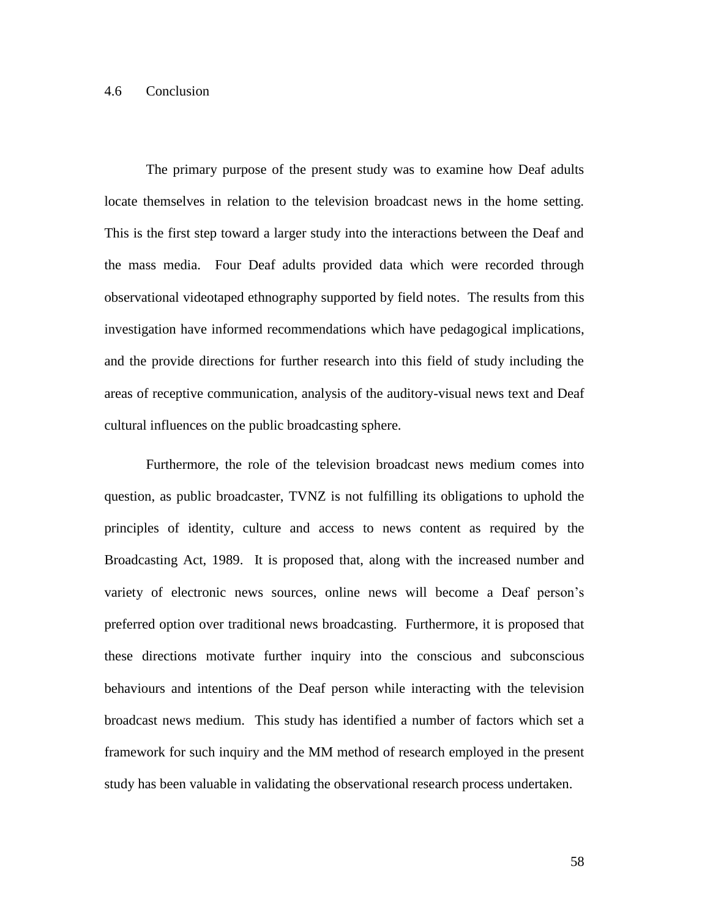## 4.6 Conclusion

The primary purpose of the present study was to examine how Deaf adults locate themselves in relation to the television broadcast news in the home setting. This is the first step toward a larger study into the interactions between the Deaf and the mass media. Four Deaf adults provided data which were recorded through observational videotaped ethnography supported by field notes. The results from this investigation have informed recommendations which have pedagogical implications, and the provide directions for further research into this field of study including the areas of receptive communication, analysis of the auditory-visual news text and Deaf cultural influences on the public broadcasting sphere.

Furthermore, the role of the television broadcast news medium comes into question, as public broadcaster, TVNZ is not fulfilling its obligations to uphold the principles of identity, culture and access to news content as required by the Broadcasting Act, 1989. It is proposed that, along with the increased number and variety of electronic news sources, online news will become a Deaf person's preferred option over traditional news broadcasting. Furthermore, it is proposed that these directions motivate further inquiry into the conscious and subconscious behaviours and intentions of the Deaf person while interacting with the television broadcast news medium. This study has identified a number of factors which set a framework for such inquiry and the MM method of research employed in the present study has been valuable in validating the observational research process undertaken.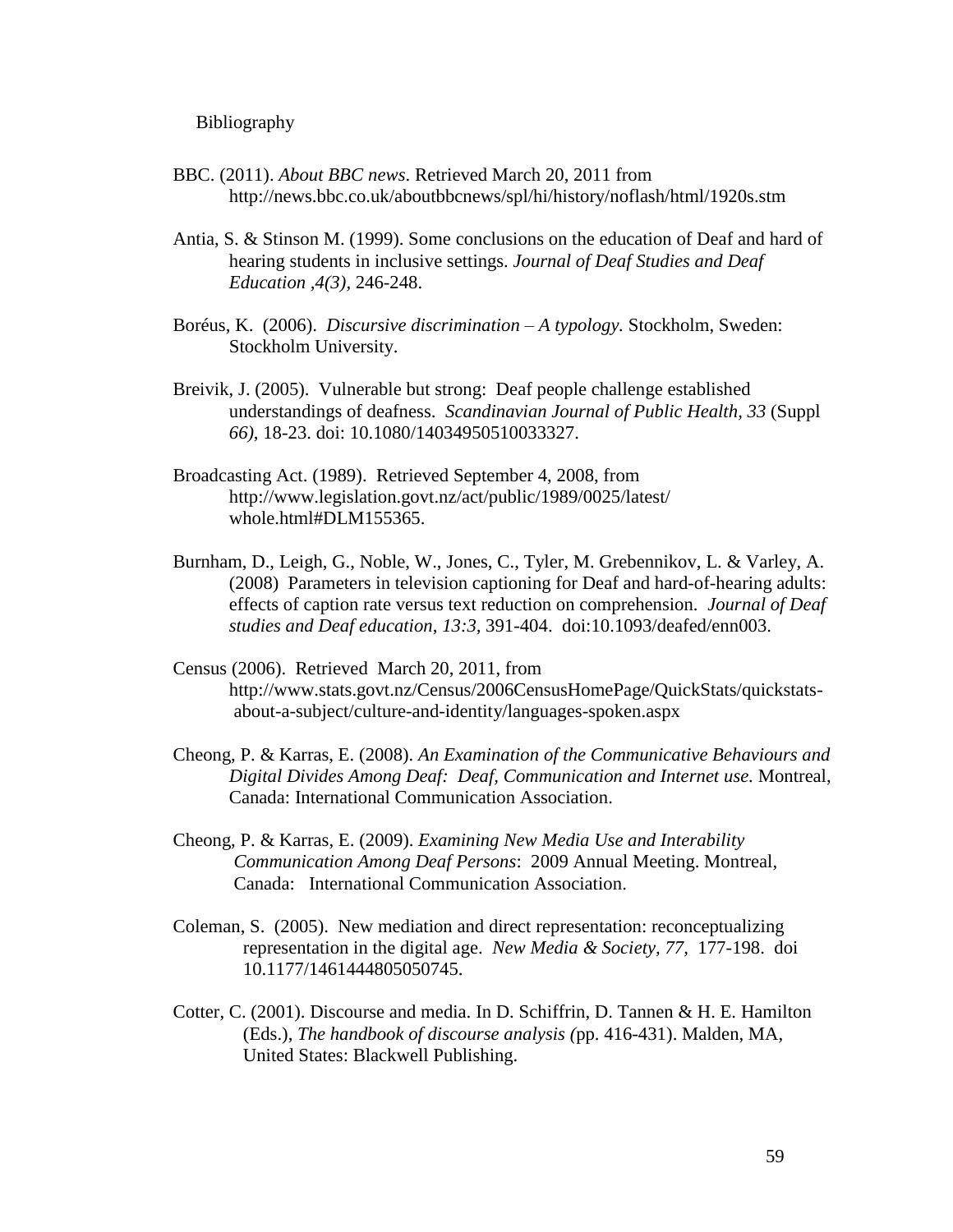# Bibliography

BBC. (2011). *About BBC news*. Retrieved March 20, 2011 from http://news.bbc.co.uk/aboutbbcnews/spl/hi/history/noflash/html/1920s.stm

Antia, S. & Stinson M. (1999). Some conclusions on the education of Deaf and hard of hearing students in inclusive settings. *Journal of Deaf Studies and Deaf Education ,4(3),* 246-248.

Boréus, K. (2006). *Discursive discrimination – A typology.* Stockholm, Sweden: Stockholm University.

Breivik, J. (2005). Vulnerable but strong: Deaf people challenge established understandings of deafness. *Scandinavian Journal of Public Health, 33* (Suppl *66)*, 18-23. doi: 10.1080/14034950510033327.

Broadcasting Act. (1989). Retrieved September 4, 2008, from http://www.legislation.govt.nz/act/public/1989/0025/latest/ whole.html#DLM155365.

Burnham, D., Leigh, G., Noble, W., Jones, C., Tyler, M. Grebennikov, L. & Varley, A. (2008) Parameters in television captioning for Deaf and hard-of-hearing adults: effects of caption rate versus text reduction on comprehension. *Journal of Deaf studies and Deaf education, 13:3,* 391-404. doi:10.1093/deafed/enn003.

Census (2006). Retrieved March 20, 2011, from http://www.stats.govt.nz/Census/2006CensusHomePage/QuickStats/quickstats-about-a-subject/culture-and-identity/languages-spoken.aspx

Cheong, P. & Karras, E. (2008). *An Examination of the Communicative Behaviours and Digital Divides Among Deaf: Deaf, Communication and Internet use.* Montreal, Canada: International Communication Association.

Cheong, P. & Karras, E. (2009). *Examining New Media Use and Interability Communication Among Deaf Persons*: 2009 Annual Meeting. Montreal, Canada: International Communication Association.

Coleman, S. (2005). New mediation and direct representation: reconceptualizing representation in the digital age. *New Media & Society, 77,* 177-198. doi 10.1177/1461444805050745.

Cotter, C. (2001). Discourse and media. In D. Schiffrin, D. Tannen & H. E. Hamilton (Eds.), *The handbook of discourse analysis (*pp. 416-431). Malden, MA, United States: Blackwell Publishing.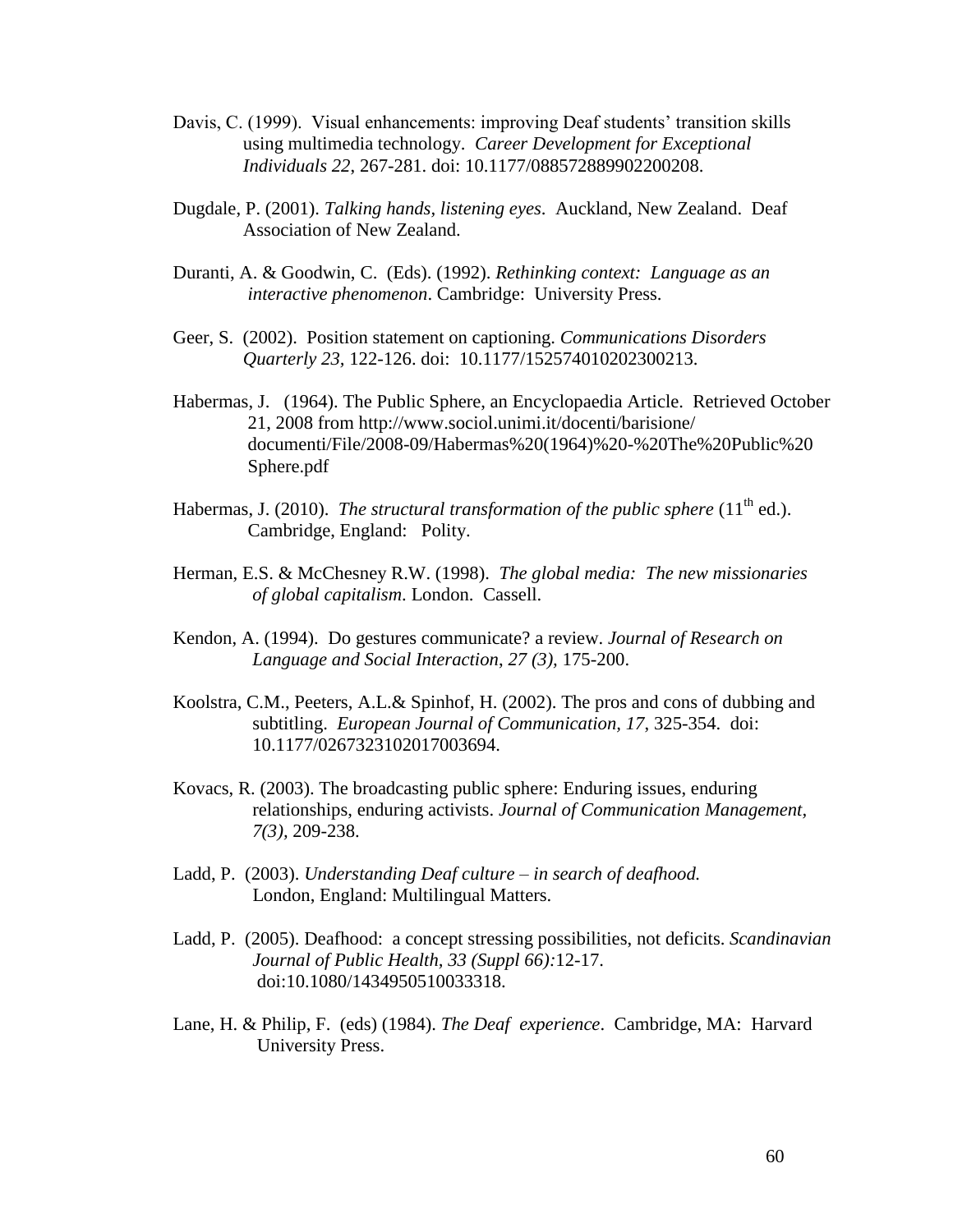Davis, C. (1999). Visual enhancements: improving Deaf students' transition skills using multimedia technology. *Career Development for Exceptional Individuals 22,* 267-281. doi: 10.1177/088572889902200208.

Dugdale, P. (2001). *Talking hands, listening eyes*. Auckland, New Zealand. Deaf Association of New Zealand.

Duranti, A. & Goodwin, C. (Eds). (1992). *Rethinking context: Language as an interactive phenomenon*. Cambridge: University Press.

Geer, S. (2002). Position statement on captioning. *Communications Disorders Quarterly 23,* 122-126. doi: 10.1177/152574010202300213.

Habermas, J. (1964). The Public Sphere, an Encyclopaedia Article. Retrieved October 21, 2008 from http://www.sociol.unimi.it/docenti/barisione/documenti/File/2008-09/Habermas%20(1964)%20-%20The%20Public%20Sphere.pdf

Habermas, J. (2010). *The structural transformation of the public sphere* (11th ed.). Cambridge, England: Polity.

Herman, E.S. & McChesney R.W. (1998). *The global media: The new missionaries of global capitalism*. London. Cassell.

Kendon, A. (1994). Do gestures communicate? a review. *Journal of Research on Language and Social Interaction, 27 (3),* 175-200.

Koolstra, C.M., Peeters, A.L.& Spinhof, H. (2002). The pros and cons of dubbing and subtitling. *European Journal of Communication, 17*, 325-354. doi: 10.1177/0267323102017003694.

Kovacs, R. (2003). The broadcasting public sphere: Enduring issues, enduring relationships, enduring activists. *Journal of Communication Management, 7(3),* 209-238.

Ladd, P. (2003). *Understanding Deaf culture – in search of deafhood.* London, England: Multilingual Matters.

Ladd, P. (2005). Deafhood: a concept stressing possibilities, not deficits. *Scandinavian Journal of Public Health, 33 (Suppl 66):*12-17. doi:10.1080/1434950510033318.

Lane, H. & Philip, F. (eds) (1984). *The Deaf experience*. Cambridge, MA: Harvard University Press.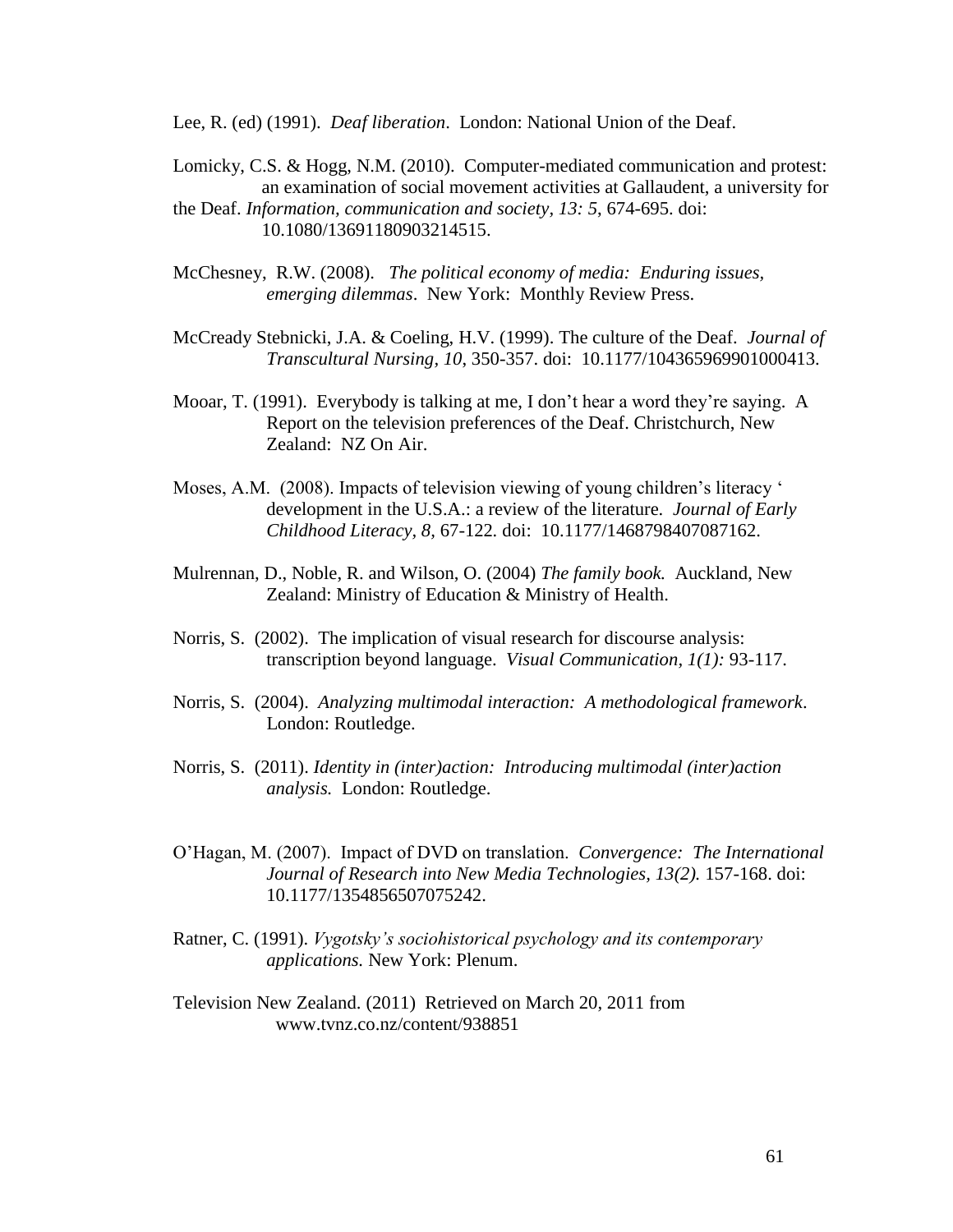Lee, R. (ed) (1991). *Deaf liberation*. London: National Union of the Deaf.

Lomicky, C.S. & Hogg, N.M. (2010). Computer-mediated communication and protest: an examination of social movement activities at Gallaudent, a university for the Deaf. *Information, communication and society, 13: 5*, 674-695. doi: 10.1080/13691180903214515.

McChesney, R.W. (2008). *The political economy of media: Enduring issues, emerging dilemmas*. New York: Monthly Review Press.

McCready Stebnicki, J.A. & Coeling, H.V. (1999). The culture of the Deaf. *Journal of Transcultural Nursing, 10*, 350-357. doi: 10.1177/104365969901000413.

Mooar, T. (1991). Everybody is talking at me, I don't hear a word they're saying. A Report on the television preferences of the Deaf. Christchurch, New Zealand: NZ On Air.

Moses, A.M. (2008). Impacts of television viewing of young children's literacy ' development in the U.S.A.: a review of the literature. *Journal of Early Childhood Literacy, 8*, 67-122. doi: 10.1177/1468798407087162.

Mulrennan, D., Noble, R. and Wilson, O. (2004) *The family book.* Auckland, New Zealand: Ministry of Education & Ministry of Health.

Norris, S. (2002). The implication of visual research for discourse analysis: transcription beyond language. *Visual Communication, 1(1):* 93-117.

Norris, S. (2004). *Analyzing multimodal interaction: A methodological framework*. London: Routledge.

Norris, S. (2011). *Identity in (inter)action: Introducing multimodal (inter)action analysis.* London: Routledge.

O'Hagan, M. (2007). Impact of DVD on translation. *Convergence: The International Journal of Research into New Media Technologies, 13(2).* 157-168. doi: 10.1177/1354856507075242.

Ratner, C. (1991). *Vygotsky's sociohistorical psychology and its contemporary applications.* New York: Plenum.

Television New Zealand. (2011) Retrieved on March 20, 2011 from www.tvnz.co.nz/content/938851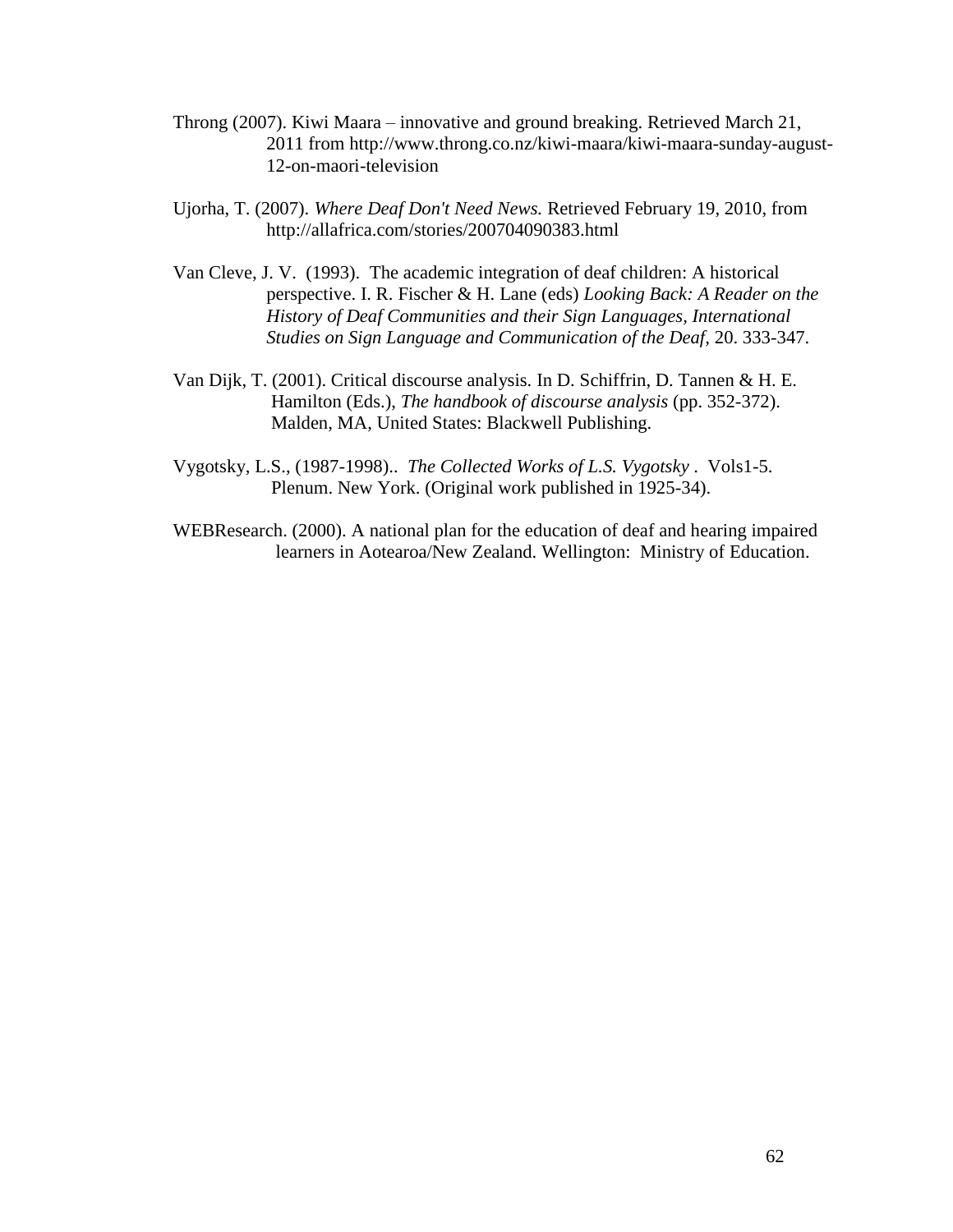Throng (2007). Kiwi Maara – innovative and ground breaking. Retrieved March 21, 2011 from http://www.throng.co.nz/kiwi-maara/kiwi-maara-sunday-august-12-on-maori-television

Ujorha, T. (2007). *Where Deaf Don't Need News.* Retrieved February 19, 2010, from http://allafrica.com/stories/200704090383.html

Van Cleve, J. V. (1993). The academic integration of deaf children: A historical perspective. I. R. Fischer & H. Lane (eds) *Looking Back: A Reader on the History of Deaf Communities and their Sign Languages, International Studies on Sign Language and Communication of the Deaf*, 20. 333-347.

Van Dijk, T. (2001). Critical discourse analysis. In D. Schiffrin, D. Tannen & H. E. Hamilton (Eds.), *The handbook of discourse analysis* (pp. 352-372). Malden, MA, United States: Blackwell Publishing.

Vygotsky, L.S., (1987-1998).. *The Collected Works of L.S. Vygotsky* . Vols1-5. Plenum. New York. (Original work published in 1925-34).

WEBResearch. (2000). A national plan for the education of deaf and hearing impaired learners in Aotearoa/New Zealand. Wellington: Ministry of Education.